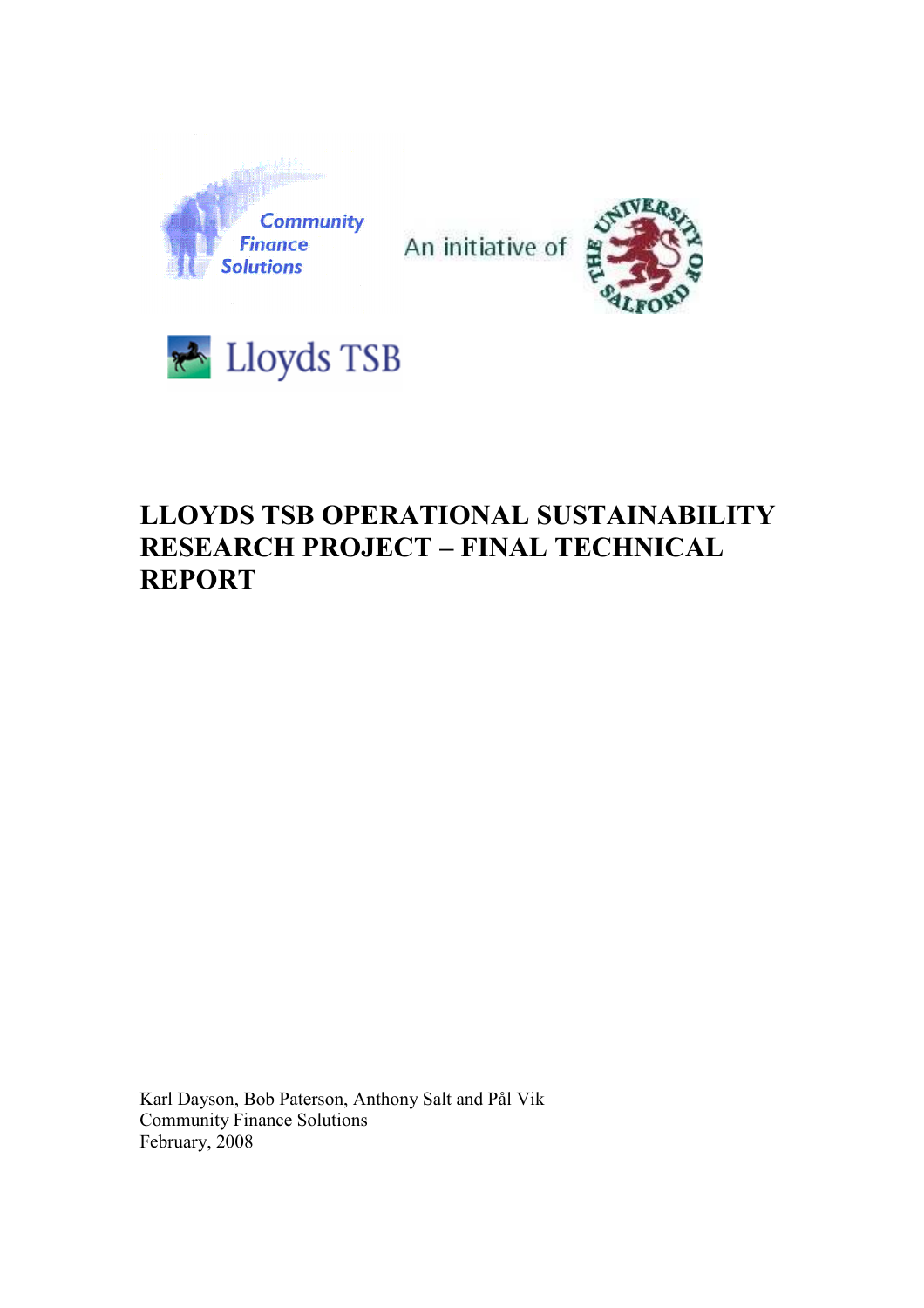Community Finance Solutions

An initiative of

The University of Salford

Lloyds TSB

# LLOYDS TSB OPERATIONAL SUSTAINABILITY RESEARCH PROJECT – FINAL TECHNICAL REPORT

Karl Dayson, Bob Paterson, Anthony Salt and Pål Vik
Community Finance Solutions
February, 2008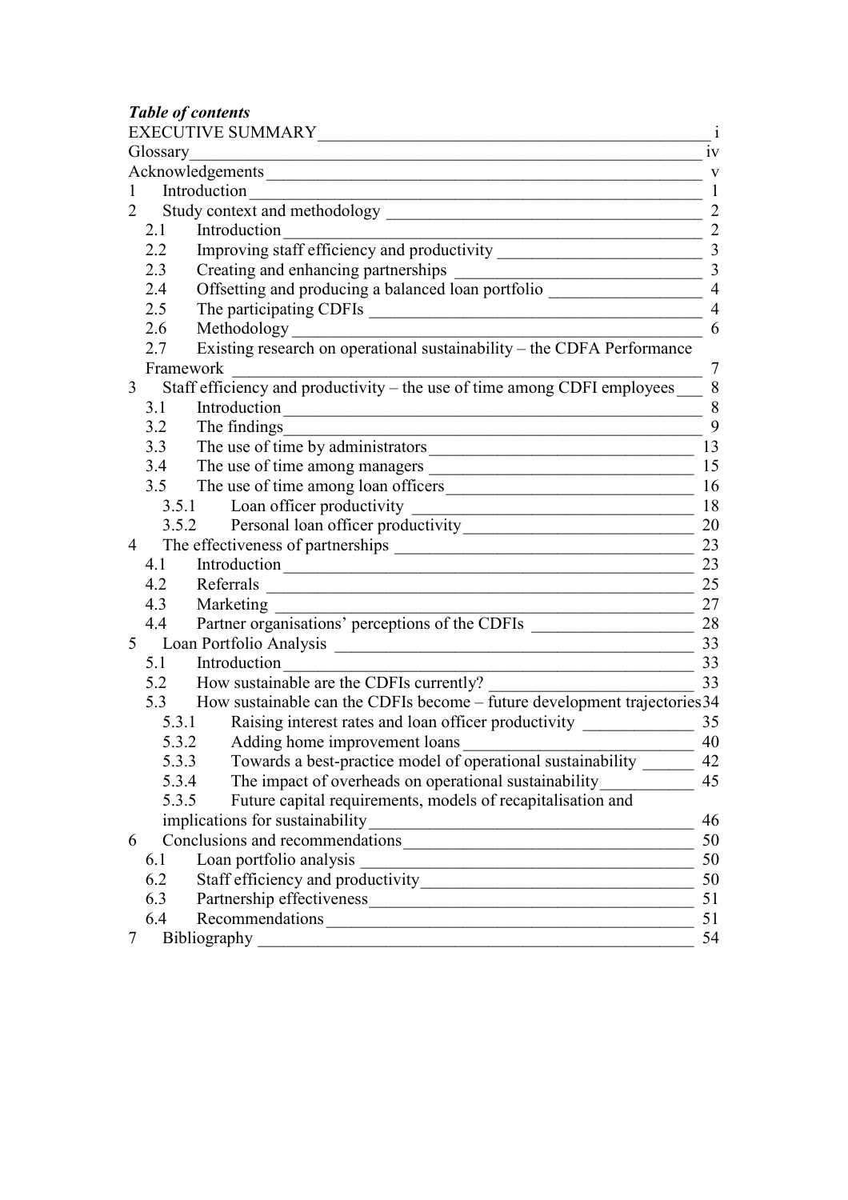***Table of contents***

EXECUTIVE SUMMARY ..... i
Glossary ..... iv
Acknowledgements ..... v
1 Introduction ..... 1
2 Study context and methodology ..... 2
  2.1 Introduction ..... 2
  2.2 Improving staff efficiency and productivity ..... 3
  2.3 Creating and enhancing partnerships ..... 3
  2.4 Offsetting and producing a balanced loan portfolio ..... 4
  2.5 The participating CDFIs ..... 4
  2.6 Methodology ..... 6
  2.7 Existing research on operational sustainability – the CDFA Performance Framework ..... 7
3 Staff efficiency and productivity – the use of time among CDFI employees ..... 8
  3.1 Introduction ..... 8
  3.2 The findings ..... 9
  3.3 The use of time by administrators ..... 13
  3.4 The use of time among managers ..... 15
  3.5 The use of time among loan officers ..... 16
    3.5.1 Loan officer productivity ..... 18
    3.5.2 Personal loan officer productivity ..... 20
4 The effectiveness of partnerships ..... 23
  4.1 Introduction ..... 23
  4.2 Referrals ..... 25
  4.3 Marketing ..... 27
  4.4 Partner organisations' perceptions of the CDFIs ..... 28
5 Loan Portfolio Analysis ..... 33
  5.1 Introduction ..... 33
  5.2 How sustainable are the CDFIs currently? ..... 33
  5.3 How sustainable can the CDFIs become – future development trajectories ..... 34
    5.3.1 Raising interest rates and loan officer productivity ..... 35
    5.3.2 Adding home improvement loans ..... 40
    5.3.3 Towards a best-practice model of operational sustainability ..... 42
    5.3.4 The impact of overheads on operational sustainability ..... 45
    5.3.5 Future capital requirements, models of recapitalisation and implications for sustainability ..... 46
6 Conclusions and recommendations ..... 50
  6.1 Loan portfolio analysis ..... 50
  6.2 Staff efficiency and productivity ..... 50
  6.3 Partnership effectiveness ..... 51
  6.4 Recommendations ..... 51
7 Bibliography ..... 54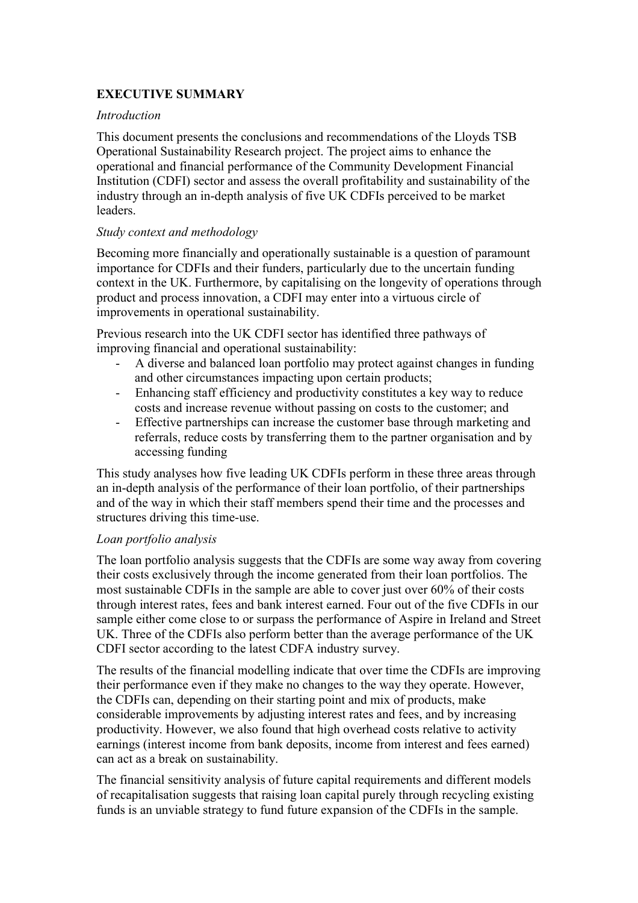## EXECUTIVE SUMMARY

*Introduction*

This document presents the conclusions and recommendations of the Lloyds TSB Operational Sustainability Research project. The project aims to enhance the operational and financial performance of the Community Development Financial Institution (CDFI) sector and assess the overall profitability and sustainability of the industry through an in-depth analysis of five UK CDFIs perceived to be market leaders.

*Study context and methodology*

Becoming more financially and operationally sustainable is a question of paramount importance for CDFIs and their funders, particularly due to the uncertain funding context in the UK. Furthermore, by capitalising on the longevity of operations through product and process innovation, a CDFI may enter into a virtuous circle of improvements in operational sustainability.

Previous research into the UK CDFI sector has identified three pathways of improving financial and operational sustainability:

- A diverse and balanced loan portfolio may protect against changes in funding and other circumstances impacting upon certain products;
- Enhancing staff efficiency and productivity constitutes a key way to reduce costs and increase revenue without passing on costs to the customer; and
- Effective partnerships can increase the customer base through marketing and referrals, reduce costs by transferring them to the partner organisation and by accessing funding

This study analyses how five leading UK CDFIs perform in these three areas through an in-depth analysis of the performance of their loan portfolio, of their partnerships and of the way in which their staff members spend their time and the processes and structures driving this time-use.

*Loan portfolio analysis*

The loan portfolio analysis suggests that the CDFIs are some way away from covering their costs exclusively through the income generated from their loan portfolios. The most sustainable CDFIs in the sample are able to cover just over 60% of their costs through interest rates, fees and bank interest earned. Four out of the five CDFIs in our sample either come close to or surpass the performance of Aspire in Ireland and Street UK. Three of the CDFIs also perform better than the average performance of the UK CDFI sector according to the latest CDFA industry survey.

The results of the financial modelling indicate that over time the CDFIs are improving their performance even if they make no changes to the way they operate. However, the CDFIs can, depending on their starting point and mix of products, make considerable improvements by adjusting interest rates and fees, and by increasing productivity. However, we also found that high overhead costs relative to activity earnings (interest income from bank deposits, income from interest and fees earned) can act as a break on sustainability.

The financial sensitivity analysis of future capital requirements and different models of recapitalisation suggests that raising loan capital purely through recycling existing funds is an unviable strategy to fund future expansion of the CDFIs in the sample.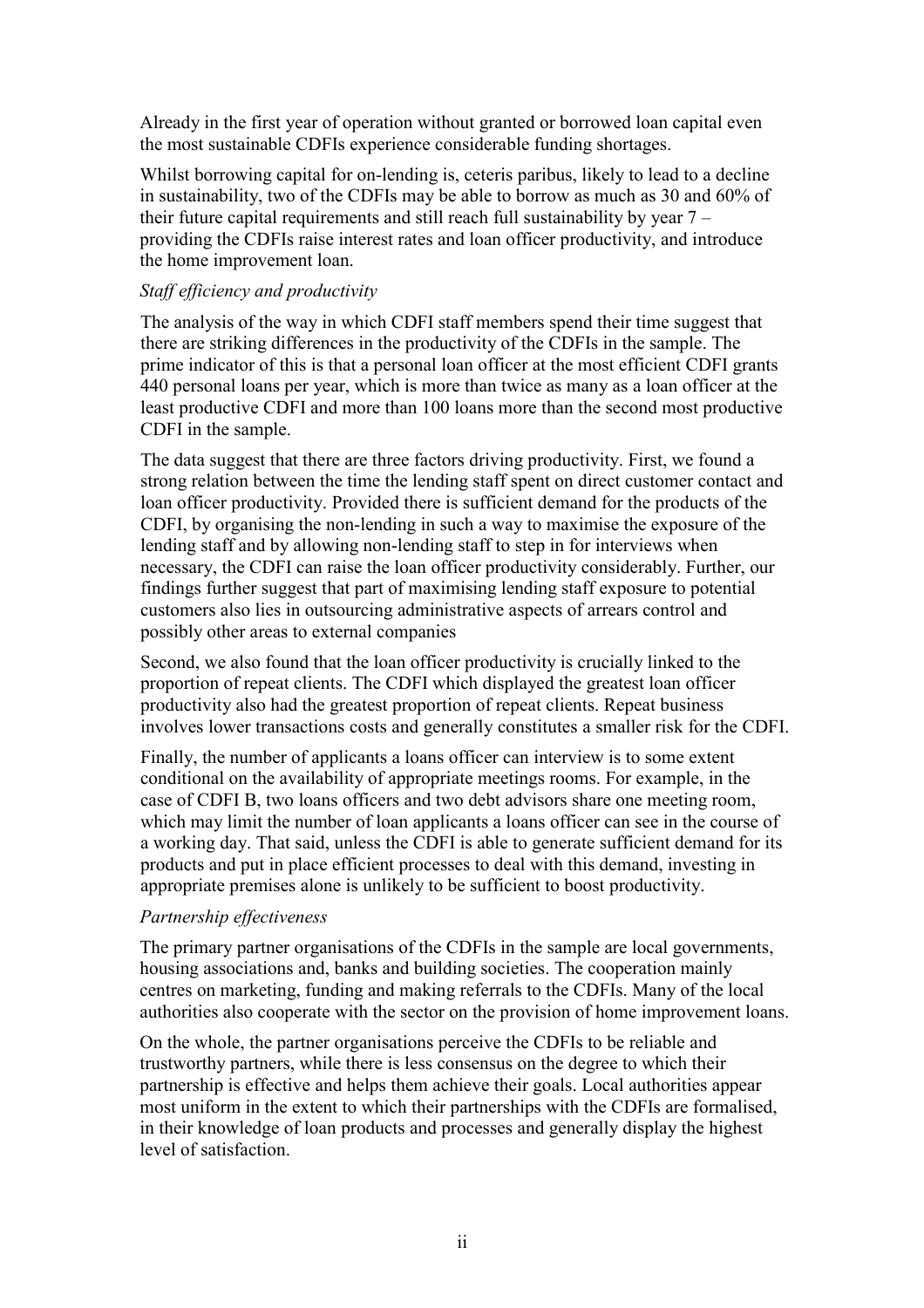Already in the first year of operation without granted or borrowed loan capital even the most sustainable CDFIs experience considerable funding shortages.

Whilst borrowing capital for on-lending is, ceteris paribus, likely to lead to a decline in sustainability, two of the CDFIs may be able to borrow as much as 30 and 60% of their future capital requirements and still reach full sustainability by year 7 – providing the CDFIs raise interest rates and loan officer productivity, and introduce the home improvement loan.

*Staff efficiency and productivity*

The analysis of the way in which CDFI staff members spend their time suggest that there are striking differences in the productivity of the CDFIs in the sample. The prime indicator of this is that a personal loan officer at the most efficient CDFI grants 440 personal loans per year, which is more than twice as many as a loan officer at the least productive CDFI and more than 100 loans more than the second most productive CDFI in the sample.

The data suggest that there are three factors driving productivity. First, we found a strong relation between the time the lending staff spent on direct customer contact and loan officer productivity. Provided there is sufficient demand for the products of the CDFI, by organising the non-lending in such a way to maximise the exposure of the lending staff and by allowing non-lending staff to step in for interviews when necessary, the CDFI can raise the loan officer productivity considerably. Further, our findings further suggest that part of maximising lending staff exposure to potential customers also lies in outsourcing administrative aspects of arrears control and possibly other areas to external companies

Second, we also found that the loan officer productivity is crucially linked to the proportion of repeat clients. The CDFI which displayed the greatest loan officer productivity also had the greatest proportion of repeat clients. Repeat business involves lower transactions costs and generally constitutes a smaller risk for the CDFI.

Finally, the number of applicants a loans officer can interview is to some extent conditional on the availability of appropriate meetings rooms. For example, in the case of CDFI B, two loans officers and two debt advisors share one meeting room, which may limit the number of loan applicants a loans officer can see in the course of a working day. That said, unless the CDFI is able to generate sufficient demand for its products and put in place efficient processes to deal with this demand, investing in appropriate premises alone is unlikely to be sufficient to boost productivity.

*Partnership effectiveness*

The primary partner organisations of the CDFIs in the sample are local governments, housing associations and, banks and building societies. The cooperation mainly centres on marketing, funding and making referrals to the CDFIs. Many of the local authorities also cooperate with the sector on the provision of home improvement loans.

On the whole, the partner organisations perceive the CDFIs to be reliable and trustworthy partners, while there is less consensus on the degree to which their partnership is effective and helps them achieve their goals. Local authorities appear most uniform in the extent to which their partnerships with the CDFIs are formalised, in their knowledge of loan products and processes and generally display the highest level of satisfaction.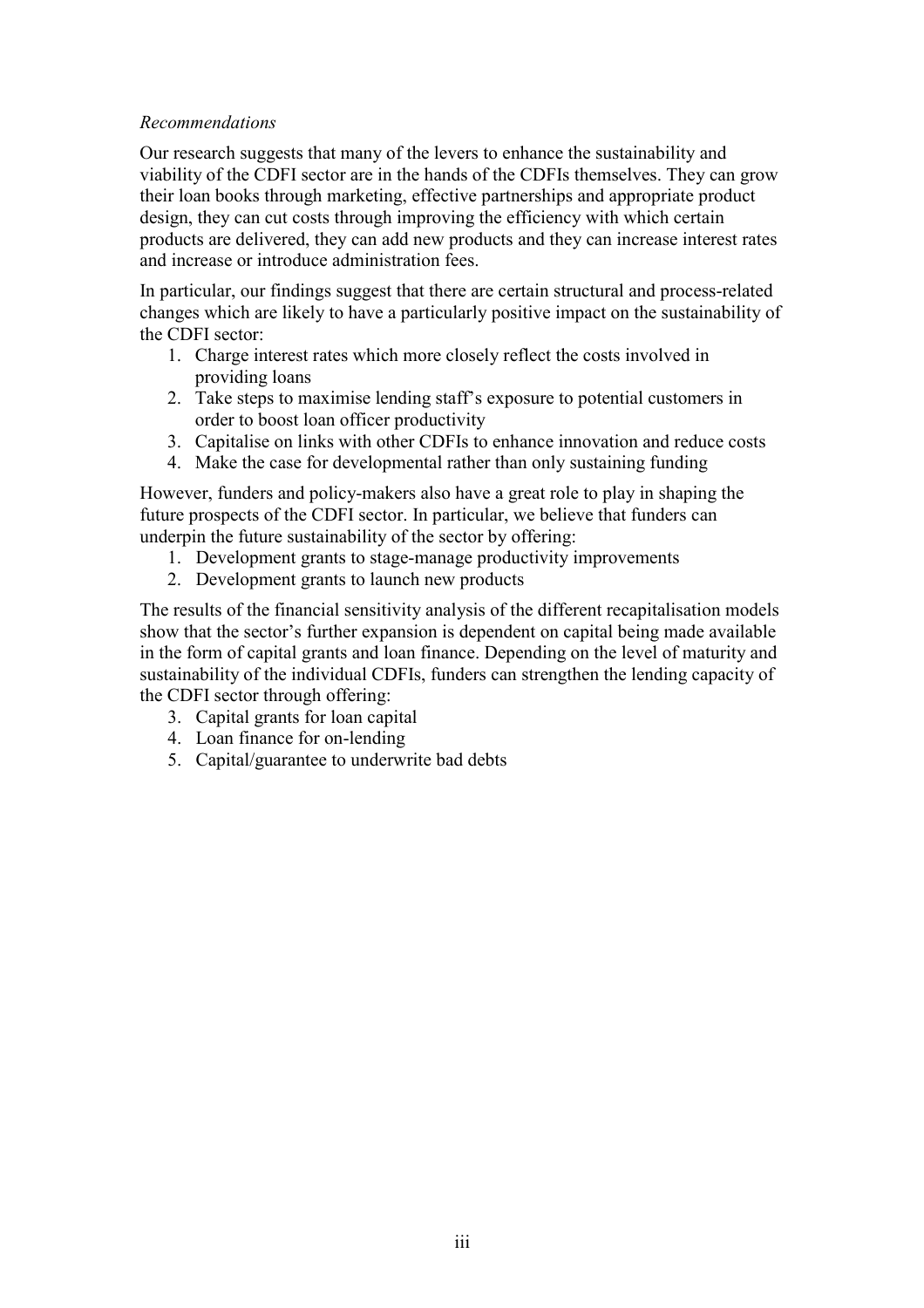*Recommendations*

Our research suggests that many of the levers to enhance the sustainability and viability of the CDFI sector are in the hands of the CDFIs themselves. They can grow their loan books through marketing, effective partnerships and appropriate product design, they can cut costs through improving the efficiency with which certain products are delivered, they can add new products and they can increase interest rates and increase or introduce administration fees.

In particular, our findings suggest that there are certain structural and process-related changes which are likely to have a particularly positive impact on the sustainability of the CDFI sector:

1. Charge interest rates which more closely reflect the costs involved in providing loans
2. Take steps to maximise lending staff's exposure to potential customers in order to boost loan officer productivity
3. Capitalise on links with other CDFIs to enhance innovation and reduce costs
4. Make the case for developmental rather than only sustaining funding

However, funders and policy-makers also have a great role to play in shaping the future prospects of the CDFI sector. In particular, we believe that funders can underpin the future sustainability of the sector by offering:

1. Development grants to stage-manage productivity improvements
2. Development grants to launch new products

The results of the financial sensitivity analysis of the different recapitalisation models show that the sector's further expansion is dependent on capital being made available in the form of capital grants and loan finance. Depending on the level of maturity and sustainability of the individual CDFIs, funders can strengthen the lending capacity of the CDFI sector through offering:

3. Capital grants for loan capital
4. Loan finance for on-lending
5. Capital/guarantee to underwrite bad debts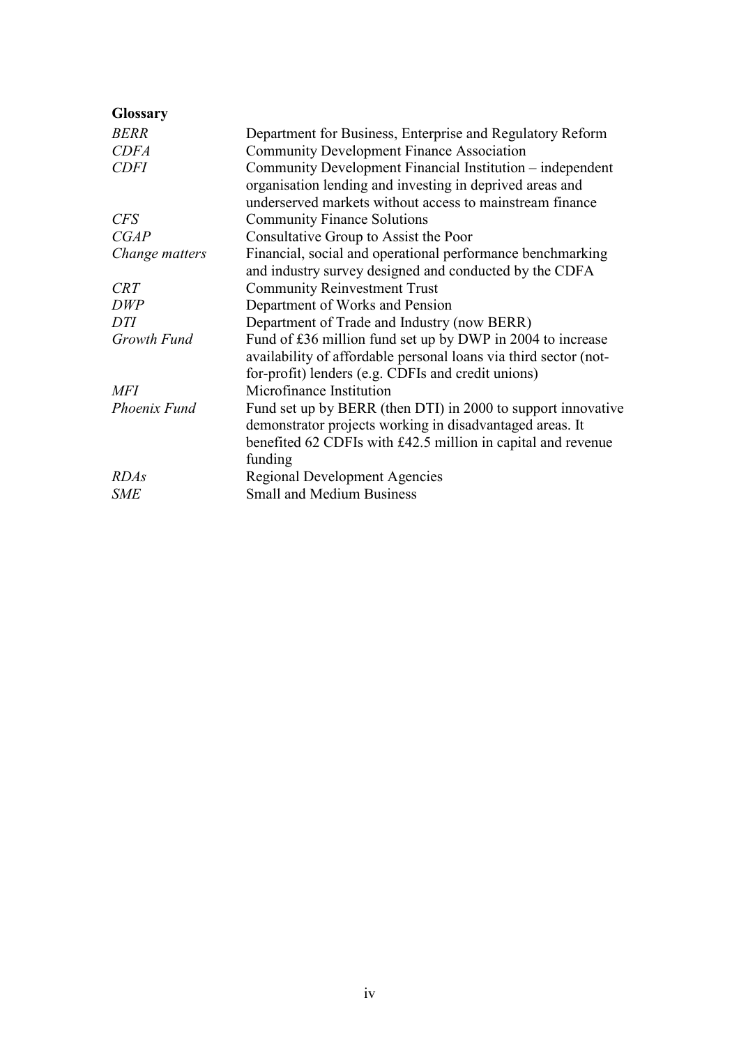**Glossary**

| | |
|---|---|
| *BERR* | Department for Business, Enterprise and Regulatory Reform |
| *CDFA* | Community Development Finance Association |
| *CDFI* | Community Development Financial Institution – independent organisation lending and investing in deprived areas and underserved markets without access to mainstream finance |
| *CFS* | Community Finance Solutions |
| *CGAP* | Consultative Group to Assist the Poor |
| *Change matters* | Financial, social and operational performance benchmarking and industry survey designed and conducted by the CDFA |
| *CRT* | Community Reinvestment Trust |
| *DWP* | Department of Works and Pension |
| *DTI* | Department of Trade and Industry (now BERR) |
| *Growth Fund* | Fund of £36 million fund set up by DWP in 2004 to increase availability of affordable personal loans via third sector (not-for-profit) lenders (e.g. CDFIs and credit unions) |
| *MFI* | Microfinance Institution |
| *Phoenix Fund* | Fund set up by BERR (then DTI) in 2000 to support innovative demonstrator projects working in disadvantaged areas. It benefited 62 CDFIs with £42.5 million in capital and revenue funding |
| *RDAs* | Regional Development Agencies |
| *SME* | Small and Medium Business |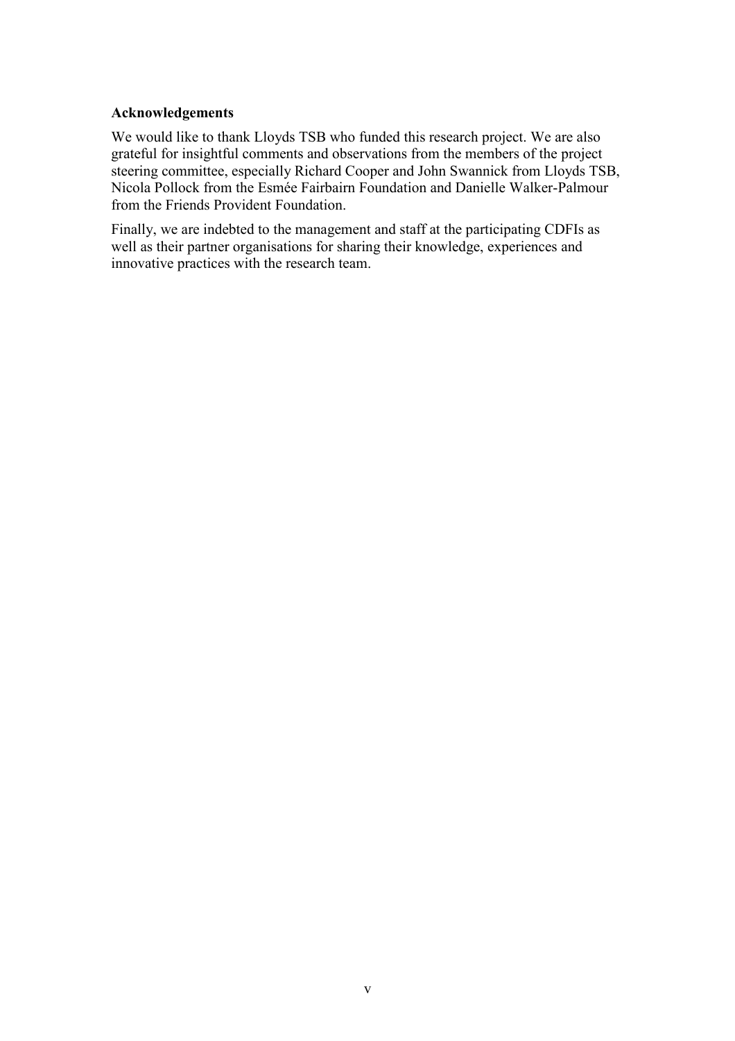## Acknowledgements

We would like to thank Lloyds TSB who funded this research project. We are also grateful for insightful comments and observations from the members of the project steering committee, especially Richard Cooper and John Swannick from Lloyds TSB, Nicola Pollock from the Esmée Fairbairn Foundation and Danielle Walker-Palmour from the Friends Provident Foundation.

Finally, we are indebted to the management and staff at the participating CDFIs as well as their partner organisations for sharing their knowledge, experiences and innovative practices with the research team.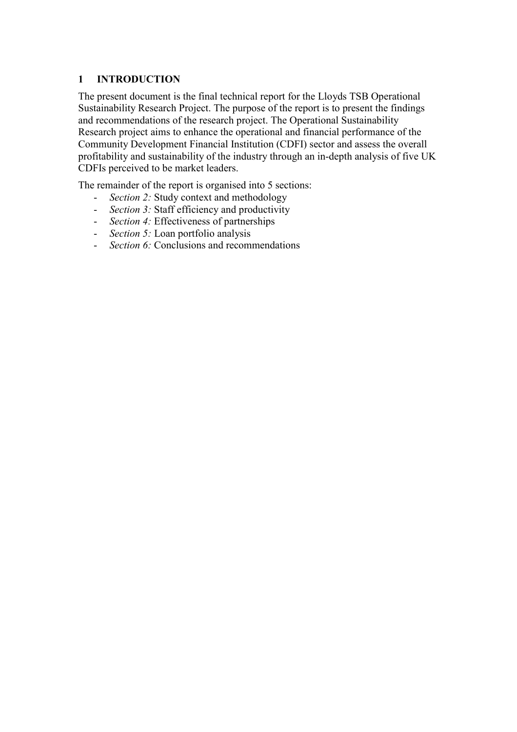# 1 INTRODUCTION

The present document is the final technical report for the Lloyds TSB Operational Sustainability Research Project. The purpose of the report is to present the findings and recommendations of the research project. The Operational Sustainability Research project aims to enhance the operational and financial performance of the Community Development Financial Institution (CDFI) sector and assess the overall profitability and sustainability of the industry through an in-depth analysis of five UK CDFIs perceived to be market leaders.

The remainder of the report is organised into 5 sections:

- *Section 2:* Study context and methodology
- *Section 3:* Staff efficiency and productivity
- *Section 4:* Effectiveness of partnerships
- *Section 5:* Loan portfolio analysis
- *Section 6:* Conclusions and recommendations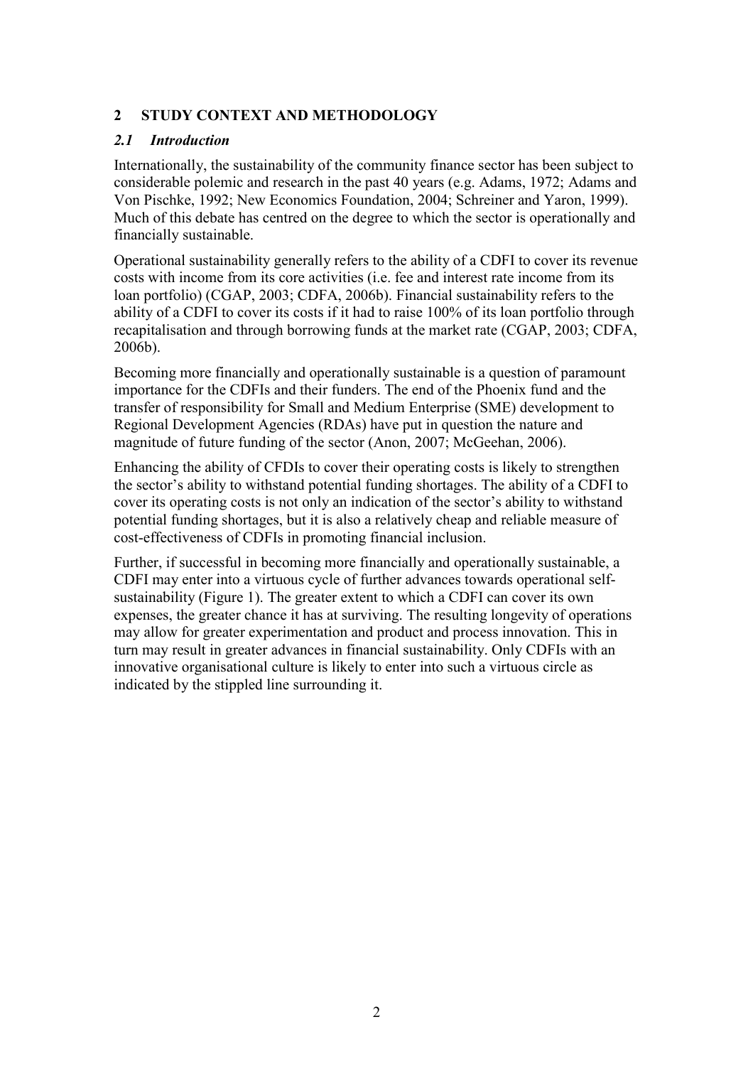## 2 STUDY CONTEXT AND METHODOLOGY

### *2.1 Introduction*

Internationally, the sustainability of the community finance sector has been subject to considerable polemic and research in the past 40 years (e.g. Adams, 1972; Adams and Von Pischke, 1992; New Economics Foundation, 2004; Schreiner and Yaron, 1999). Much of this debate has centred on the degree to which the sector is operationally and financially sustainable.

Operational sustainability generally refers to the ability of a CDFI to cover its revenue costs with income from its core activities (i.e. fee and interest rate income from its loan portfolio) (CGAP, 2003; CDFA, 2006b). Financial sustainability refers to the ability of a CDFI to cover its costs if it had to raise 100% of its loan portfolio through recapitalisation and through borrowing funds at the market rate (CGAP, 2003; CDFA, 2006b).

Becoming more financially and operationally sustainable is a question of paramount importance for the CDFIs and their funders. The end of the Phoenix fund and the transfer of responsibility for Small and Medium Enterprise (SME) development to Regional Development Agencies (RDAs) have put in question the nature and magnitude of future funding of the sector (Anon, 2007; McGeehan, 2006).

Enhancing the ability of CFDIs to cover their operating costs is likely to strengthen the sector's ability to withstand potential funding shortages. The ability of a CDFI to cover its operating costs is not only an indication of the sector's ability to withstand potential funding shortages, but it is also a relatively cheap and reliable measure of cost-effectiveness of CDFIs in promoting financial inclusion.

Further, if successful in becoming more financially and operationally sustainable, a CDFI may enter into a virtuous cycle of further advances towards operational self-sustainability (Figure 1). The greater extent to which a CDFI can cover its own expenses, the greater chance it has at surviving. The resulting longevity of operations may allow for greater experimentation and product and process innovation. This in turn may result in greater advances in financial sustainability. Only CDFIs with an innovative organisational culture is likely to enter into such a virtuous circle as indicated by the stippled line surrounding it.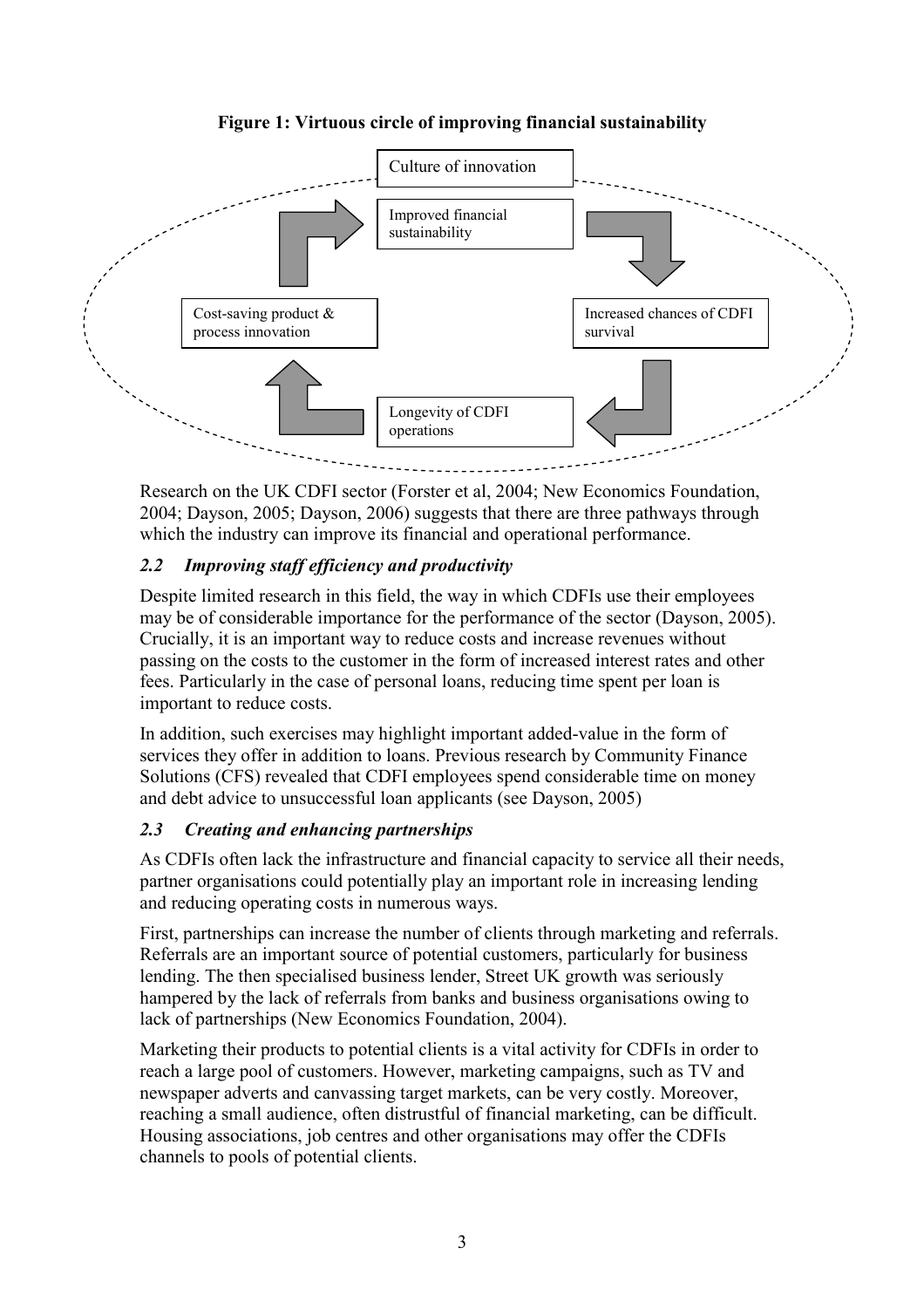**Figure 1: Virtuous circle of improving financial sustainability**

Culture of innovation

Improved financial sustainability

Increased chances of CDFI survival

Longevity of CDFI operations

Cost-saving product & process innovation

Research on the UK CDFI sector (Forster et al, 2004; New Economics Foundation, 2004; Dayson, 2005; Dayson, 2006) suggests that there are three pathways through which the industry can improve its financial and operational performance.

### *2.2 Improving staff efficiency and productivity*

Despite limited research in this field, the way in which CDFIs use their employees may be of considerable importance for the performance of the sector (Dayson, 2005). Crucially, it is an important way to reduce costs and increase revenues without passing on the costs to the customer in the form of increased interest rates and other fees. Particularly in the case of personal loans, reducing time spent per loan is important to reduce costs.

In addition, such exercises may highlight important added-value in the form of services they offer in addition to loans. Previous research by Community Finance Solutions (CFS) revealed that CDFI employees spend considerable time on money and debt advice to unsuccessful loan applicants (see Dayson, 2005)

### *2.3 Creating and enhancing partnerships*

As CDFIs often lack the infrastructure and financial capacity to service all their needs, partner organisations could potentially play an important role in increasing lending and reducing operating costs in numerous ways.

First, partnerships can increase the number of clients through marketing and referrals. Referrals are an important source of potential customers, particularly for business lending. The then specialised business lender, Street UK growth was seriously hampered by the lack of referrals from banks and business organisations owing to lack of partnerships (New Economics Foundation, 2004).

Marketing their products to potential clients is a vital activity for CDFIs in order to reach a large pool of customers. However, marketing campaigns, such as TV and newspaper adverts and canvassing target markets, can be very costly. Moreover, reaching a small audience, often distrustful of financial marketing, can be difficult. Housing associations, job centres and other organisations may offer the CDFIs channels to pools of potential clients.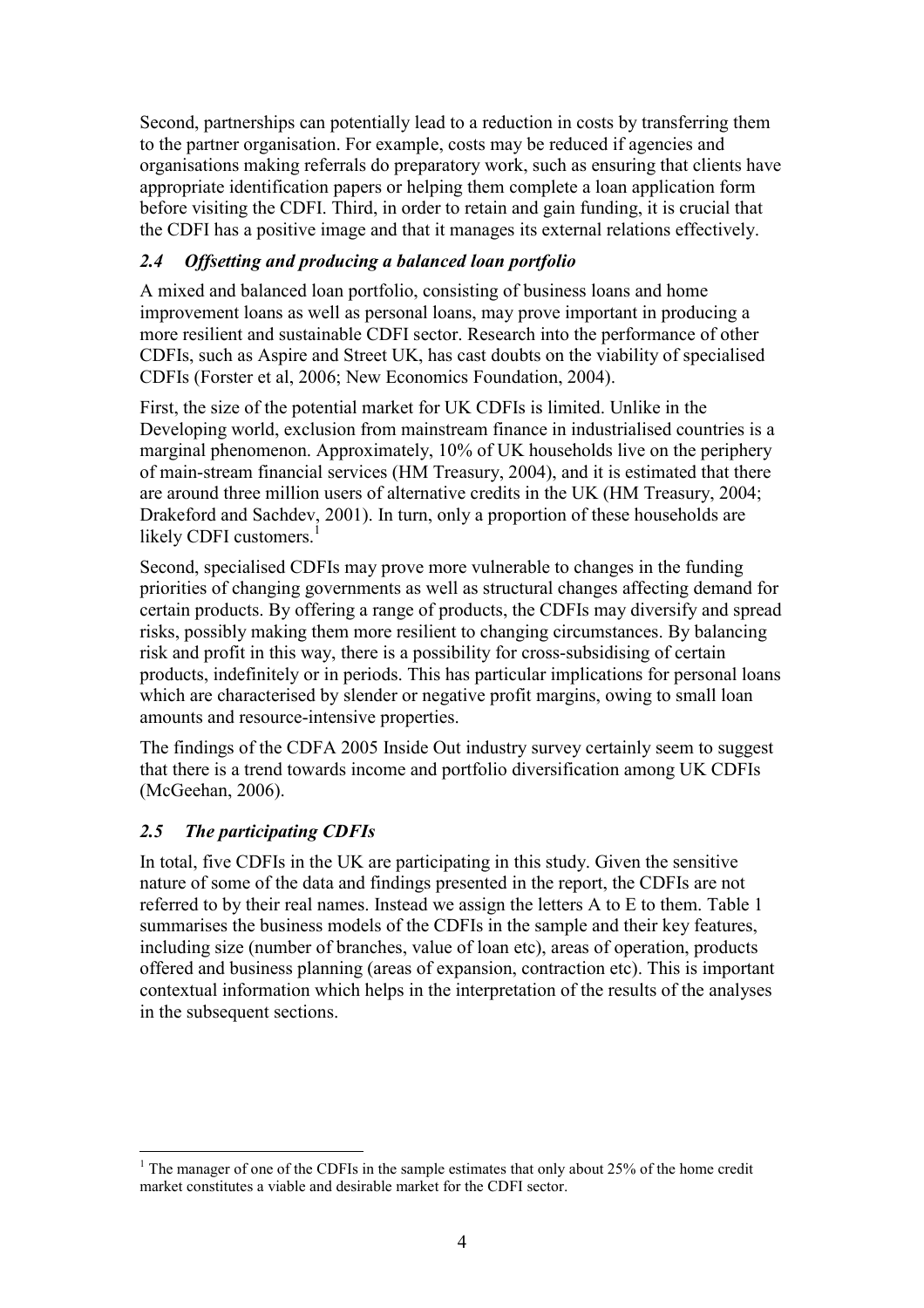Second, partnerships can potentially lead to a reduction in costs by transferring them to the partner organisation. For example, costs may be reduced if agencies and organisations making referrals do preparatory work, such as ensuring that clients have appropriate identification papers or helping them complete a loan application form before visiting the CDFI. Third, in order to retain and gain funding, it is crucial that the CDFI has a positive image and that it manages its external relations effectively.

### *2.4 Offsetting and producing a balanced loan portfolio*

A mixed and balanced loan portfolio, consisting of business loans and home improvement loans as well as personal loans, may prove important in producing a more resilient and sustainable CDFI sector. Research into the performance of other CDFIs, such as Aspire and Street UK, has cast doubts on the viability of specialised CDFIs (Forster et al, 2006; New Economics Foundation, 2004).

First, the size of the potential market for UK CDFIs is limited. Unlike in the Developing world, exclusion from mainstream finance in industrialised countries is a marginal phenomenon. Approximately, 10% of UK households live on the periphery of main-stream financial services (HM Treasury, 2004), and it is estimated that there are around three million users of alternative credits in the UK (HM Treasury, 2004; Drakeford and Sachdev, 2001). In turn, only a proportion of these households are likely CDFI customers.[1]

Second, specialised CDFIs may prove more vulnerable to changes in the funding priorities of changing governments as well as structural changes affecting demand for certain products. By offering a range of products, the CDFIs may diversify and spread risks, possibly making them more resilient to changing circumstances. By balancing risk and profit in this way, there is a possibility for cross-subsidising of certain products, indefinitely or in periods. This has particular implications for personal loans which are characterised by slender or negative profit margins, owing to small loan amounts and resource-intensive properties.

The findings of the CDFA 2005 Inside Out industry survey certainly seem to suggest that there is a trend towards income and portfolio diversification among UK CDFIs (McGeehan, 2006).

### *2.5 The participating CDFIs*

In total, five CDFIs in the UK are participating in this study. Given the sensitive nature of some of the data and findings presented in the report, the CDFIs are not referred to by their real names. Instead we assign the letters A to E to them. Table 1 summarises the business models of the CDFIs in the sample and their key features, including size (number of branches, value of loan etc), areas of operation, products offered and business planning (areas of expansion, contraction etc). This is important contextual information which helps in the interpretation of the results of the analyses in the subsequent sections.

[1] The manager of one of the CDFIs in the sample estimates that only about 25% of the home credit market constitutes a viable and desirable market for the CDFI sector.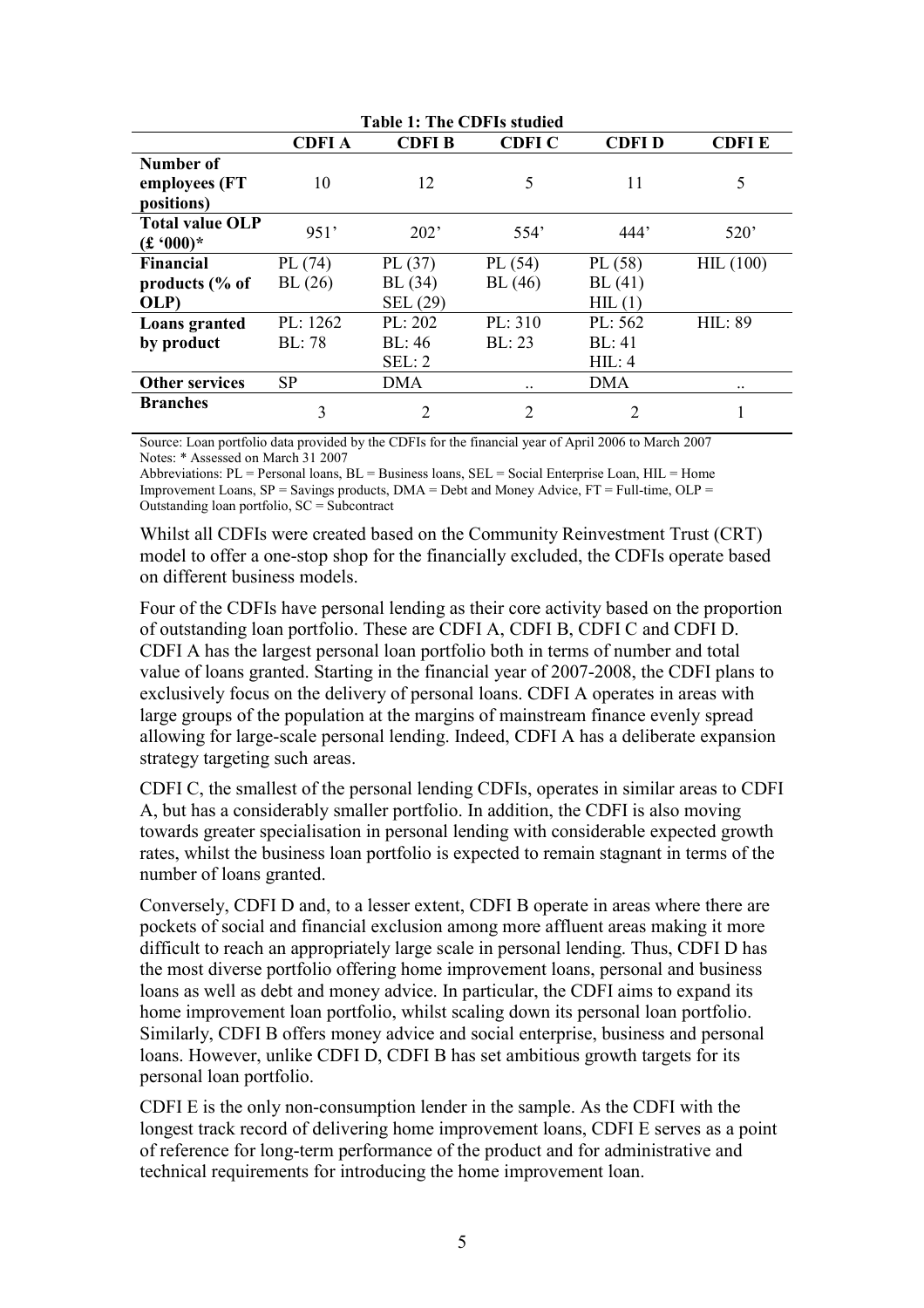**Table 1: The CDFIs studied**

| | CDFI A | CDFI B | CDFI C | CDFI D | CDFI E |
|---|---|---|---|---|---|
| **Number of employees (FT positions)** | 10 | 12 | 5 | 11 | 5 |
| **Total value OLP (£ '000)*** | 951' | 202' | 554' | 444' | 520' |
| **Financial products (% of OLP)** | PL (74)<br>BL (26) | PL (37)<br>BL (34)<br>SEL (29) | PL (54)<br>BL (46) | PL (58)<br>BL (41)<br>HIL (1) | HIL (100) |
| **Loans granted by product** | PL: 1262<br>BL: 78 | PL: 202<br>BL: 46<br>SEL: 2 | PL: 310<br>BL: 23 | PL: 562<br>BL: 41<br>HIL: 4 | HIL: 89 |
| **Other services** | SP | DMA | .. | DMA | .. |
| **Branches** | 3 | 2 | 2 | 2 | 1 |

Source: Loan portfolio data provided by the CDFIs for the financial year of April 2006 to March 2007
Notes: * Assessed on March 31 2007
Abbreviations: PL = Personal loans, BL = Business loans, SEL = Social Enterprise Loan, HIL = Home Improvement Loans, SP = Savings products, DMA = Debt and Money Advice, FT = Full-time, OLP = Outstanding loan portfolio, SC = Subcontract

Whilst all CDFIs were created based on the Community Reinvestment Trust (CRT) model to offer a one-stop shop for the financially excluded, the CDFIs operate based on different business models.

Four of the CDFIs have personal lending as their core activity based on the proportion of outstanding loan portfolio. These are CDFI A, CDFI B, CDFI C and CDFI D. CDFI A has the largest personal loan portfolio both in terms of number and total value of loans granted. Starting in the financial year of 2007-2008, the CDFI plans to exclusively focus on the delivery of personal loans. CDFI A operates in areas with large groups of the population at the margins of mainstream finance evenly spread allowing for large-scale personal lending. Indeed, CDFI A has a deliberate expansion strategy targeting such areas.

CDFI C, the smallest of the personal lending CDFIs, operates in similar areas to CDFI A, but has a considerably smaller portfolio. In addition, the CDFI is also moving towards greater specialisation in personal lending with considerable expected growth rates, whilst the business loan portfolio is expected to remain stagnant in terms of the number of loans granted.

Conversely, CDFI D and, to a lesser extent, CDFI B operate in areas where there are pockets of social and financial exclusion among more affluent areas making it more difficult to reach an appropriately large scale in personal lending. Thus, CDFI D has the most diverse portfolio offering home improvement loans, personal and business loans as well as debt and money advice. In particular, the CDFI aims to expand its home improvement loan portfolio, whilst scaling down its personal loan portfolio. Similarly, CDFI B offers money advice and social enterprise, business and personal loans. However, unlike CDFI D, CDFI B has set ambitious growth targets for its personal loan portfolio.

CDFI E is the only non-consumption lender in the sample. As the CDFI with the longest track record of delivering home improvement loans, CDFI E serves as a point of reference for long-term performance of the product and for administrative and technical requirements for introducing the home improvement loan.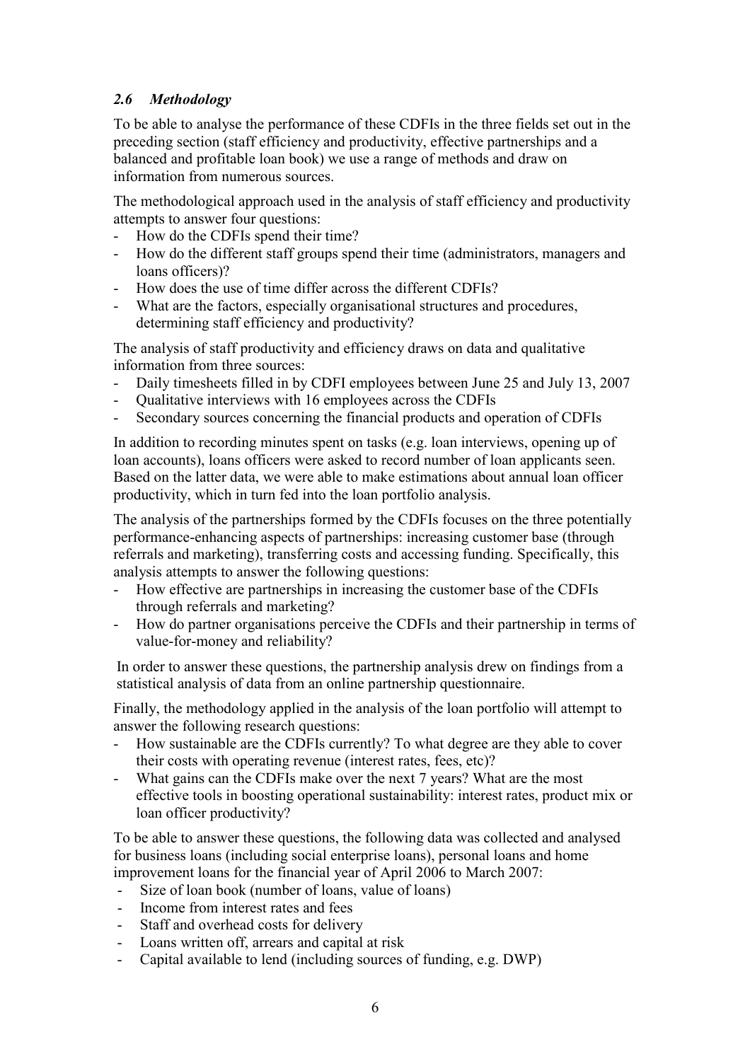### *2.6 Methodology*

To be able to analyse the performance of these CDFIs in the three fields set out in the preceding section (staff efficiency and productivity, effective partnerships and a balanced and profitable loan book) we use a range of methods and draw on information from numerous sources.

The methodological approach used in the analysis of staff efficiency and productivity attempts to answer four questions:

- How do the CDFIs spend their time?
- How do the different staff groups spend their time (administrators, managers and loans officers)?
- How does the use of time differ across the different CDFIs?
- What are the factors, especially organisational structures and procedures, determining staff efficiency and productivity?

The analysis of staff productivity and efficiency draws on data and qualitative information from three sources:

- Daily timesheets filled in by CDFI employees between June 25 and July 13, 2007
- Qualitative interviews with 16 employees across the CDFIs
- Secondary sources concerning the financial products and operation of CDFIs

In addition to recording minutes spent on tasks (e.g. loan interviews, opening up of loan accounts), loans officers were asked to record number of loan applicants seen. Based on the latter data, we were able to make estimations about annual loan officer productivity, which in turn fed into the loan portfolio analysis.

The analysis of the partnerships formed by the CDFIs focuses on the three potentially performance-enhancing aspects of partnerships: increasing customer base (through referrals and marketing), transferring costs and accessing funding. Specifically, this analysis attempts to answer the following questions:

- How effective are partnerships in increasing the customer base of the CDFIs through referrals and marketing?
- How do partner organisations perceive the CDFIs and their partnership in terms of value-for-money and reliability?

In order to answer these questions, the partnership analysis drew on findings from a statistical analysis of data from an online partnership questionnaire.

Finally, the methodology applied in the analysis of the loan portfolio will attempt to answer the following research questions:

- How sustainable are the CDFIs currently? To what degree are they able to cover their costs with operating revenue (interest rates, fees, etc)?
- What gains can the CDFIs make over the next 7 years? What are the most effective tools in boosting operational sustainability: interest rates, product mix or loan officer productivity?

To be able to answer these questions, the following data was collected and analysed for business loans (including social enterprise loans), personal loans and home improvement loans for the financial year of April 2006 to March 2007:

- Size of loan book (number of loans, value of loans)
- Income from interest rates and fees
- Staff and overhead costs for delivery
- Loans written off, arrears and capital at risk
- Capital available to lend (including sources of funding, e.g. DWP)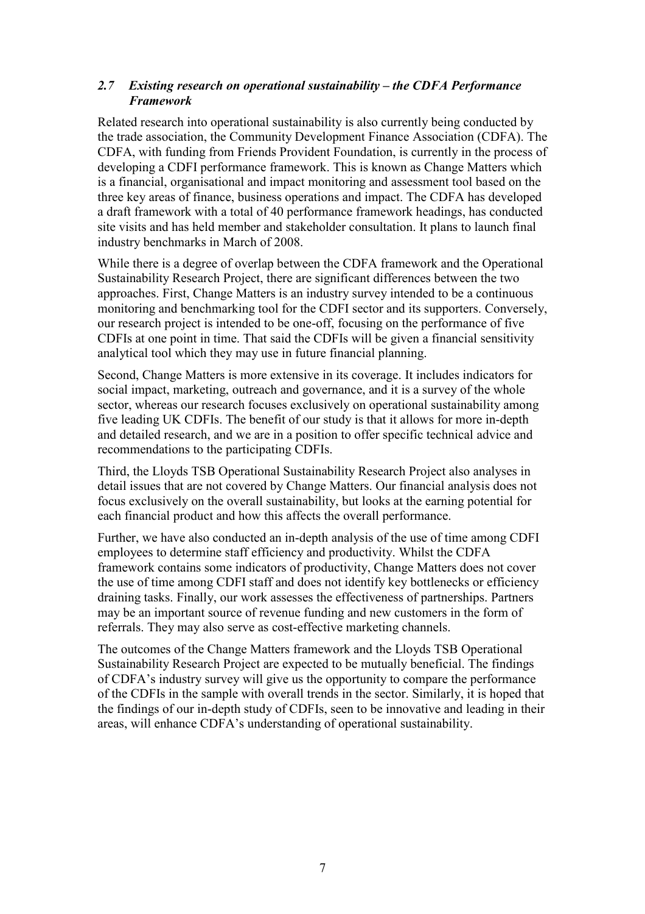### *2.7 Existing research on operational sustainability – the CDFA Performance Framework*

Related research into operational sustainability is also currently being conducted by the trade association, the Community Development Finance Association (CDFA). The CDFA, with funding from Friends Provident Foundation, is currently in the process of developing a CDFI performance framework. This is known as Change Matters which is a financial, organisational and impact monitoring and assessment tool based on the three key areas of finance, business operations and impact. The CDFA has developed a draft framework with a total of 40 performance framework headings, has conducted site visits and has held member and stakeholder consultation. It plans to launch final industry benchmarks in March of 2008.

While there is a degree of overlap between the CDFA framework and the Operational Sustainability Research Project, there are significant differences between the two approaches. First, Change Matters is an industry survey intended to be a continuous monitoring and benchmarking tool for the CDFI sector and its supporters. Conversely, our research project is intended to be one-off, focusing on the performance of five CDFIs at one point in time. That said the CDFIs will be given a financial sensitivity analytical tool which they may use in future financial planning.

Second, Change Matters is more extensive in its coverage. It includes indicators for social impact, marketing, outreach and governance, and it is a survey of the whole sector, whereas our research focuses exclusively on operational sustainability among five leading UK CDFIs. The benefit of our study is that it allows for more in-depth and detailed research, and we are in a position to offer specific technical advice and recommendations to the participating CDFIs.

Third, the Lloyds TSB Operational Sustainability Research Project also analyses in detail issues that are not covered by Change Matters. Our financial analysis does not focus exclusively on the overall sustainability, but looks at the earning potential for each financial product and how this affects the overall performance.

Further, we have also conducted an in-depth analysis of the use of time among CDFI employees to determine staff efficiency and productivity. Whilst the CDFA framework contains some indicators of productivity, Change Matters does not cover the use of time among CDFI staff and does not identify key bottlenecks or efficiency draining tasks. Finally, our work assesses the effectiveness of partnerships. Partners may be an important source of revenue funding and new customers in the form of referrals. They may also serve as cost-effective marketing channels.

The outcomes of the Change Matters framework and the Lloyds TSB Operational Sustainability Research Project are expected to be mutually beneficial. The findings of CDFA's industry survey will give us the opportunity to compare the performance of the CDFIs in the sample with overall trends in the sector. Similarly, it is hoped that the findings of our in-depth study of CDFIs, seen to be innovative and leading in their areas, will enhance CDFA's understanding of operational sustainability.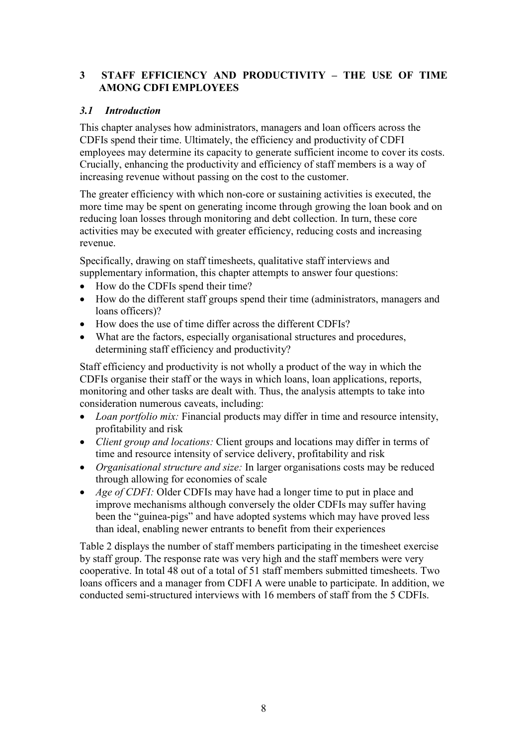# 3 STAFF EFFICIENCY AND PRODUCTIVITY – THE USE OF TIME AMONG CDFI EMPLOYEES

## *3.1 Introduction*

This chapter analyses how administrators, managers and loan officers across the CDFIs spend their time. Ultimately, the efficiency and productivity of CDFI employees may determine its capacity to generate sufficient income to cover its costs. Crucially, enhancing the productivity and efficiency of staff members is a way of increasing revenue without passing on the cost to the customer.

The greater efficiency with which non-core or sustaining activities is executed, the more time may be spent on generating income through growing the loan book and on reducing loan losses through monitoring and debt collection. In turn, these core activities may be executed with greater efficiency, reducing costs and increasing revenue.

Specifically, drawing on staff timesheets, qualitative staff interviews and supplementary information, this chapter attempts to answer four questions:

- How do the CDFIs spend their time?
- How do the different staff groups spend their time (administrators, managers and loans officers)?
- How does the use of time differ across the different CDFIs?
- What are the factors, especially organisational structures and procedures, determining staff efficiency and productivity?

Staff efficiency and productivity is not wholly a product of the way in which the CDFIs organise their staff or the ways in which loans, loan applications, reports, monitoring and other tasks are dealt with. Thus, the analysis attempts to take into consideration numerous caveats, including:

- *Loan portfolio mix:* Financial products may differ in time and resource intensity, profitability and risk
- *Client group and locations:* Client groups and locations may differ in terms of time and resource intensity of service delivery, profitability and risk
- *Organisational structure and size:* In larger organisations costs may be reduced through allowing for economies of scale
- *Age of CDFI:* Older CDFIs may have had a longer time to put in place and improve mechanisms although conversely the older CDFIs may suffer having been the "guinea-pigs" and have adopted systems which may have proved less than ideal, enabling newer entrants to benefit from their experiences

Table 2 displays the number of staff members participating in the timesheet exercise by staff group. The response rate was very high and the staff members were very cooperative. In total 48 out of a total of 51 staff members submitted timesheets. Two loans officers and a manager from CDFI A were unable to participate. In addition, we conducted semi-structured interviews with 16 members of staff from the 5 CDFIs.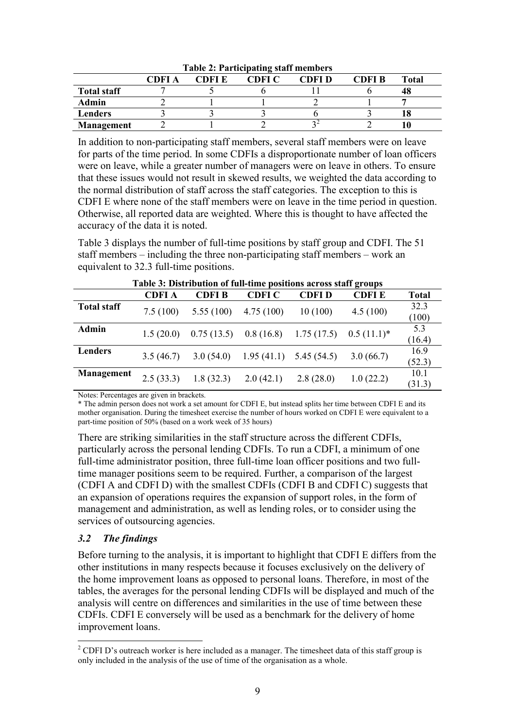**Table 2: Participating staff members**

| | CDFI A | CDFI E | CDFI C | CDFI D | CDFI B | Total |
|---|---|---|---|---|---|---|
| **Total staff** | 7 | 5 | 6 | 11 | 6 | **48** |
| **Admin** | 2 | 1 | 1 | 2 | 1 | **7** |
| **Lenders** | 3 | 3 | 3 | 6 | 3 | **18** |
| **Management** | 2 | 1 | 2 | 3[2] | 2 | **10** |

In addition to non-participating staff members, several staff members were on leave for parts of the time period. In some CDFIs a disproportionate number of loan officers were on leave, while a greater number of managers were on leave in others. To ensure that these issues would not result in skewed results, we weighted the data according to the normal distribution of staff across the staff categories. The exception to this is CDFI E where none of the staff members were on leave in the time period in question. Otherwise, all reported data are weighted. Where this is thought to have affected the accuracy of the data it is noted.

Table 3 displays the number of full-time positions by staff group and CDFI. The 51 staff members – including the three non-participating staff members – work an equivalent to 32.3 full-time positions.

**Table 3: Distribution of full-time positions across staff groups**

| | CDFI A | CDFI B | CDFI C | CDFI D | CDFI E | Total |
|---|---|---|---|---|---|---|
| **Total staff** | 7.5 (100) | 5.55 (100) | 4.75 (100) | 10 (100) | 4.5 (100) | 32.3 (100) |
| **Admin** | 1.5 (20.0) | 0.75 (13.5) | 0.8 (16.8) | 1.75 (17.5) | 0.5 (11.1)* | 5.3 (16.4) |
| **Lenders** | 3.5 (46.7) | 3.0 (54.0) | 1.95 (41.1) | 5.45 (54.5) | 3.0 (66.7) | 16.9 (52.3) |
| **Management** | 2.5 (33.3) | 1.8 (32.3) | 2.0 (42.1) | 2.8 (28.0) | 1.0 (22.2) | 10.1 (31.3) |

Notes: Percentages are given in brackets.
* The admin person does not work a set amount for CDFI E, but instead splits her time between CDFI E and its mother organisation. During the timesheet exercise the number of hours worked on CDFI E were equivalent to a part-time position of 50% (based on a work week of 35 hours)

There are striking similarities in the staff structure across the different CDFIs, particularly across the personal lending CDFIs. To run a CDFI, a minimum of one full-time administrator position, three full-time loan officer positions and two full-time manager positions seem to be required. Further, a comparison of the largest (CDFI A and CDFI D) with the smallest CDFIs (CDFI B and CDFI C) suggests that an expansion of operations requires the expansion of support roles, in the form of management and administration, as well as lending roles, or to consider using the services of outsourcing agencies.

### *3.2 The findings*

Before turning to the analysis, it is important to highlight that CDFI E differs from the other institutions in many respects because it focuses exclusively on the delivery of the home improvement loans as opposed to personal loans. Therefore, in most of the tables, the averages for the personal lending CDFIs will be displayed and much of the analysis will centre on differences and similarities in the use of time between these CDFIs. CDFI E conversely will be used as a benchmark for the delivery of home improvement loans.

[2] CDFI D's outreach worker is here included as a manager. The timesheet data of this staff group is only included in the analysis of the use of time of the organisation as a whole.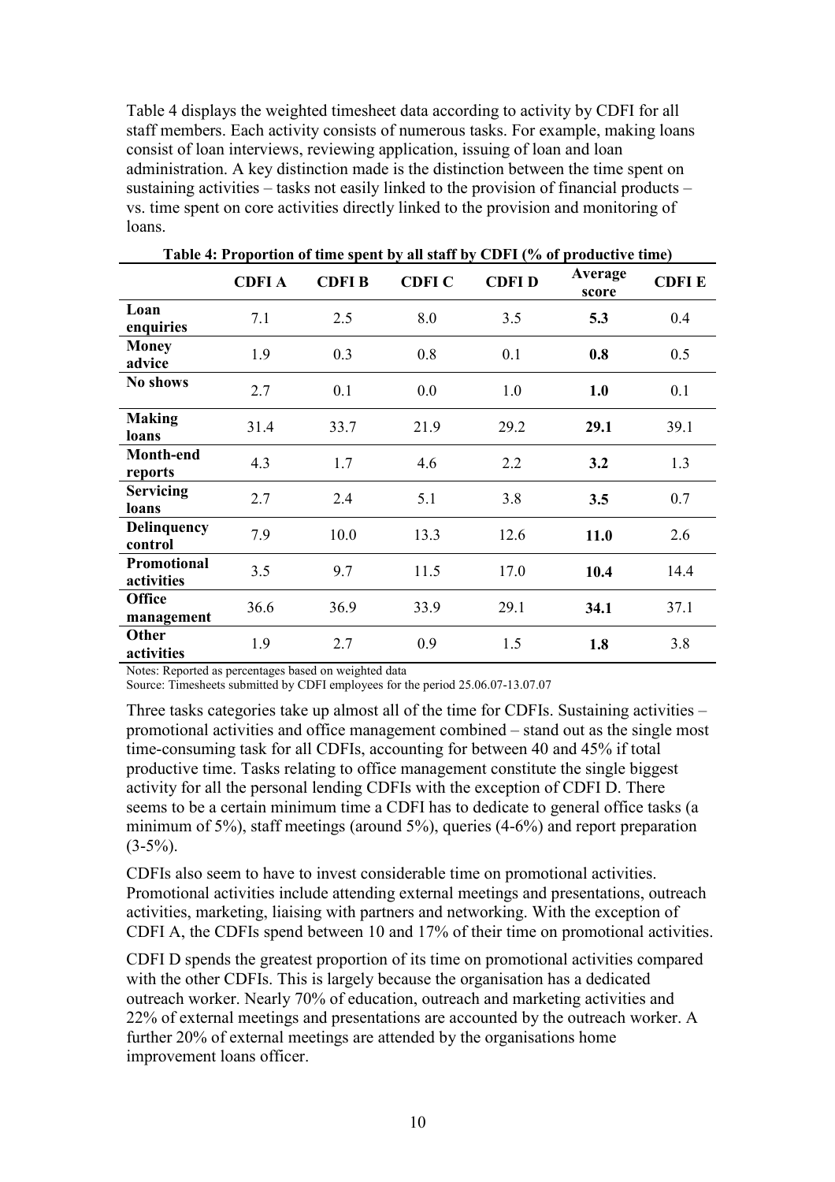Table 4 displays the weighted timesheet data according to activity by CDFI for all staff members. Each activity consists of numerous tasks. For example, making loans consist of loan interviews, reviewing application, issuing of loan and loan administration. A key distinction made is the distinction between the time spent on sustaining activities – tasks not easily linked to the provision of financial products – vs. time spent on core activities directly linked to the provision and monitoring of loans.

**Table 4: Proportion of time spent by all staff by CDFI (% of productive time)**

| | CDFI A | CDFI B | CDFI C | CDFI D | Average score | CDFI E |
|---|---|---|---|---|---|---|
| **Loan enquiries** | 7.1 | 2.5 | 8.0 | 3.5 | **5.3** | 0.4 |
| **Money advice** | 1.9 | 0.3 | 0.8 | 0.1 | **0.8** | 0.5 |
| **No shows** | 2.7 | 0.1 | 0.0 | 1.0 | **1.0** | 0.1 |
| **Making loans** | 31.4 | 33.7 | 21.9 | 29.2 | **29.1** | 39.1 |
| **Month-end reports** | 4.3 | 1.7 | 4.6 | 2.2 | **3.2** | 1.3 |
| **Servicing loans** | 2.7 | 2.4 | 5.1 | 3.8 | **3.5** | 0.7 |
| **Delinquency control** | 7.9 | 10.0 | 13.3 | 12.6 | **11.0** | 2.6 |
| **Promotional activities** | 3.5 | 9.7 | 11.5 | 17.0 | **10.4** | 14.4 |
| **Office management** | 36.6 | 36.9 | 33.9 | 29.1 | **34.1** | 37.1 |
| **Other activities** | 1.9 | 2.7 | 0.9 | 1.5 | **1.8** | 3.8 |

Notes: Reported as percentages based on weighted data
Source: Timesheets submitted by CDFI employees for the period 25.06.07-13.07.07

Three tasks categories take up almost all of the time for CDFIs. Sustaining activities – promotional activities and office management combined – stand out as the single most time-consuming task for all CDFIs, accounting for between 40 and 45% if total productive time. Tasks relating to office management constitute the single biggest activity for all the personal lending CDFIs with the exception of CDFI D. There seems to be a certain minimum time a CDFI has to dedicate to general office tasks (a minimum of 5%), staff meetings (around 5%), queries (4-6%) and report preparation (3-5%).

CDFIs also seem to have to invest considerable time on promotional activities. Promotional activities include attending external meetings and presentations, outreach activities, marketing, liaising with partners and networking. With the exception of CDFI A, the CDFIs spend between 10 and 17% of their time on promotional activities.

CDFI D spends the greatest proportion of its time on promotional activities compared with the other CDFIs. This is largely because the organisation has a dedicated outreach worker. Nearly 70% of education, outreach and marketing activities and 22% of external meetings and presentations are accounted by the outreach worker. A further 20% of external meetings are attended by the organisations home improvement loans officer.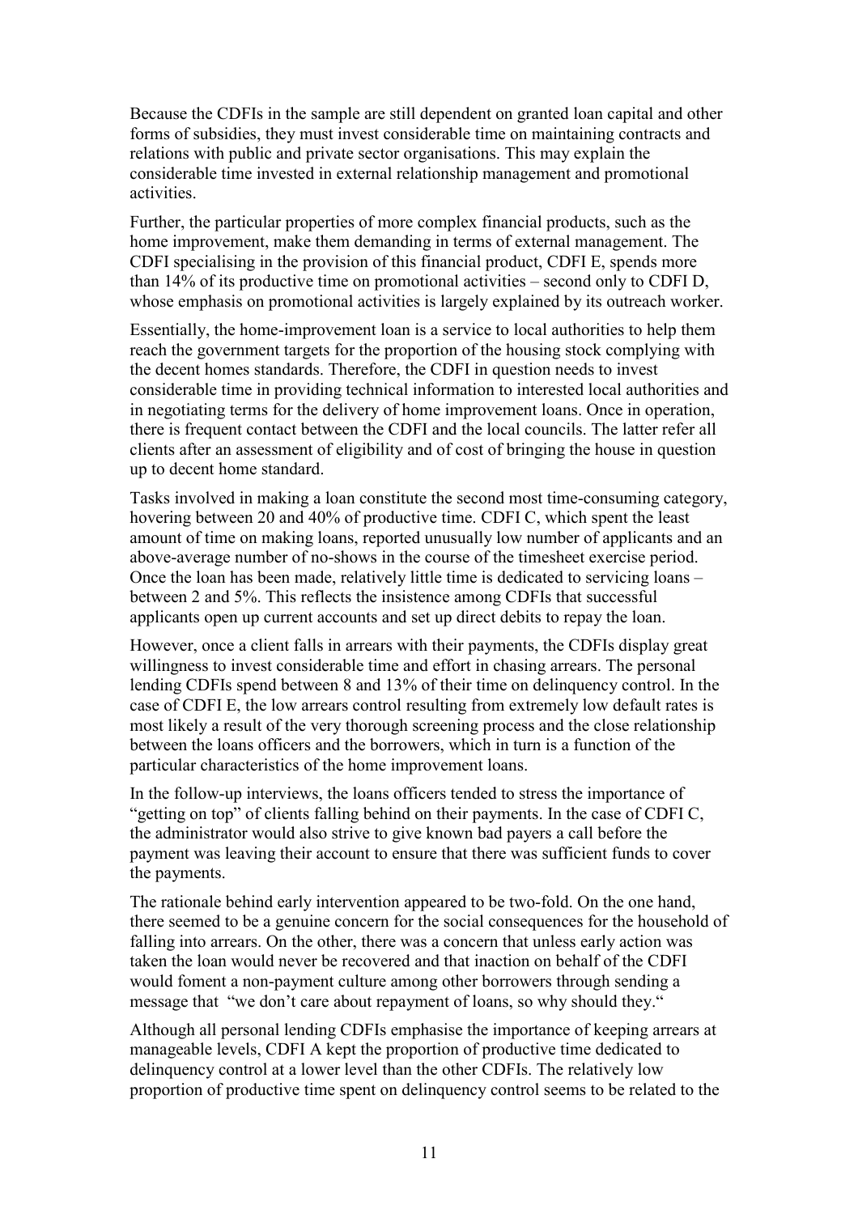Because the CDFIs in the sample are still dependent on granted loan capital and other forms of subsidies, they must invest considerable time on maintaining contracts and relations with public and private sector organisations. This may explain the considerable time invested in external relationship management and promotional activities.

Further, the particular properties of more complex financial products, such as the home improvement, make them demanding in terms of external management. The CDFI specialising in the provision of this financial product, CDFI E, spends more than 14% of its productive time on promotional activities – second only to CDFI D, whose emphasis on promotional activities is largely explained by its outreach worker.

Essentially, the home-improvement loan is a service to local authorities to help them reach the government targets for the proportion of the housing stock complying with the decent homes standards. Therefore, the CDFI in question needs to invest considerable time in providing technical information to interested local authorities and in negotiating terms for the delivery of home improvement loans. Once in operation, there is frequent contact between the CDFI and the local councils. The latter refer all clients after an assessment of eligibility and of cost of bringing the house in question up to decent home standard.

Tasks involved in making a loan constitute the second most time-consuming category, hovering between 20 and 40% of productive time. CDFI C, which spent the least amount of time on making loans, reported unusually low number of applicants and an above-average number of no-shows in the course of the timesheet exercise period. Once the loan has been made, relatively little time is dedicated to servicing loans – between 2 and 5%. This reflects the insistence among CDFIs that successful applicants open up current accounts and set up direct debits to repay the loan.

However, once a client falls in arrears with their payments, the CDFIs display great willingness to invest considerable time and effort in chasing arrears. The personal lending CDFIs spend between 8 and 13% of their time on delinquency control. In the case of CDFI E, the low arrears control resulting from extremely low default rates is most likely a result of the very thorough screening process and the close relationship between the loans officers and the borrowers, which in turn is a function of the particular characteristics of the home improvement loans.

In the follow-up interviews, the loans officers tended to stress the importance of "getting on top" of clients falling behind on their payments. In the case of CDFI C, the administrator would also strive to give known bad payers a call before the payment was leaving their account to ensure that there was sufficient funds to cover the payments.

The rationale behind early intervention appeared to be two-fold. On the one hand, there seemed to be a genuine concern for the social consequences for the household of falling into arrears. On the other, there was a concern that unless early action was taken the loan would never be recovered and that inaction on behalf of the CDFI would foment a non-payment culture among other borrowers through sending a message that "we don't care about repayment of loans, so why should they."

Although all personal lending CDFIs emphasise the importance of keeping arrears at manageable levels, CDFI A kept the proportion of productive time dedicated to delinquency control at a lower level than the other CDFIs. The relatively low proportion of productive time spent on delinquency control seems to be related to the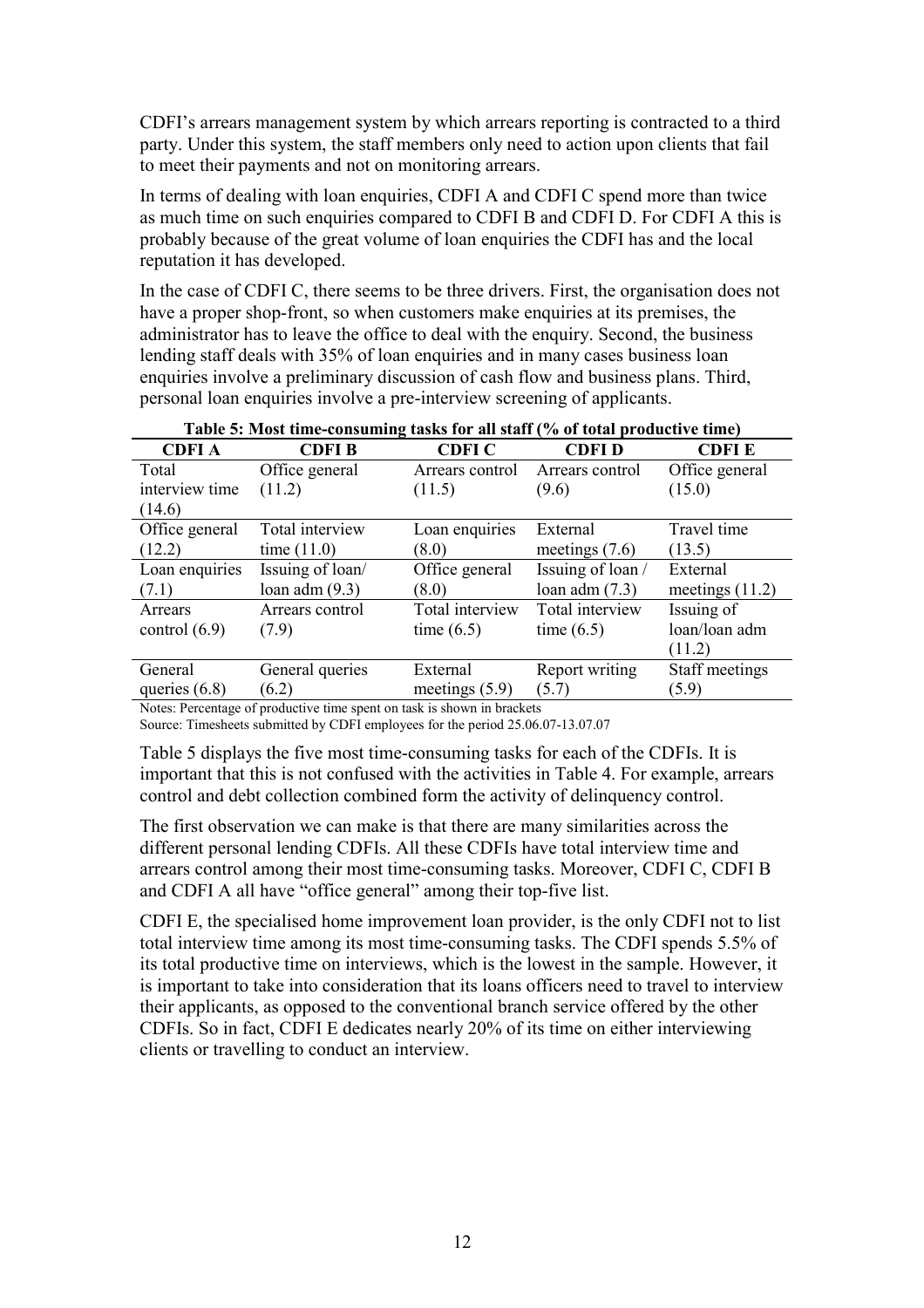CDFI's arrears management system by which arrears reporting is contracted to a third party. Under this system, the staff members only need to action upon clients that fail to meet their payments and not on monitoring arrears.

In terms of dealing with loan enquiries, CDFI A and CDFI C spend more than twice as much time on such enquiries compared to CDFI B and CDFI D. For CDFI A this is probably because of the great volume of loan enquiries the CDFI has and the local reputation it has developed.

In the case of CDFI C, there seems to be three drivers. First, the organisation does not have a proper shop-front, so when customers make enquiries at its premises, the administrator has to leave the office to deal with the enquiry. Second, the business lending staff deals with 35% of loan enquiries and in many cases business loan enquiries involve a preliminary discussion of cash flow and business plans. Third, personal loan enquiries involve a pre-interview screening of applicants.

**Table 5: Most time-consuming tasks for all staff (% of total productive time)**

| CDFI A | CDFI B | CDFI C | CDFI D | CDFI E |
|---|---|---|---|---|
| Total interview time (14.6) | Office general (11.2) | Arrears control (11.5) | Arrears control (9.6) | Office general (15.0) |
| Office general (12.2) | Total interview time (11.0) | Loan enquiries (8.0) | External meetings (7.6) | Travel time (13.5) |
| Loan enquiries (7.1) | Issuing of loan/ loan adm (9.3) | Office general (8.0) | Issuing of loan / loan adm (7.3) | External meetings (11.2) |
| Arrears control (6.9) | Arrears control (7.9) | Total interview time (6.5) | Total interview time (6.5) | Issuing of loan/loan adm (11.2) |
| General queries (6.8) | General queries (6.2) | External meetings (5.9) | Report writing (5.7) | Staff meetings (5.9) |

Notes: Percentage of productive time spent on task is shown in brackets

Source: Timesheets submitted by CDFI employees for the period 25.06.07-13.07.07

Table 5 displays the five most time-consuming tasks for each of the CDFIs. It is important that this is not confused with the activities in Table 4. For example, arrears control and debt collection combined form the activity of delinquency control.

The first observation we can make is that there are many similarities across the different personal lending CDFIs. All these CDFIs have total interview time and arrears control among their most time-consuming tasks. Moreover, CDFI C, CDFI B and CDFI A all have "office general" among their top-five list.

CDFI E, the specialised home improvement loan provider, is the only CDFI not to list total interview time among its most time-consuming tasks. The CDFI spends 5.5% of its total productive time on interviews, which is the lowest in the sample. However, it is important to take into consideration that its loans officers need to travel to interview their applicants, as opposed to the conventional branch service offered by the other CDFIs. So in fact, CDFI E dedicates nearly 20% of its time on either interviewing clients or travelling to conduct an interview.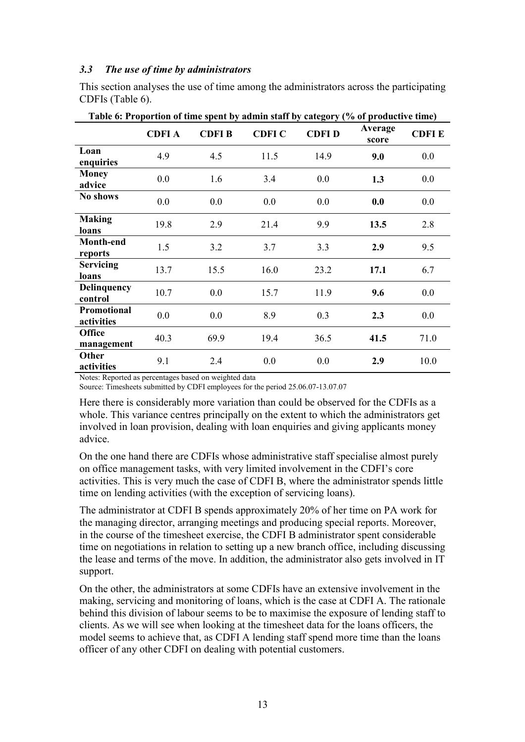### *3.3 The use of time by administrators*

This section analyses the use of time among the administrators across the participating CDFIs (Table 6).

**Table 6: Proportion of time spent by admin staff by category (% of productive time)**

| | CDFI A | CDFI B | CDFI C | CDFI D | Average score | CDFI E |
|---|---|---|---|---|---|---|
| **Loan enquiries** | 4.9 | 4.5 | 11.5 | 14.9 | **9.0** | 0.0 |
| **Money advice** | 0.0 | 1.6 | 3.4 | 0.0 | **1.3** | 0.0 |
| **No shows** | 0.0 | 0.0 | 0.0 | 0.0 | **0.0** | 0.0 |
| **Making loans** | 19.8 | 2.9 | 21.4 | 9.9 | **13.5** | 2.8 |
| **Month-end reports** | 1.5 | 3.2 | 3.7 | 3.3 | **2.9** | 9.5 |
| **Servicing loans** | 13.7 | 15.5 | 16.0 | 23.2 | **17.1** | 6.7 |
| **Delinquency control** | 10.7 | 0.0 | 15.7 | 11.9 | **9.6** | 0.0 |
| **Promotional activities** | 0.0 | 0.0 | 8.9 | 0.3 | **2.3** | 0.0 |
| **Office management** | 40.3 | 69.9 | 19.4 | 36.5 | **41.5** | 71.0 |
| **Other activities** | 9.1 | 2.4 | 0.0 | 0.0 | **2.9** | 10.0 |

Notes: Reported as percentages based on weighted data

Source: Timesheets submitted by CDFI employees for the period 25.06.07-13.07.07

Here there is considerably more variation than could be observed for the CDFIs as a whole. This variance centres principally on the extent to which the administrators get involved in loan provision, dealing with loan enquiries and giving applicants money advice.

On the one hand there are CDFIs whose administrative staff specialise almost purely on office management tasks, with very limited involvement in the CDFI's core activities. This is very much the case of CDFI B, where the administrator spends little time on lending activities (with the exception of servicing loans).

The administrator at CDFI B spends approximately 20% of her time on PA work for the managing director, arranging meetings and producing special reports. Moreover, in the course of the timesheet exercise, the CDFI B administrator spent considerable time on negotiations in relation to setting up a new branch office, including discussing the lease and terms of the move. In addition, the administrator also gets involved in IT support.

On the other, the administrators at some CDFIs have an extensive involvement in the making, servicing and monitoring of loans, which is the case at CDFI A. The rationale behind this division of labour seems to be to maximise the exposure of lending staff to clients. As we will see when looking at the timesheet data for the loans officers, the model seems to achieve that, as CDFI A lending staff spend more time than the loans officer of any other CDFI on dealing with potential customers.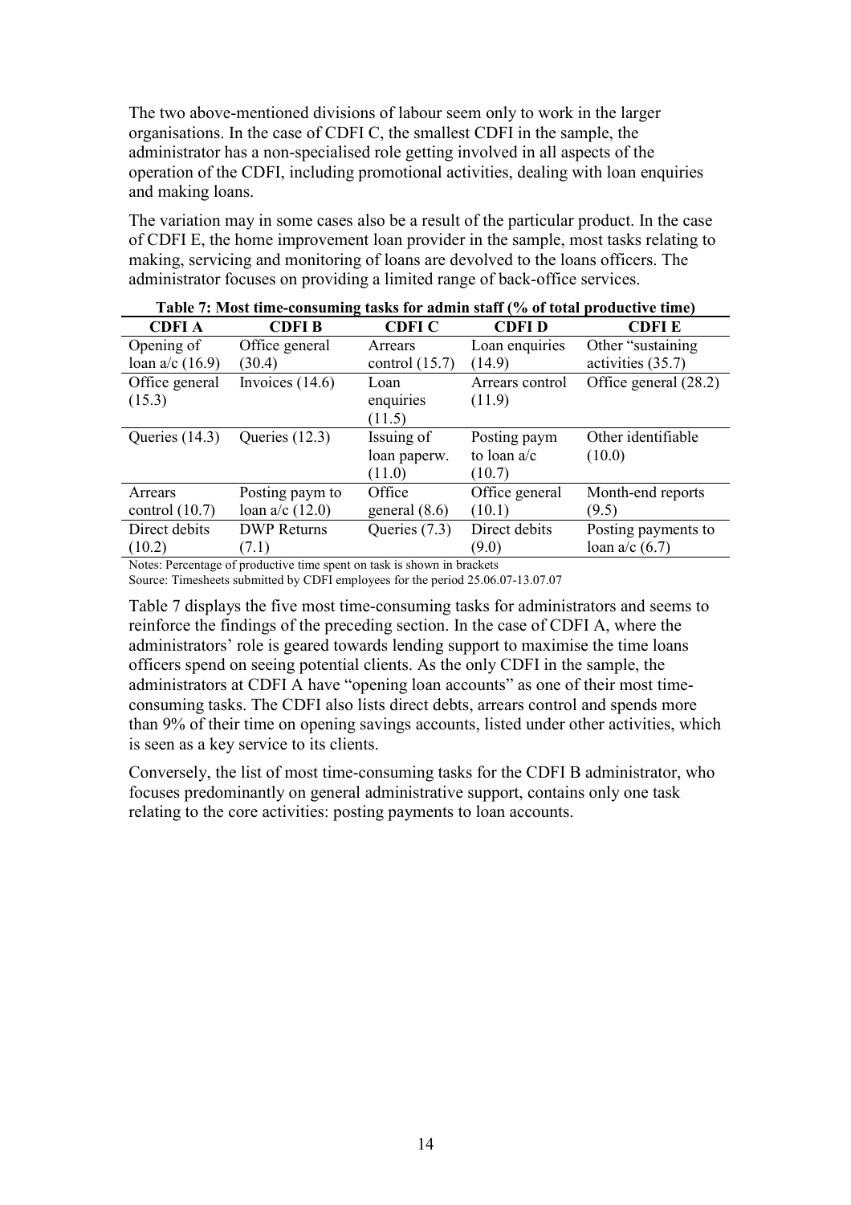The two above-mentioned divisions of labour seem only to work in the larger organisations. In the case of CDFI C, the smallest CDFI in the sample, the administrator has a non-specialised role getting involved in all aspects of the operation of the CDFI, including promotional activities, dealing with loan enquiries and making loans.

The variation may in some cases also be a result of the particular product. In the case of CDFI E, the home improvement loan provider in the sample, most tasks relating to making, servicing and monitoring of loans are devolved to the loans officers. The administrator focuses on providing a limited range of back-office services.

**Table 7: Most time-consuming tasks for admin staff (% of total productive time)**

| CDFI A | CDFI B | CDFI C | CDFI D | CDFI E |
|---|---|---|---|---|
| Opening of loan a/c (16.9) | Office general (30.4) | Arrears control (15.7) | Loan enquiries (14.9) | Other "sustaining activities (35.7) |
| Office general (15.3) | Invoices (14.6) | Loan enquiries (11.5) | Arrears control (11.9) | Office general (28.2) |
| Queries (14.3) | Queries (12.3) | Issuing of loan paperw. (11.0) | Posting paym to loan a/c (10.7) | Other identifiable (10.0) |
| Arrears control (10.7) | Posting paym to loan a/c (12.0) | Office general (8.6) | Office general (10.1) | Month-end reports (9.5) |
| Direct debits (10.2) | DWP Returns (7.1) | Queries (7.3) | Direct debits (9.0) | Posting payments to loan a/c (6.7) |

Notes: Percentage of productive time spent on task is shown in brackets
Source: Timesheets submitted by CDFI employees for the period 25.06.07-13.07.07

Table 7 displays the five most time-consuming tasks for administrators and seems to reinforce the findings of the preceding section. In the case of CDFI A, where the administrators' role is geared towards lending support to maximise the time loans officers spend on seeing potential clients. As the only CDFI in the sample, the administrators at CDFI A have "opening loan accounts" as one of their most time-consuming tasks. The CDFI also lists direct debts, arrears control and spends more than 9% of their time on opening savings accounts, listed under other activities, which is seen as a key service to its clients.

Conversely, the list of most time-consuming tasks for the CDFI B administrator, who focuses predominantly on general administrative support, contains only one task relating to the core activities: posting payments to loan accounts.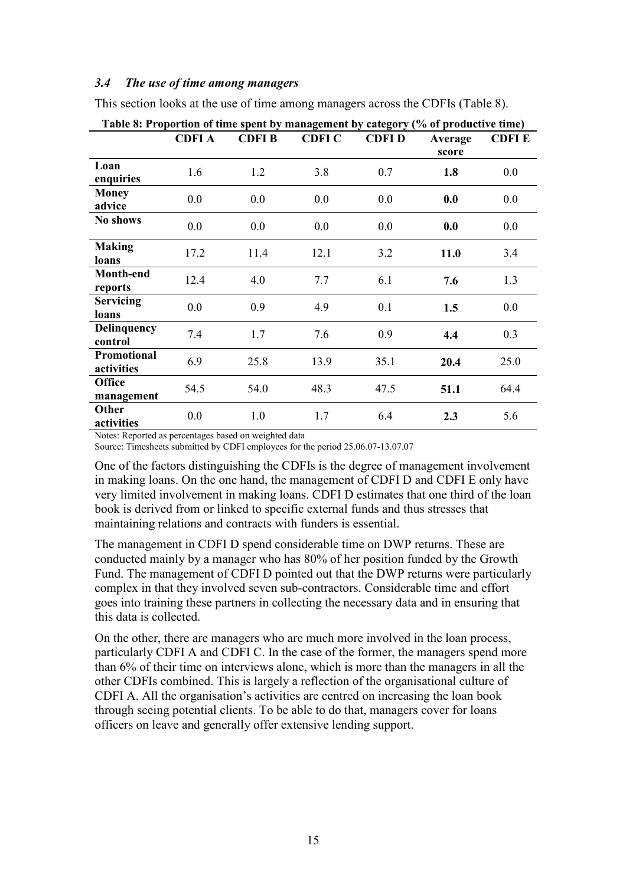### *3.4 The use of time among managers*

This section looks at the use of time among managers across the CDFIs (Table 8).

**Table 8: Proportion of time spent by management by category (% of productive time)**

| | CDFI A | CDFI B | CDFI C | CDFI D | Average score | CDFI E |
|---|---|---|---|---|---|---|
| **Loan enquiries** | 1.6 | 1.2 | 3.8 | 0.7 | **1.8** | 0.0 |
| **Money advice** | 0.0 | 0.0 | 0.0 | 0.0 | **0.0** | 0.0 |
| **No shows** | 0.0 | 0.0 | 0.0 | 0.0 | **0.0** | 0.0 |
| **Making loans** | 17.2 | 11.4 | 12.1 | 3.2 | **11.0** | 3.4 |
| **Month-end reports** | 12.4 | 4.0 | 7.7 | 6.1 | **7.6** | 1.3 |
| **Servicing loans** | 0.0 | 0.9 | 4.9 | 0.1 | **1.5** | 0.0 |
| **Delinquency control** | 7.4 | 1.7 | 7.6 | 0.9 | **4.4** | 0.3 |
| **Promotional activities** | 6.9 | 25.8 | 13.9 | 35.1 | **20.4** | 25.0 |
| **Office management** | 54.5 | 54.0 | 48.3 | 47.5 | **51.1** | 64.4 |
| **Other activities** | 0.0 | 1.0 | 1.7 | 6.4 | **2.3** | 5.6 |

Notes: Reported as percentages based on weighted data

Source: Timesheets submitted by CDFI employees for the period 25.06.07-13.07.07

One of the factors distinguishing the CDFIs is the degree of management involvement in making loans. On the one hand, the management of CDFI D and CDFI E only have very limited involvement in making loans. CDFI D estimates that one third of the loan book is derived from or linked to specific external funds and thus stresses that maintaining relations and contracts with funders is essential.

The management in CDFI D spend considerable time on DWP returns. These are conducted mainly by a manager who has 80% of her position funded by the Growth Fund. The management of CDFI D pointed out that the DWP returns were particularly complex in that they involved seven sub-contractors. Considerable time and effort goes into training these partners in collecting the necessary data and in ensuring that this data is collected.

On the other, there are managers who are much more involved in the loan process, particularly CDFI A and CDFI C. In the case of the former, the managers spend more than 6% of their time on interviews alone, which is more than the managers in all the other CDFIs combined. This is largely a reflection of the organisational culture of CDFI A. All the organisation's activities are centred on increasing the loan book through seeing potential clients. To be able to do that, managers cover for loans officers on leave and generally offer extensive lending support.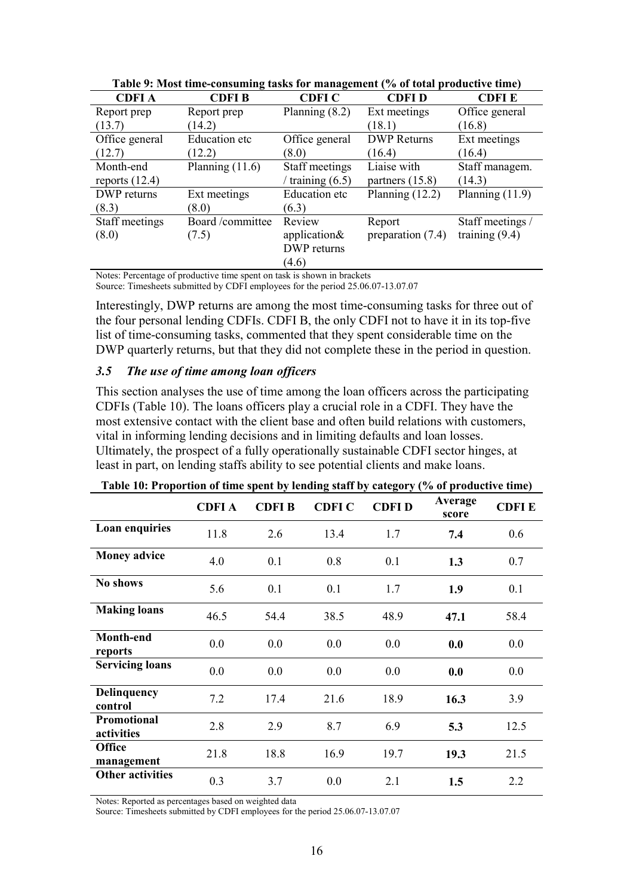**Table 9: Most time-consuming tasks for management (% of total productive time)**

| CDFI A | CDFI B | CDFI C | CDFI D | CDFI E |
|---|---|---|---|---|
| Report prep (13.7) | Report prep (14.2) | Planning (8.2) | Ext meetings (18.1) | Office general (16.8) |
| Office general (12.7) | Education etc (12.2) | Office general (8.0) | DWP Returns (16.4) | Ext meetings (16.4) |
| Month-end reports (12.4) | Planning (11.6) | Staff meetings / training (6.5) | Liaise with partners (15.8) | Staff managem. (14.3) |
| DWP returns (8.3) | Ext meetings (8.0) | Education etc (6.3) | Planning (12.2) | Planning (11.9) |
| Staff meetings (8.0) | Board /committee (7.5) | Review application& DWP returns (4.6) | Report preparation (7.4) | Staff meetings / training (9.4) |

Notes: Percentage of productive time spent on task is shown in brackets
Source: Timesheets submitted by CDFI employees for the period 25.06.07-13.07.07

Interestingly, DWP returns are among the most time-consuming tasks for three out of the four personal lending CDFIs. CDFI B, the only CDFI not to have it in its top-five list of time-consuming tasks, commented that they spent considerable time on the DWP quarterly returns, but that they did not complete these in the period in question.

### *3.5 The use of time among loan officers*

This section analyses the use of time among the loan officers across the participating CDFIs (Table 10). The loans officers play a crucial role in a CDFI. They have the most extensive contact with the client base and often build relations with customers, vital in informing lending decisions and in limiting defaults and loan losses. Ultimately, the prospect of a fully operationally sustainable CDFI sector hinges, at least in part, on lending staffs ability to see potential clients and make loans.

**Table 10: Proportion of time spent by lending staff by category (% of productive time)**

| | CDFI A | CDFI B | CDFI C | CDFI D | Average score | CDFI E |
|---|---|---|---|---|---|---|
| **Loan enquiries** | 11.8 | 2.6 | 13.4 | 1.7 | **7.4** | 0.6 |
| **Money advice** | 4.0 | 0.1 | 0.8 | 0.1 | **1.3** | 0.7 |
| **No shows** | 5.6 | 0.1 | 0.1 | 1.7 | **1.9** | 0.1 |
| **Making loans** | 46.5 | 54.4 | 38.5 | 48.9 | **47.1** | 58.4 |
| **Month-end reports** | 0.0 | 0.0 | 0.0 | 0.0 | **0.0** | 0.0 |
| **Servicing loans** | 0.0 | 0.0 | 0.0 | 0.0 | **0.0** | 0.0 |
| **Delinquency control** | 7.2 | 17.4 | 21.6 | 18.9 | **16.3** | 3.9 |
| **Promotional activities** | 2.8 | 2.9 | 8.7 | 6.9 | **5.3** | 12.5 |
| **Office management** | 21.8 | 18.8 | 16.9 | 19.7 | **19.3** | 21.5 |
| **Other activities** | 0.3 | 3.7 | 0.0 | 2.1 | **1.5** | 2.2 |

Notes: Reported as percentages based on weighted data
Source: Timesheets submitted by CDFI employees for the period 25.06.07-13.07.07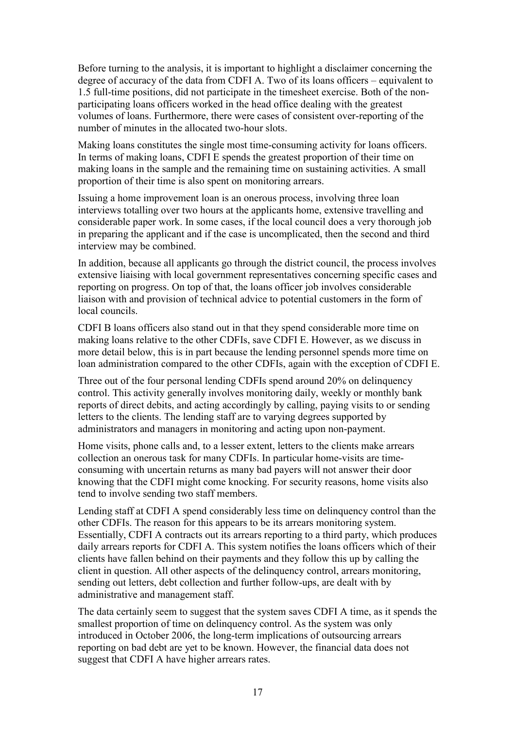Before turning to the analysis, it is important to highlight a disclaimer concerning the degree of accuracy of the data from CDFI A. Two of its loans officers – equivalent to 1.5 full-time positions, did not participate in the timesheet exercise. Both of the non-participating loans officers worked in the head office dealing with the greatest volumes of loans. Furthermore, there were cases of consistent over-reporting of the number of minutes in the allocated two-hour slots.

Making loans constitutes the single most time-consuming activity for loans officers. In terms of making loans, CDFI E spends the greatest proportion of their time on making loans in the sample and the remaining time on sustaining activities. A small proportion of their time is also spent on monitoring arrears.

Issuing a home improvement loan is an onerous process, involving three loan interviews totalling over two hours at the applicants home, extensive travelling and considerable paper work. In some cases, if the local council does a very thorough job in preparing the applicant and if the case is uncomplicated, then the second and third interview may be combined.

In addition, because all applicants go through the district council, the process involves extensive liaising with local government representatives concerning specific cases and reporting on progress. On top of that, the loans officer job involves considerable liaison with and provision of technical advice to potential customers in the form of local councils.

CDFI B loans officers also stand out in that they spend considerable more time on making loans relative to the other CDFIs, save CDFI E. However, as we discuss in more detail below, this is in part because the lending personnel spends more time on loan administration compared to the other CDFIs, again with the exception of CDFI E.

Three out of the four personal lending CDFIs spend around 20% on delinquency control. This activity generally involves monitoring daily, weekly or monthly bank reports of direct debits, and acting accordingly by calling, paying visits to or sending letters to the clients. The lending staff are to varying degrees supported by administrators and managers in monitoring and acting upon non-payment.

Home visits, phone calls and, to a lesser extent, letters to the clients make arrears collection an onerous task for many CDFIs. In particular home-visits are time-consuming with uncertain returns as many bad payers will not answer their door knowing that the CDFI might come knocking. For security reasons, home visits also tend to involve sending two staff members.

Lending staff at CDFI A spend considerably less time on delinquency control than the other CDFIs. The reason for this appears to be its arrears monitoring system. Essentially, CDFI A contracts out its arrears reporting to a third party, which produces daily arrears reports for CDFI A. This system notifies the loans officers which of their clients have fallen behind on their payments and they follow this up by calling the client in question. All other aspects of the delinquency control, arrears monitoring, sending out letters, debt collection and further follow-ups, are dealt with by administrative and management staff.

The data certainly seem to suggest that the system saves CDFI A time, as it spends the smallest proportion of time on delinquency control. As the system was only introduced in October 2006, the long-term implications of outsourcing arrears reporting on bad debt are yet to be known. However, the financial data does not suggest that CDFI A have higher arrears rates.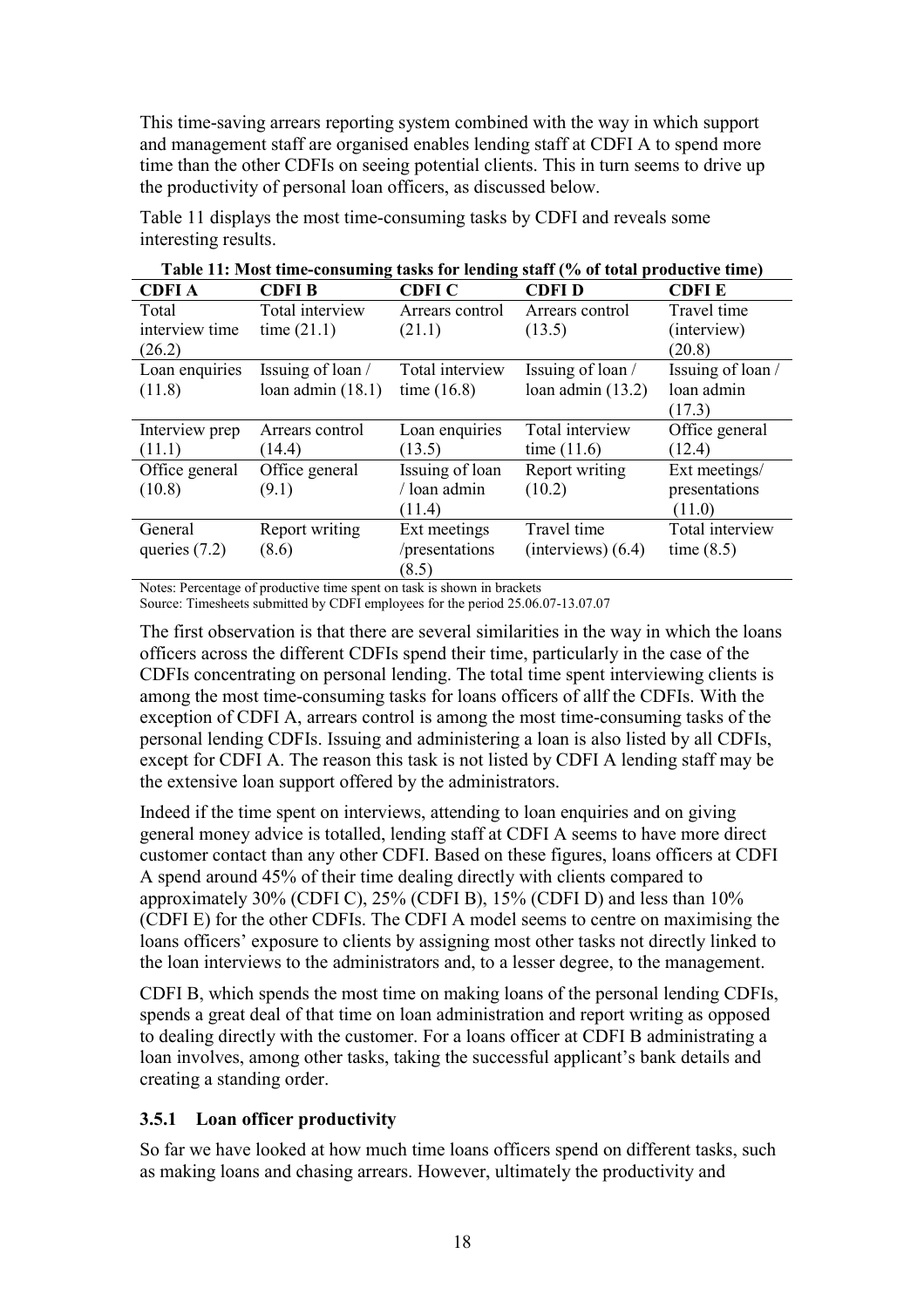This time-saving arrears reporting system combined with the way in which support and management staff are organised enables lending staff at CDFI A to spend more time than the other CDFIs on seeing potential clients. This in turn seems to drive up the productivity of personal loan officers, as discussed below.

Table 11 displays the most time-consuming tasks by CDFI and reveals some interesting results.

**Table 11: Most time-consuming tasks for lending staff (% of total productive time)**

| CDFI A | CDFI B | CDFI C | CDFI D | CDFI E |
|---|---|---|---|---|
| Total interview time (26.2) | Total interview time (21.1) | Arrears control (21.1) | Arrears control (13.5) | Travel time (interview) (20.8) |
| Loan enquiries (11.8) | Issuing of loan / loan admin (18.1) | Total interview time (16.8) | Issuing of loan / loan admin (13.2) | Issuing of loan / loan admin (17.3) |
| Interview prep (11.1) | Arrears control (14.4) | Loan enquiries (13.5) | Total interview time (11.6) | Office general (12.4) |
| Office general (10.8) | Office general (9.1) | Issuing of loan / loan admin (11.4) | Report writing (10.2) | Ext meetings/ presentations (11.0) |
| General queries (7.2) | Report writing (8.6) | Ext meetings /presentations (8.5) | Travel time (interviews) (6.4) | Total interview time (8.5) |

Notes: Percentage of productive time spent on task is shown in brackets
Source: Timesheets submitted by CDFI employees for the period 25.06.07-13.07.07

The first observation is that there are several similarities in the way in which the loans officers across the different CDFIs spend their time, particularly in the case of the CDFIs concentrating on personal lending. The total time spent interviewing clients is among the most time-consuming tasks for loans officers of allf the CDFIs. With the exception of CDFI A, arrears control is among the most time-consuming tasks of the personal lending CDFIs. Issuing and administering a loan is also listed by all CDFIs, except for CDFI A. The reason this task is not listed by CDFI A lending staff may be the extensive loan support offered by the administrators.

Indeed if the time spent on interviews, attending to loan enquiries and on giving general money advice is totalled, lending staff at CDFI A seems to have more direct customer contact than any other CDFI. Based on these figures, loans officers at CDFI A spend around 45% of their time dealing directly with clients compared to approximately 30% (CDFI C), 25% (CDFI B), 15% (CDFI D) and less than 10% (CDFI E) for the other CDFIs. The CDFI A model seems to centre on maximising the loans officers' exposure to clients by assigning most other tasks not directly linked to the loan interviews to the administrators and, to a lesser degree, to the management.

CDFI B, which spends the most time on making loans of the personal lending CDFIs, spends a great deal of that time on loan administration and report writing as opposed to dealing directly with the customer. For a loans officer at CDFI B administrating a loan involves, among other tasks, taking the successful applicant's bank details and creating a standing order.

### 3.5.1 Loan officer productivity

So far we have looked at how much time loans officers spend on different tasks, such as making loans and chasing arrears. However, ultimately the productivity and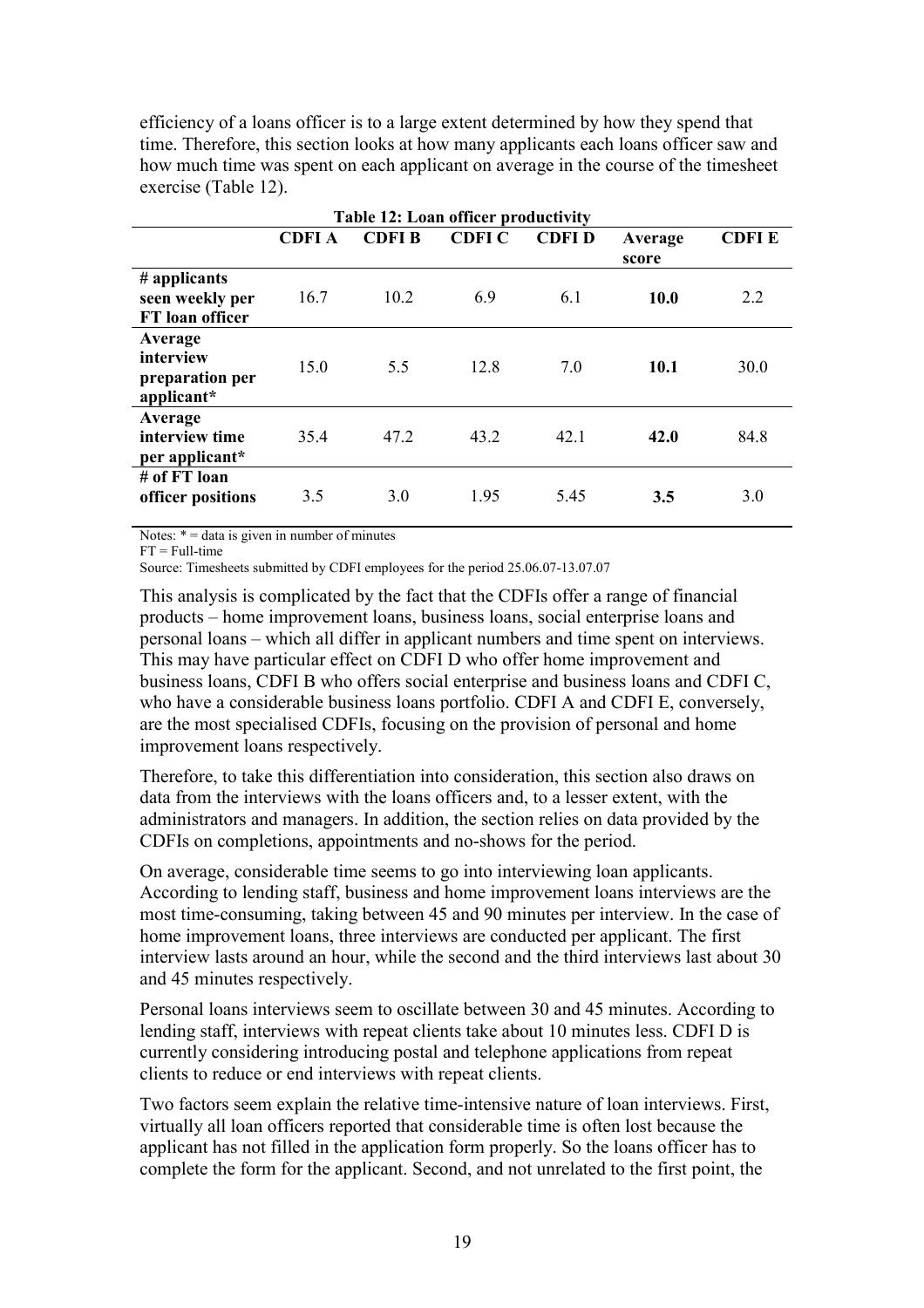efficiency of a loans officer is to a large extent determined by how they spend that time. Therefore, this section looks at how many applicants each loans officer saw and how much time was spent on each applicant on average in the course of the timesheet exercise (Table 12).

**Table 12: Loan officer productivity**

| | CDFI A | CDFI B | CDFI C | CDFI D | Average score | CDFI E |
|---|---|---|---|---|---|---|
| **# applicants seen weekly per FT loan officer** | 16.7 | 10.2 | 6.9 | 6.1 | **10.0** | 2.2 |
| **Average interview preparation per applicant*** | 15.0 | 5.5 | 12.8 | 7.0 | **10.1** | 30.0 |
| **Average interview time per applicant*** | 35.4 | 47.2 | 43.2 | 42.1 | **42.0** | 84.8 |
| **# of FT loan officer positions** | 3.5 | 3.0 | 1.95 | 5.45 | **3.5** | 3.0 |

Notes: * = data is given in number of minutes
FT = Full-time
Source: Timesheets submitted by CDFI employees for the period 25.06.07-13.07.07

This analysis is complicated by the fact that the CDFIs offer a range of financial products – home improvement loans, business loans, social enterprise loans and personal loans – which all differ in applicant numbers and time spent on interviews. This may have particular effect on CDFI D who offer home improvement and business loans, CDFI B who offers social enterprise and business loans and CDFI C, who have a considerable business loans portfolio. CDFI A and CDFI E, conversely, are the most specialised CDFIs, focusing on the provision of personal and home improvement loans respectively.

Therefore, to take this differentiation into consideration, this section also draws on data from the interviews with the loans officers and, to a lesser extent, with the administrators and managers. In addition, the section relies on data provided by the CDFIs on completions, appointments and no-shows for the period.

On average, considerable time seems to go into interviewing loan applicants. According to lending staff, business and home improvement loans interviews are the most time-consuming, taking between 45 and 90 minutes per interview. In the case of home improvement loans, three interviews are conducted per applicant. The first interview lasts around an hour, while the second and the third interviews last about 30 and 45 minutes respectively.

Personal loans interviews seem to oscillate between 30 and 45 minutes. According to lending staff, interviews with repeat clients take about 10 minutes less. CDFI D is currently considering introducing postal and telephone applications from repeat clients to reduce or end interviews with repeat clients.

Two factors seem explain the relative time-intensive nature of loan interviews. First, virtually all loan officers reported that considerable time is often lost because the applicant has not filled in the application form properly. So the loans officer has to complete the form for the applicant. Second, and not unrelated to the first point, the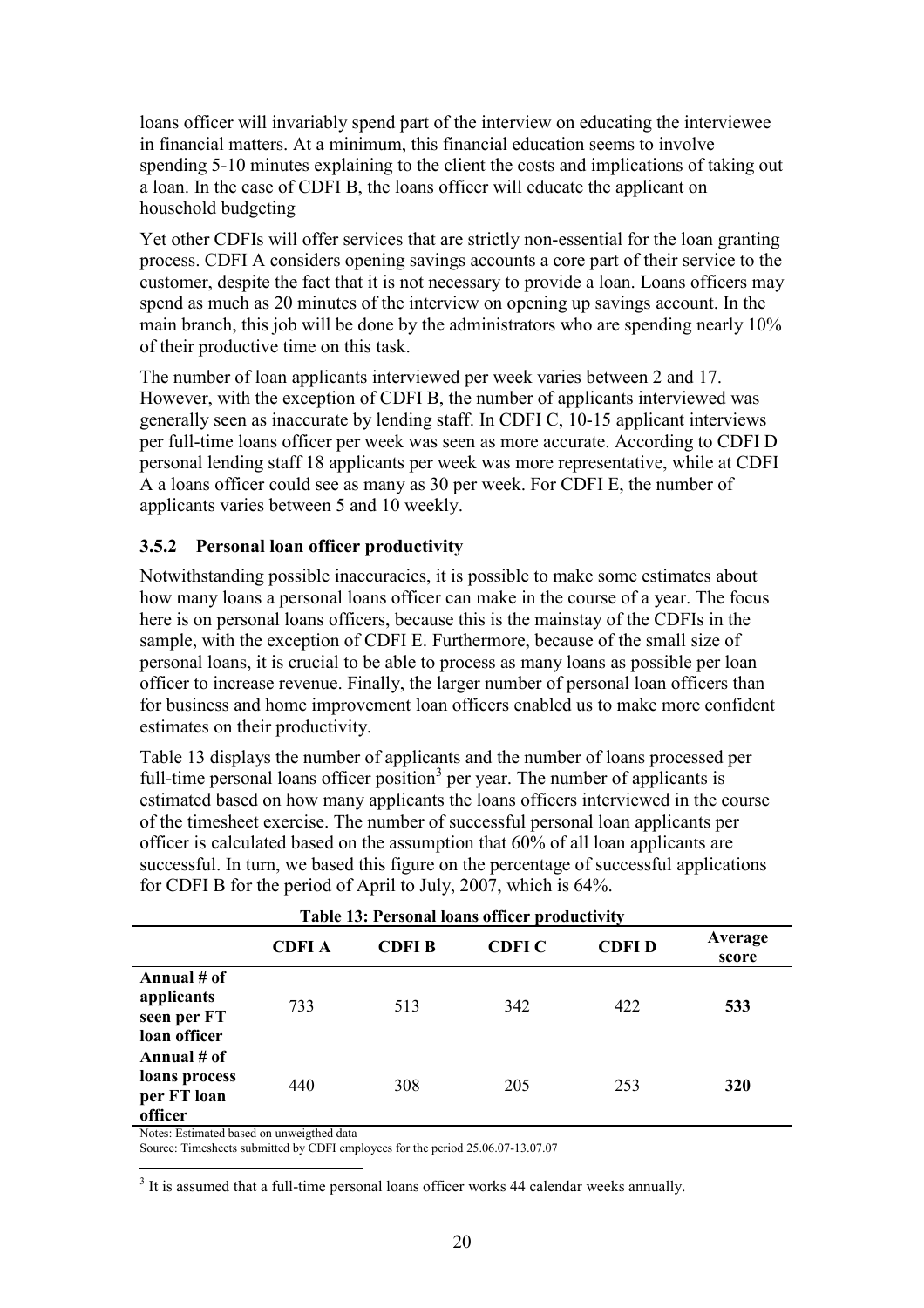loans officer will invariably spend part of the interview on educating the interviewee in financial matters. At a minimum, this financial education seems to involve spending 5-10 minutes explaining to the client the costs and implications of taking out a loan. In the case of CDFI B, the loans officer will educate the applicant on household budgeting

Yet other CDFIs will offer services that are strictly non-essential for the loan granting process. CDFI A considers opening savings accounts a core part of their service to the customer, despite the fact that it is not necessary to provide a loan. Loans officers may spend as much as 20 minutes of the interview on opening up savings account. In the main branch, this job will be done by the administrators who are spending nearly 10% of their productive time on this task.

The number of loan applicants interviewed per week varies between 2 and 17. However, with the exception of CDFI B, the number of applicants interviewed was generally seen as inaccurate by lending staff. In CDFI C, 10-15 applicant interviews per full-time loans officer per week was seen as more accurate. According to CDFI D personal lending staff 18 applicants per week was more representative, while at CDFI A a loans officer could see as many as 30 per week. For CDFI E, the number of applicants varies between 5 and 10 weekly.

### 3.5.2 Personal loan officer productivity

Notwithstanding possible inaccuracies, it is possible to make some estimates about how many loans a personal loans officer can make in the course of a year. The focus here is on personal loans officers, because this is the mainstay of the CDFIs in the sample, with the exception of CDFI E. Furthermore, because of the small size of personal loans, it is crucial to be able to process as many loans as possible per loan officer to increase revenue. Finally, the larger number of personal loan officers than for business and home improvement loan officers enabled us to make more confident estimates on their productivity.

Table 13 displays the number of applicants and the number of loans processed per full-time personal loans officer position[3] per year. The number of applicants is estimated based on how many applicants the loans officers interviewed in the course of the timesheet exercise. The number of successful personal loan applicants per officer is calculated based on the assumption that 60% of all loan applicants are successful. In turn, we based this figure on the percentage of successful applications for CDFI B for the period of April to July, 2007, which is 64%.

**Table 13: Personal loans officer productivity**

| | CDFI A | CDFI B | CDFI C | CDFI D | Average score |
|---|---|---|---|---|---|
| **Annual # of applicants seen per FT loan officer** | 733 | 513 | 342 | 422 | **533** |
| **Annual # of loans process per FT loan officer** | 440 | 308 | 205 | 253 | **320** |

Notes: Estimated based on unweigthed data

Source: Timesheets submitted by CDFI employees for the period 25.06.07-13.07.07

[3] It is assumed that a full-time personal loans officer works 44 calendar weeks annually.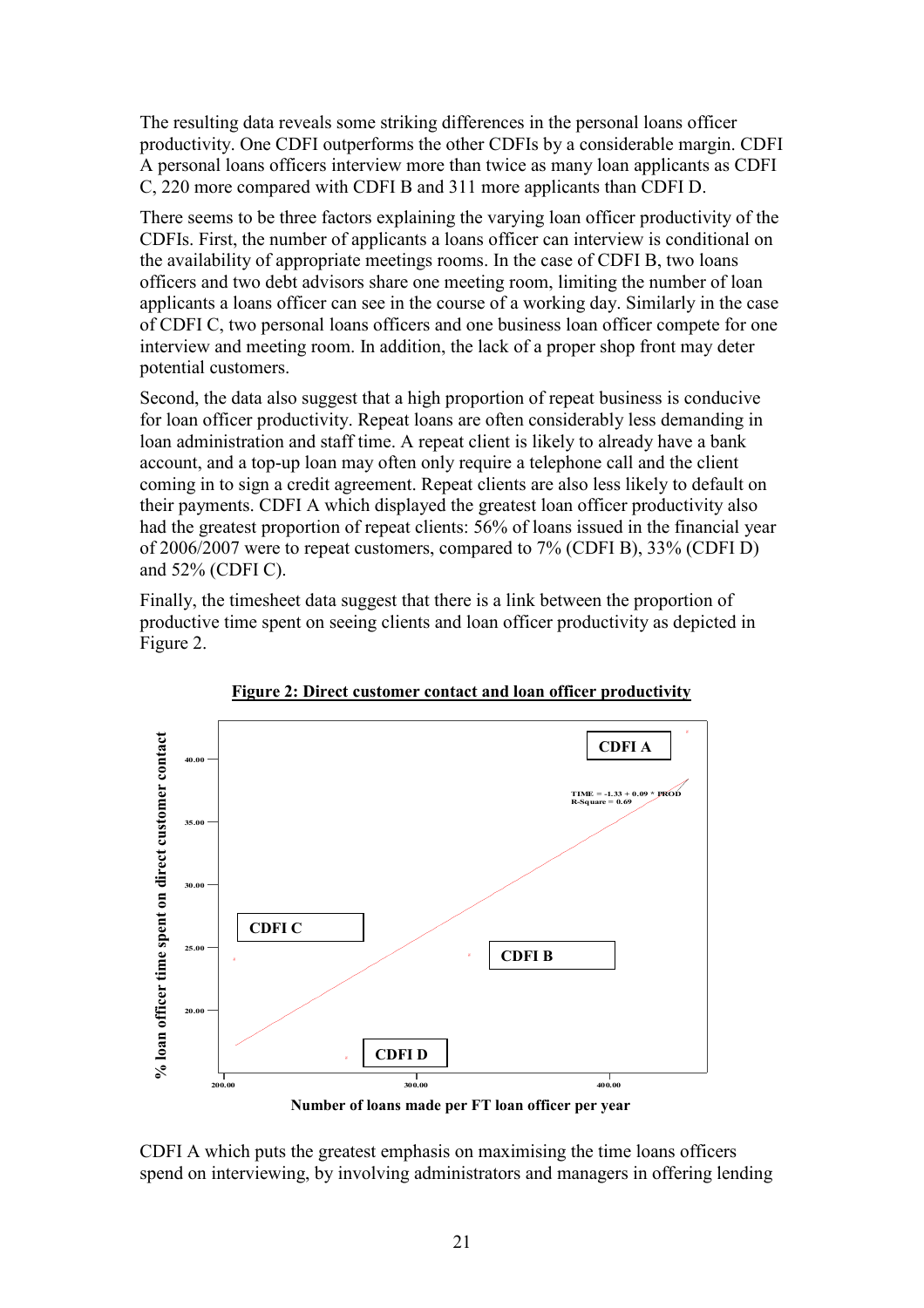The resulting data reveals some striking differences in the personal loans officer productivity. One CDFI outperforms the other CDFIs by a considerable margin. CDFI A personal loans officers interview more than twice as many loan applicants as CDFI C, 220 more compared with CDFI B and 311 more applicants than CDFI D.

There seems to be three factors explaining the varying loan officer productivity of the CDFIs. First, the number of applicants a loans officer can interview is conditional on the availability of appropriate meetings rooms. In the case of CDFI B, two loans officers and two debt advisors share one meeting room, limiting the number of loan applicants a loans officer can see in the course of a working day. Similarly in the case of CDFI C, two personal loans officers and one business loan officer compete for one interview and meeting room. In addition, the lack of a proper shop front may deter potential customers.

Second, the data also suggest that a high proportion of repeat business is conducive for loan officer productivity. Repeat loans are often considerably less demanding in loan administration and staff time. A repeat client is likely to already have a bank account, and a top-up loan may often only require a telephone call and the client coming in to sign a credit agreement. Repeat clients are also less likely to default on their payments. CDFI A which displayed the greatest loan officer productivity also had the greatest proportion of repeat clients: 56% of loans issued in the financial year of 2006/2007 were to repeat customers, compared to 7% (CDFI B), 33% (CDFI D) and 52% (CDFI C).

Finally, the timesheet data suggest that there is a link between the proportion of productive time spent on seeing clients and loan officer productivity as depicted in Figure 2.

**Figure 2: Direct customer contact and loan officer productivity**

CDFI A which puts the greatest emphasis on maximising the time loans officers spend on interviewing, by involving administrators and managers in offering lending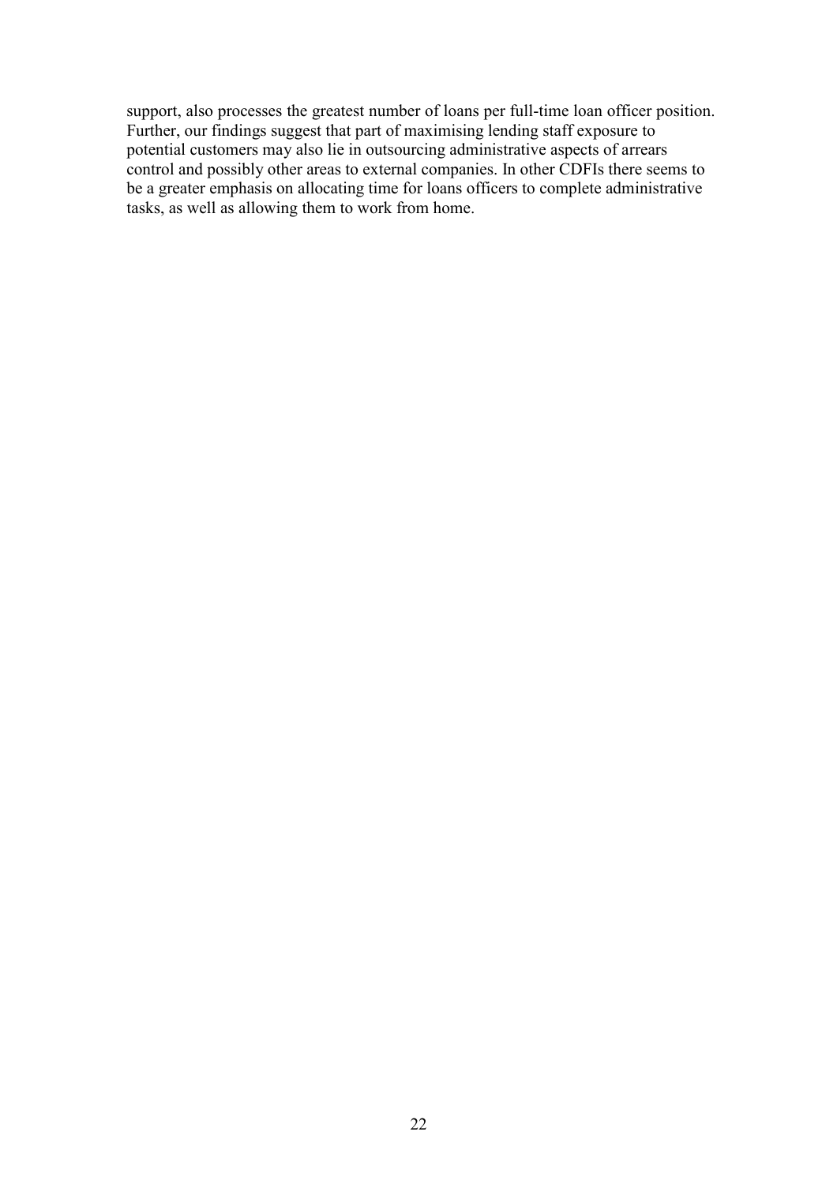support, also processes the greatest number of loans per full-time loan officer position. Further, our findings suggest that part of maximising lending staff exposure to potential customers may also lie in outsourcing administrative aspects of arrears control and possibly other areas to external companies. In other CDFIs there seems to be a greater emphasis on allocating time for loans officers to complete administrative tasks, as well as allowing them to work from home.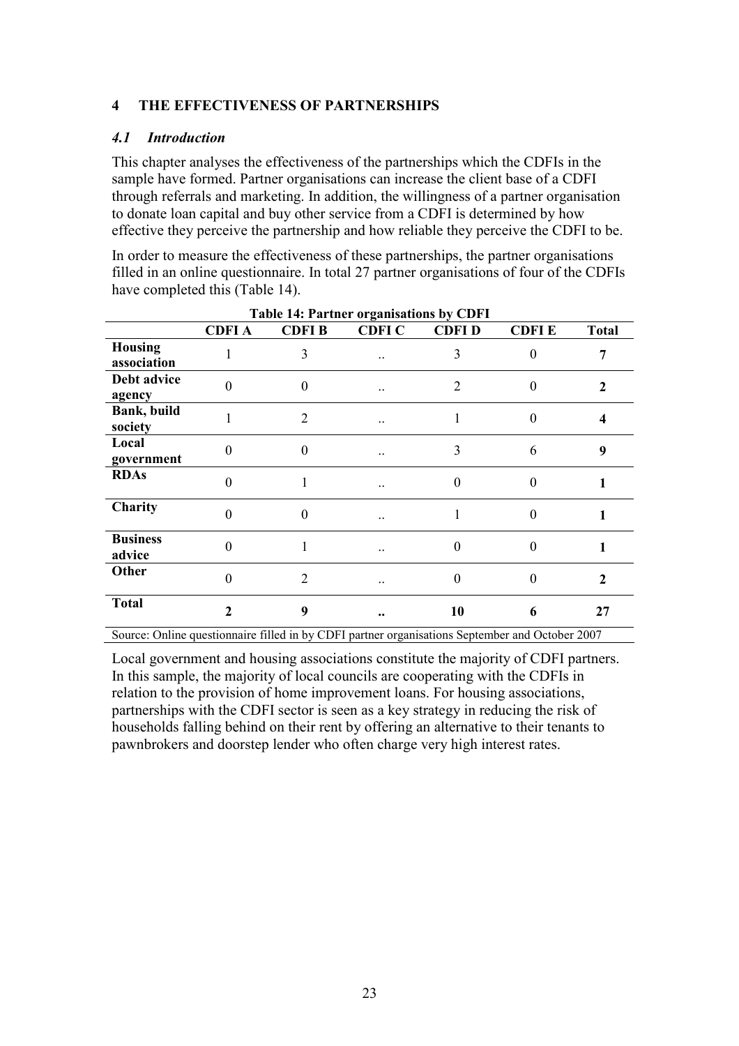## 4 THE EFFECTIVENESS OF PARTNERSHIPS

### *4.1 Introduction*

This chapter analyses the effectiveness of the partnerships which the CDFIs in the sample have formed. Partner organisations can increase the client base of a CDFI through referrals and marketing. In addition, the willingness of a partner organisation to donate loan capital and buy other service from a CDFI is determined by how effective they perceive the partnership and how reliable they perceive the CDFI to be.

In order to measure the effectiveness of these partnerships, the partner organisations filled in an online questionnaire. In total 27 partner organisations of four of the CDFIs have completed this (Table 14).

**Table 14: Partner organisations by CDFI**

| | CDFI A | CDFI B | CDFI C | CDFI D | CDFI E | Total |
|---|---|---|---|---|---|---|
| **Housing association** | 1 | 3 | .. | 3 | 0 | **7** |
| **Debt advice agency** | 0 | 0 | .. | 2 | 0 | **2** |
| **Bank, build society** | 1 | 2 | .. | 1 | 0 | **4** |
| **Local government** | 0 | 0 | .. | 3 | 6 | **9** |
| **RDAs** | 0 | 1 | .. | 0 | 0 | **1** |
| **Charity** | 0 | 0 | .. | 1 | 0 | **1** |
| **Business advice** | 0 | 1 | .. | 0 | 0 | **1** |
| **Other** | 0 | 2 | .. | 0 | 0 | **2** |
| **Total** | **2** | **9** | **..** | **10** | **6** | **27** |

Source: Online questionnaire filled in by CDFI partner organisations September and October 2007

Local government and housing associations constitute the majority of CDFI partners. In this sample, the majority of local councils are cooperating with the CDFIs in relation to the provision of home improvement loans. For housing associations, partnerships with the CDFI sector is seen as a key strategy in reducing the risk of households falling behind on their rent by offering an alternative to their tenants to pawnbrokers and doorstep lender who often charge very high interest rates.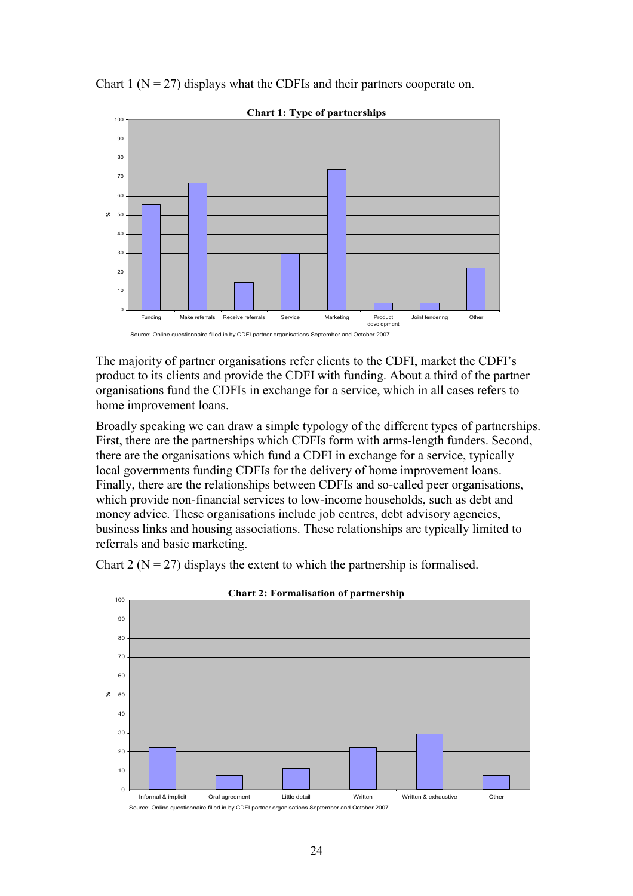Chart 1 (N = 27) displays what the CDFIs and their partners cooperate on.

**Chart 1: Type of partnerships**

Source: Online questionnaire filled in by CDFI partner organisations September and October 2007

The majority of partner organisations refer clients to the CDFI, market the CDFI's product to its clients and provide the CDFI with funding. About a third of the partner organisations fund the CDFIs in exchange for a service, which in all cases refers to home improvement loans.

Broadly speaking we can draw a simple typology of the different types of partnerships. First, there are the partnerships which CDFIs form with arms-length funders. Second, there are the organisations which fund a CDFI in exchange for a service, typically local governments funding CDFIs for the delivery of home improvement loans. Finally, there are the relationships between CDFIs and so-called peer organisations, which provide non-financial services to low-income households, such as debt and money advice. These organisations include job centres, debt advisory agencies, business links and housing associations. These relationships are typically limited to referrals and basic marketing.

Chart 2 (N = 27) displays the extent to which the partnership is formalised.

**Chart 2: Formalisation of partnership**

Source: Online questionnaire filled in by CDFI partner organisations September and October 2007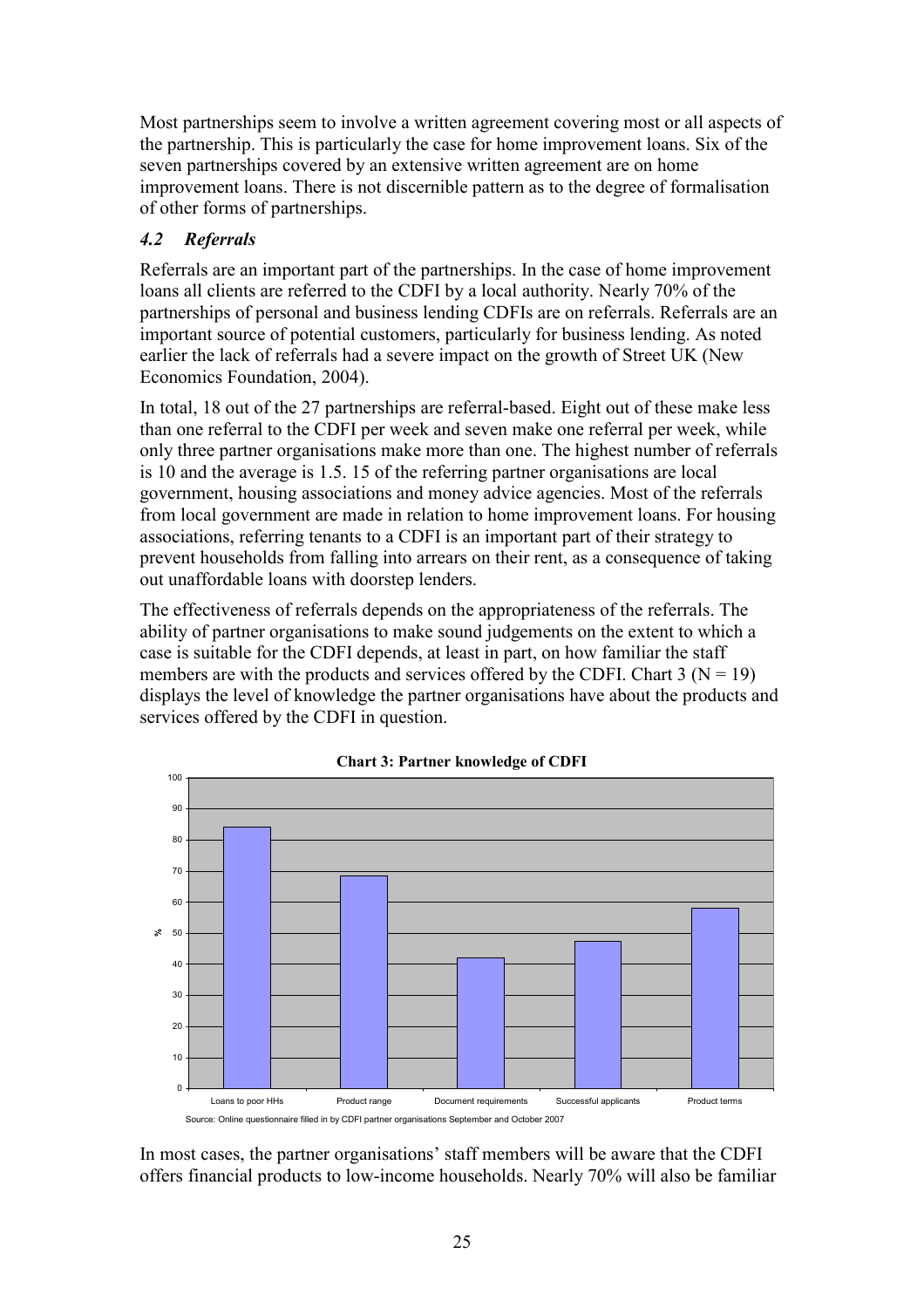Most partnerships seem to involve a written agreement covering most or all aspects of the partnership. This is particularly the case for home improvement loans. Six of the seven partnerships covered by an extensive written agreement are on home improvement loans. There is not discernible pattern as to the degree of formalisation of other forms of partnerships.

### *4.2 Referrals*

Referrals are an important part of the partnerships. In the case of home improvement loans all clients are referred to the CDFI by a local authority. Nearly 70% of the partnerships of personal and business lending CDFIs are on referrals. Referrals are an important source of potential customers, particularly for business lending. As noted earlier the lack of referrals had a severe impact on the growth of Street UK (New Economics Foundation, 2004).

In total, 18 out of the 27 partnerships are referral-based. Eight out of these make less than one referral to the CDFI per week and seven make one referral per week, while only three partner organisations make more than one. The highest number of referrals is 10 and the average is 1.5. 15 of the referring partner organisations are local government, housing associations and money advice agencies. Most of the referrals from local government are made in relation to home improvement loans. For housing associations, referring tenants to a CDFI is an important part of their strategy to prevent households from falling into arrears on their rent, as a consequence of taking out unaffordable loans with doorstep lenders.

The effectiveness of referrals depends on the appropriateness of the referrals. The ability of partner organisations to make sound judgements on the extent to which a case is suitable for the CDFI depends, at least in part, on how familiar the staff members are with the products and services offered by the CDFI. Chart 3 (N = 19) displays the level of knowledge the partner organisations have about the products and services offered by the CDFI in question.

**Chart 3: Partner knowledge of CDFI**

| | % |
|---|---|
| Loans to poor HHs | 84 |
| Product range | 68 |
| Document requirements | 42 |
| Successful applicants | 47 |
| Product terms | 58 |

Source: Online questionnaire filled in by CDFI partner organisations September and October 2007

In most cases, the partner organisations' staff members will be aware that the CDFI offers financial products to low-income households. Nearly 70% will also be familiar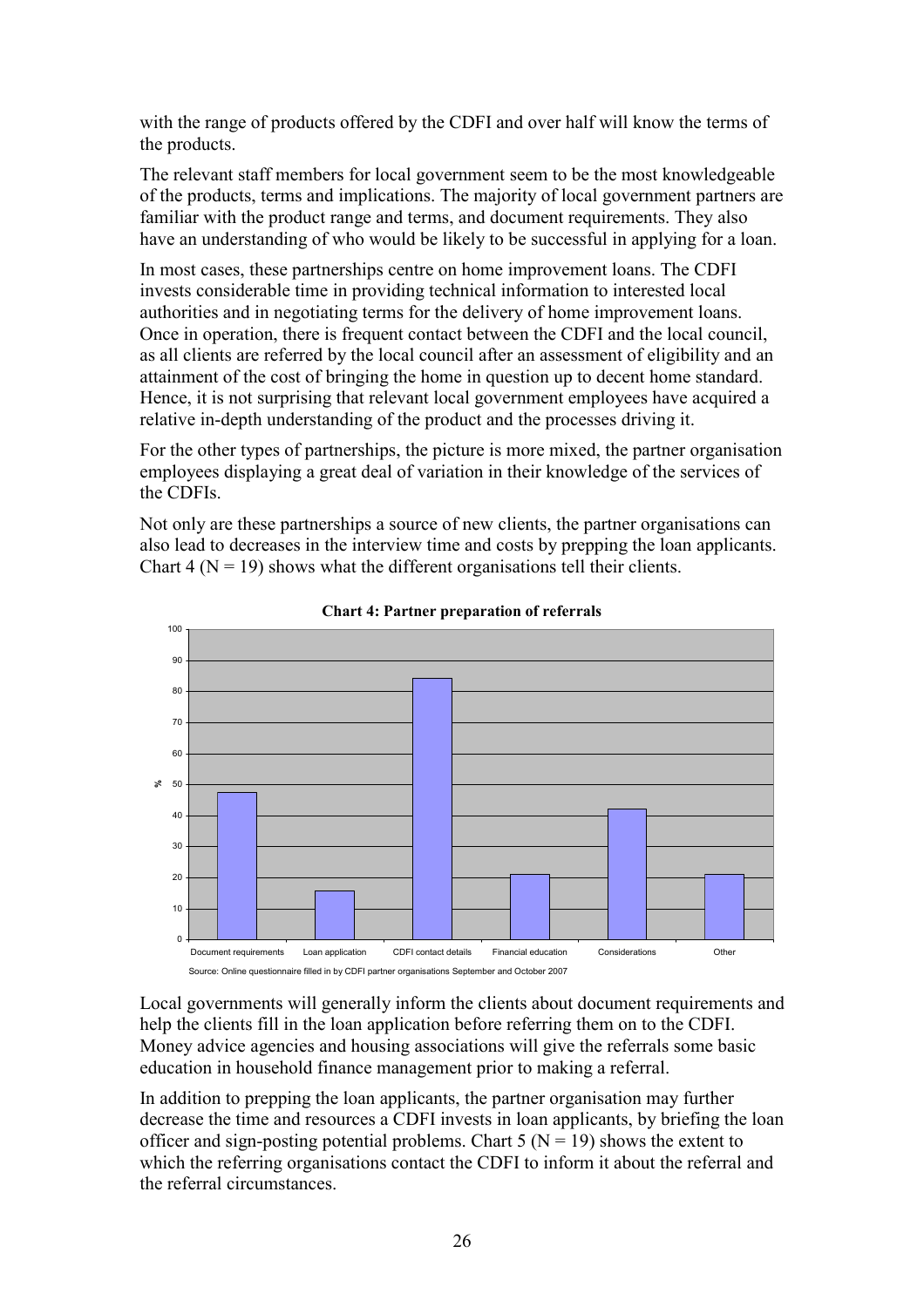with the range of products offered by the CDFI and over half will know the terms of the products.

The relevant staff members for local government seem to be the most knowledgeable of the products, terms and implications. The majority of local government partners are familiar with the product range and terms, and document requirements. They also have an understanding of who would be likely to be successful in applying for a loan.

In most cases, these partnerships centre on home improvement loans. The CDFI invests considerable time in providing technical information to interested local authorities and in negotiating terms for the delivery of home improvement loans. Once in operation, there is frequent contact between the CDFI and the local council, as all clients are referred by the local council after an assessment of eligibility and an attainment of the cost of bringing the home in question up to decent home standard. Hence, it is not surprising that relevant local government employees have acquired a relative in-depth understanding of the product and the processes driving it.

For the other types of partnerships, the picture is more mixed, the partner organisation employees displaying a great deal of variation in their knowledge of the services of the CDFIs.

Not only are these partnerships a source of new clients, the partner organisations can also lead to decreases in the interview time and costs by prepping the loan applicants. Chart 4 (N = 19) shows what the different organisations tell their clients.

**Chart 4: Partner preparation of referrals**

| | % |
|---|---|
| Document requirements | 47 |
| Loan application | 16 |
| CDFI contact details | 84 |
| Financial education | 21 |
| Considerations | 42 |
| Other | 21 |

Source: Online questionnaire filled in by CDFI partner organisations September and October 2007

Local governments will generally inform the clients about document requirements and help the clients fill in the loan application before referring them on to the CDFI. Money advice agencies and housing associations will give the referrals some basic education in household finance management prior to making a referral.

In addition to prepping the loan applicants, the partner organisation may further decrease the time and resources a CDFI invests in loan applicants, by briefing the loan officer and sign-posting potential problems. Chart 5 (N = 19) shows the extent to which the referring organisations contact the CDFI to inform it about the referral and the referral circumstances.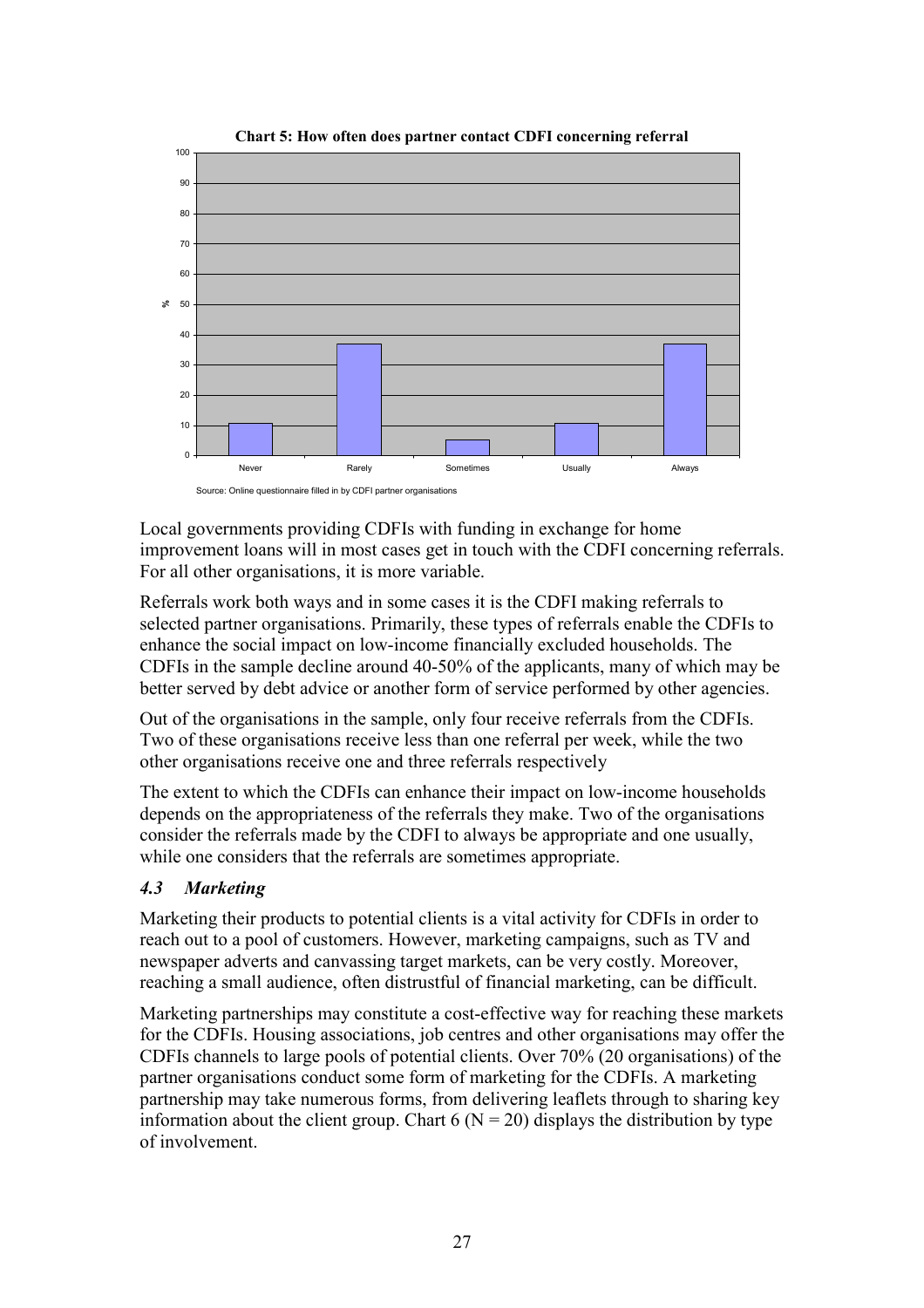**Chart 5: How often does partner contact CDFI concerning referral**

Source: Online questionnaire filled in by CDFI partner organisations

Local governments providing CDFIs with funding in exchange for home improvement loans will in most cases get in touch with the CDFI concerning referrals. For all other organisations, it is more variable.

Referrals work both ways and in some cases it is the CDFI making referrals to selected partner organisations. Primarily, these types of referrals enable the CDFIs to enhance the social impact on low-income financially excluded households. The CDFIs in the sample decline around 40-50% of the applicants, many of which may be better served by debt advice or another form of service performed by other agencies.

Out of the organisations in the sample, only four receive referrals from the CDFIs. Two of these organisations receive less than one referral per week, while the two other organisations receive one and three referrals respectively

The extent to which the CDFIs can enhance their impact on low-income households depends on the appropriateness of the referrals they make. Two of the organisations consider the referrals made by the CDFI to always be appropriate and one usually, while one considers that the referrals are sometimes appropriate.

### *4.3 Marketing*

Marketing their products to potential clients is a vital activity for CDFIs in order to reach out to a pool of customers. However, marketing campaigns, such as TV and newspaper adverts and canvassing target markets, can be very costly. Moreover, reaching a small audience, often distrustful of financial marketing, can be difficult.

Marketing partnerships may constitute a cost-effective way for reaching these markets for the CDFIs. Housing associations, job centres and other organisations may offer the CDFIs channels to large pools of potential clients. Over 70% (20 organisations) of the partner organisations conduct some form of marketing for the CDFIs. A marketing partnership may take numerous forms, from delivering leaflets through to sharing key information about the client group. Chart 6 (N = 20) displays the distribution by type of involvement.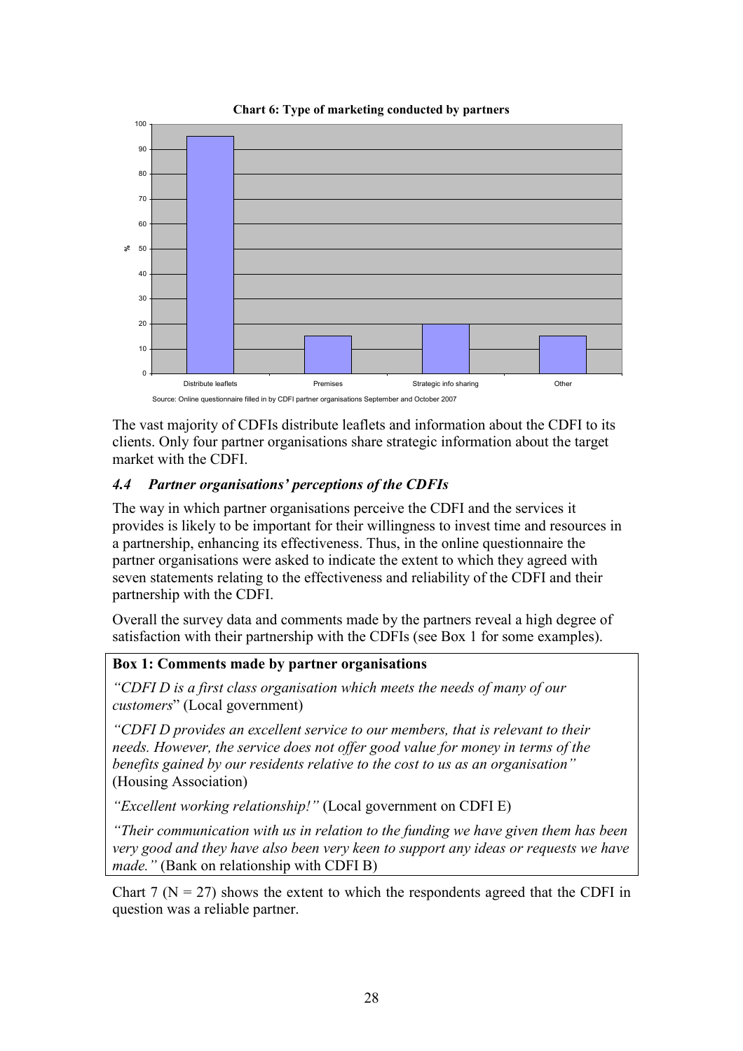**Chart 6: Type of marketing conducted by partners**

| Type of marketing | % |
|---|---|
| Distribute leaflets | 95 |
| Premises | 15 |
| Strategic info sharing | 20 |
| Other | 15 |

Source: Online questionnaire filled in by CDFI partner organisations September and October 2007

The vast majority of CDFIs distribute leaflets and information about the CDFI to its clients. Only four partner organisations share strategic information about the target market with the CDFI.

### *4.4 Partner organisations' perceptions of the CDFIs*

The way in which partner organisations perceive the CDFI and the services it provides is likely to be important for their willingness to invest time and resources in a partnership, enhancing its effectiveness. Thus, in the online questionnaire the partner organisations were asked to indicate the extent to which they agreed with seven statements relating to the effectiveness and reliability of the CDFI and their partnership with the CDFI.

Overall the survey data and comments made by the partners reveal a high degree of satisfaction with their partnership with the CDFIs (see Box 1 for some examples).

**Box 1: Comments made by partner organisations**

*"CDFI D is a first class organisation which meets the needs of many of our customers*" (Local government)

*"CDFI D provides an excellent service to our members, that is relevant to their needs. However, the service does not offer good value for money in terms of the benefits gained by our residents relative to the cost to us as an organisation"* (Housing Association)

*"Excellent working relationship!"* (Local government on CDFI E)

*"Their communication with us in relation to the funding we have given them has been very good and they have also been very keen to support any ideas or requests we have made."* (Bank on relationship with CDFI B)

Chart 7 ($N = 27$) shows the extent to which the respondents agreed that the CDFI in question was a reliable partner.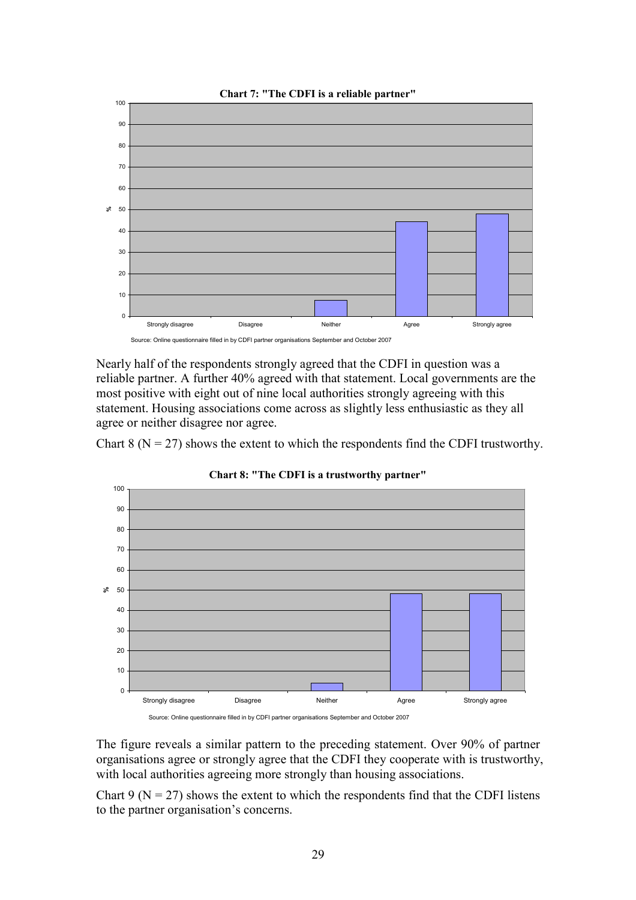**Chart 7: "The CDFI is a reliable partner"**

Source: Online questionnaire filled in by CDFI partner organisations September and October 2007

Nearly half of the respondents strongly agreed that the CDFI in question was a reliable partner. A further 40% agreed with that statement. Local governments are the most positive with eight out of nine local authorities strongly agreeing with this statement. Housing associations come across as slightly less enthusiastic as they all agree or neither disagree nor agree.

Chart 8 (N = 27) shows the extent to which the respondents find the CDFI trustworthy.

**Chart 8: "The CDFI is a trustworthy partner"**

Source: Online questionnaire filled in by CDFI partner organisations September and October 2007

The figure reveals a similar pattern to the preceding statement. Over 90% of partner organisations agree or strongly agree that the CDFI they cooperate with is trustworthy, with local authorities agreeing more strongly than housing associations.

Chart 9 (N = 27) shows the extent to which the respondents find that the CDFI listens to the partner organisation's concerns.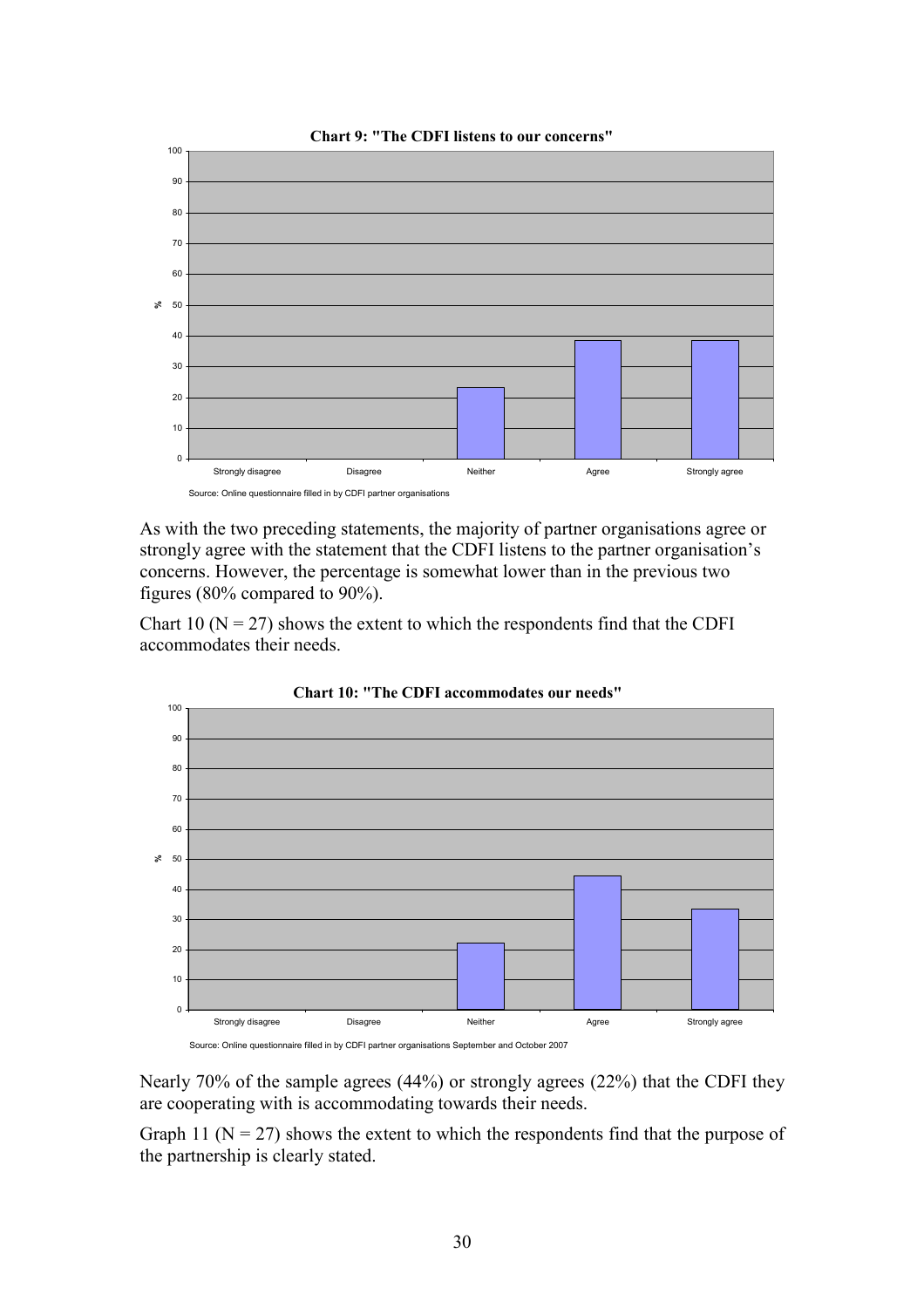**Chart 9: "The CDFI listens to our concerns"**

Source: Online questionnaire filled in by CDFI partner organisations

As with the two preceding statements, the majority of partner organisations agree or strongly agree with the statement that the CDFI listens to the partner organisation's concerns. However, the percentage is somewhat lower than in the previous two figures (80% compared to 90%).

Chart 10 (N = 27) shows the extent to which the respondents find that the CDFI accommodates their needs.

**Chart 10: "The CDFI accommodates our needs"**

Source: Online questionnaire filled in by CDFI partner organisations September and October 2007

Nearly 70% of the sample agrees (44%) or strongly agrees (22%) that the CDFI they are cooperating with is accommodating towards their needs.

Graph 11 (N = 27) shows the extent to which the respondents find that the purpose of the partnership is clearly stated.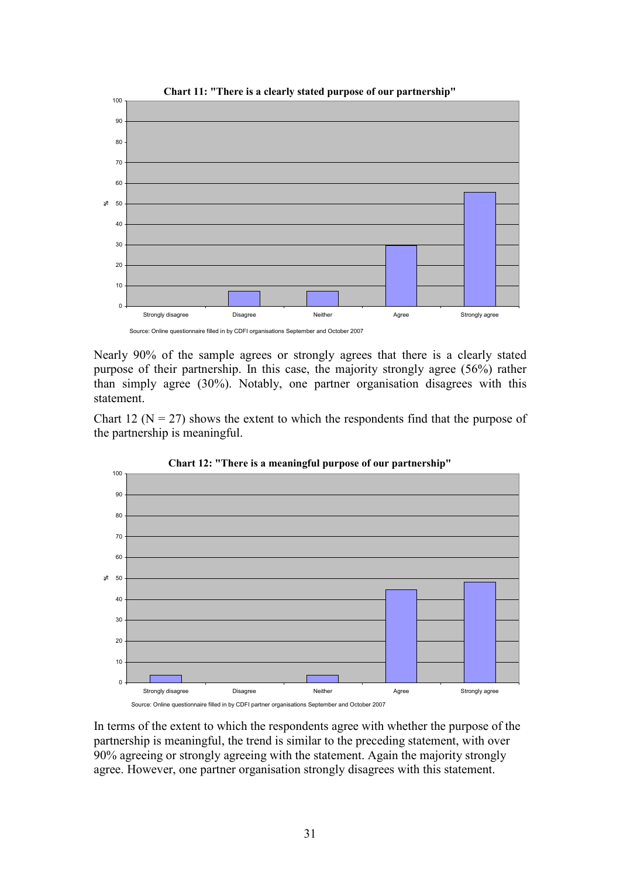**Chart 11: "There is a clearly stated purpose of our partnership"**

| Response | % |
|---|---|
| Strongly disagree | 0 |
| Disagree | 7 |
| Neither | 7 |
| Agree | 30 |
| Strongly agree | 56 |

Source: Online questionnaire filled in by CDFI organisations September and October 2007

Nearly 90% of the sample agrees or strongly agrees that there is a clearly stated purpose of their partnership. In this case, the majority strongly agree (56%) rather than simply agree (30%). Notably, one partner organisation disagrees with this statement.

Chart 12 (N = 27) shows the extent to which the respondents find that the purpose of the partnership is meaningful.

**Chart 12: "There is a meaningful purpose of our partnership"**

| Response | % |
|---|---|
| Strongly disagree | 4 |
| Disagree | 0 |
| Neither | 4 |
| Agree | 44 |
| Strongly agree | 48 |

Source: Online questionnaire filled in by CDFI partner organisations September and October 2007

In terms of the extent to which the respondents agree with whether the purpose of the partnership is meaningful, the trend is similar to the preceding statement, with over 90% agreeing or strongly agreeing with the statement. Again the majority strongly agree. However, one partner organisation strongly disagrees with this statement.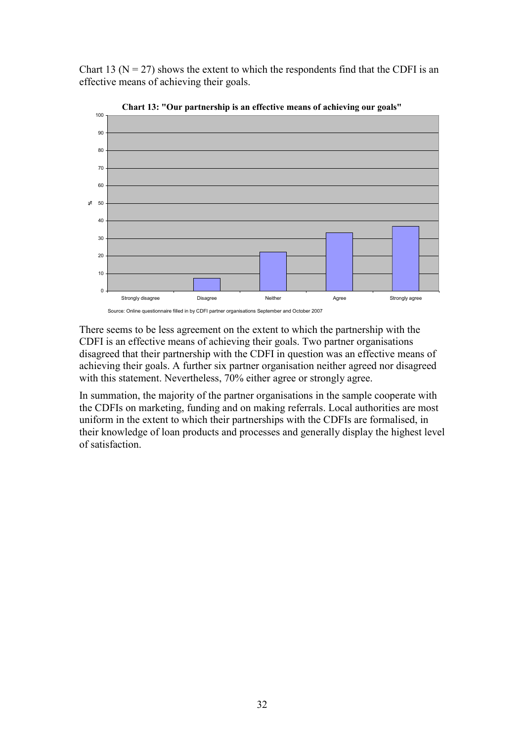Chart 13 (N = 27) shows the extent to which the respondents find that the CDFI is an effective means of achieving their goals.

**Chart 13: "Our partnership is an effective means of achieving our goals"**

Source: Online questionnaire filled in by CDFI partner organisations September and October 2007

There seems to be less agreement on the extent to which the partnership with the CDFI is an effective means of achieving their goals. Two partner organisations disagreed that their partnership with the CDFI in question was an effective means of achieving their goals. A further six partner organisation neither agreed nor disagreed with this statement. Nevertheless, 70% either agree or strongly agree.

In summation, the majority of the partner organisations in the sample cooperate with the CDFIs on marketing, funding and on making referrals. Local authorities are most uniform in the extent to which their partnerships with the CDFIs are formalised, in their knowledge of loan products and processes and generally display the highest level of satisfaction.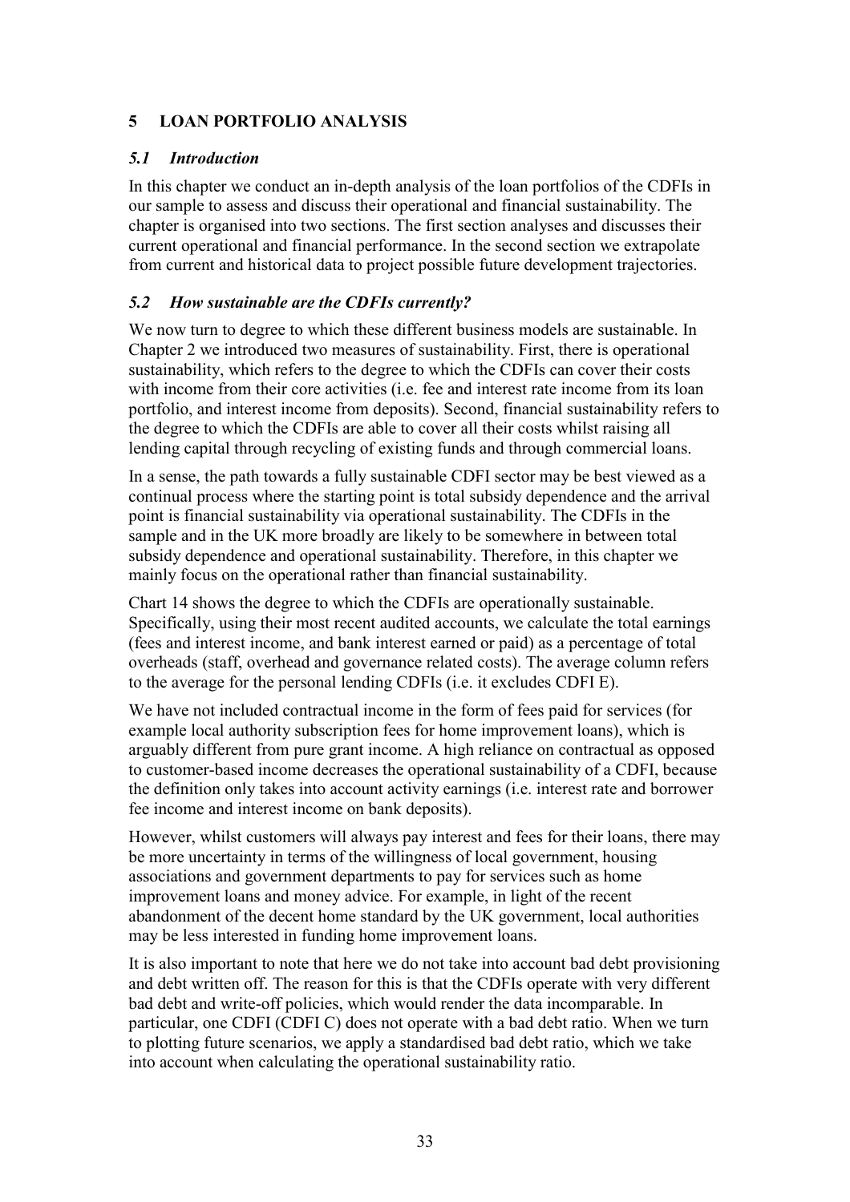# 5 LOAN PORTFOLIO ANALYSIS

## *5.1 Introduction*

In this chapter we conduct an in-depth analysis of the loan portfolios of the CDFIs in our sample to assess and discuss their operational and financial sustainability. The chapter is organised into two sections. The first section analyses and discusses their current operational and financial performance. In the second section we extrapolate from current and historical data to project possible future development trajectories.

## *5.2 How sustainable are the CDFIs currently?*

We now turn to degree to which these different business models are sustainable. In Chapter 2 we introduced two measures of sustainability. First, there is operational sustainability, which refers to the degree to which the CDFIs can cover their costs with income from their core activities (i.e. fee and interest rate income from its loan portfolio, and interest income from deposits). Second, financial sustainability refers to the degree to which the CDFIs are able to cover all their costs whilst raising all lending capital through recycling of existing funds and through commercial loans.

In a sense, the path towards a fully sustainable CDFI sector may be best viewed as a continual process where the starting point is total subsidy dependence and the arrival point is financial sustainability via operational sustainability. The CDFIs in the sample and in the UK more broadly are likely to be somewhere in between total subsidy dependence and operational sustainability. Therefore, in this chapter we mainly focus on the operational rather than financial sustainability.

Chart 14 shows the degree to which the CDFIs are operationally sustainable. Specifically, using their most recent audited accounts, we calculate the total earnings (fees and interest income, and bank interest earned or paid) as a percentage of total overheads (staff, overhead and governance related costs). The average column refers to the average for the personal lending CDFIs (i.e. it excludes CDFI E).

We have not included contractual income in the form of fees paid for services (for example local authority subscription fees for home improvement loans), which is arguably different from pure grant income. A high reliance on contractual as opposed to customer-based income decreases the operational sustainability of a CDFI, because the definition only takes into account activity earnings (i.e. interest rate and borrower fee income and interest income on bank deposits).

However, whilst customers will always pay interest and fees for their loans, there may be more uncertainty in terms of the willingness of local government, housing associations and government departments to pay for services such as home improvement loans and money advice. For example, in light of the recent abandonment of the decent home standard by the UK government, local authorities may be less interested in funding home improvement loans.

It is also important to note that here we do not take into account bad debt provisioning and debt written off. The reason for this is that the CDFIs operate with very different bad debt and write-off policies, which would render the data incomparable. In particular, one CDFI (CDFI C) does not operate with a bad debt ratio. When we turn to plotting future scenarios, we apply a standardised bad debt ratio, which we take into account when calculating the operational sustainability ratio.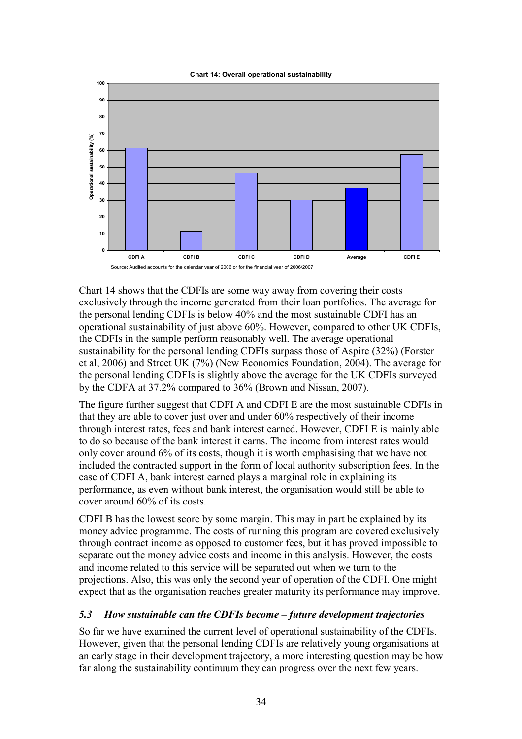**Chart 14: Overall operational sustainability**

Source: Audited accounts for the calendar year of 2006 or for the financial year of 2006/2007

Chart 14 shows that the CDFIs are some way away from covering their costs exclusively through the income generated from their loan portfolios. The average for the personal lending CDFIs is below 40% and the most sustainable CDFI has an operational sustainability of just above 60%. However, compared to other UK CDFIs, the CDFIs in the sample perform reasonably well. The average operational sustainability for the personal lending CDFIs surpass those of Aspire (32%) (Forster et al, 2006) and Street UK (7%) (New Economics Foundation, 2004). The average for the personal lending CDFIs is slightly above the average for the UK CDFIs surveyed by the CDFA at 37.2% compared to 36% (Brown and Nissan, 2007).

The figure further suggest that CDFI A and CDFI E are the most sustainable CDFIs in that they are able to cover just over and under 60% respectively of their income through interest rates, fees and bank interest earned. However, CDFI E is mainly able to do so because of the bank interest it earns. The income from interest rates would only cover around 6% of its costs, though it is worth emphasising that we have not included the contracted support in the form of local authority subscription fees. In the case of CDFI A, bank interest earned plays a marginal role in explaining its performance, as even without bank interest, the organisation would still be able to cover around 60% of its costs.

CDFI B has the lowest score by some margin. This may in part be explained by its money advice programme. The costs of running this program are covered exclusively through contract income as opposed to customer fees, but it has proved impossible to separate out the money advice costs and income in this analysis. However, the costs and income related to this service will be separated out when we turn to the projections. Also, this was only the second year of operation of the CDFI. One might expect that as the organisation reaches greater maturity its performance may improve.

### *5.3 How sustainable can the CDFIs become – future development trajectories*

So far we have examined the current level of operational sustainability of the CDFIs. However, given that the personal lending CDFIs are relatively young organisations at an early stage in their development trajectory, a more interesting question may be how far along the sustainability continuum they can progress over the next few years.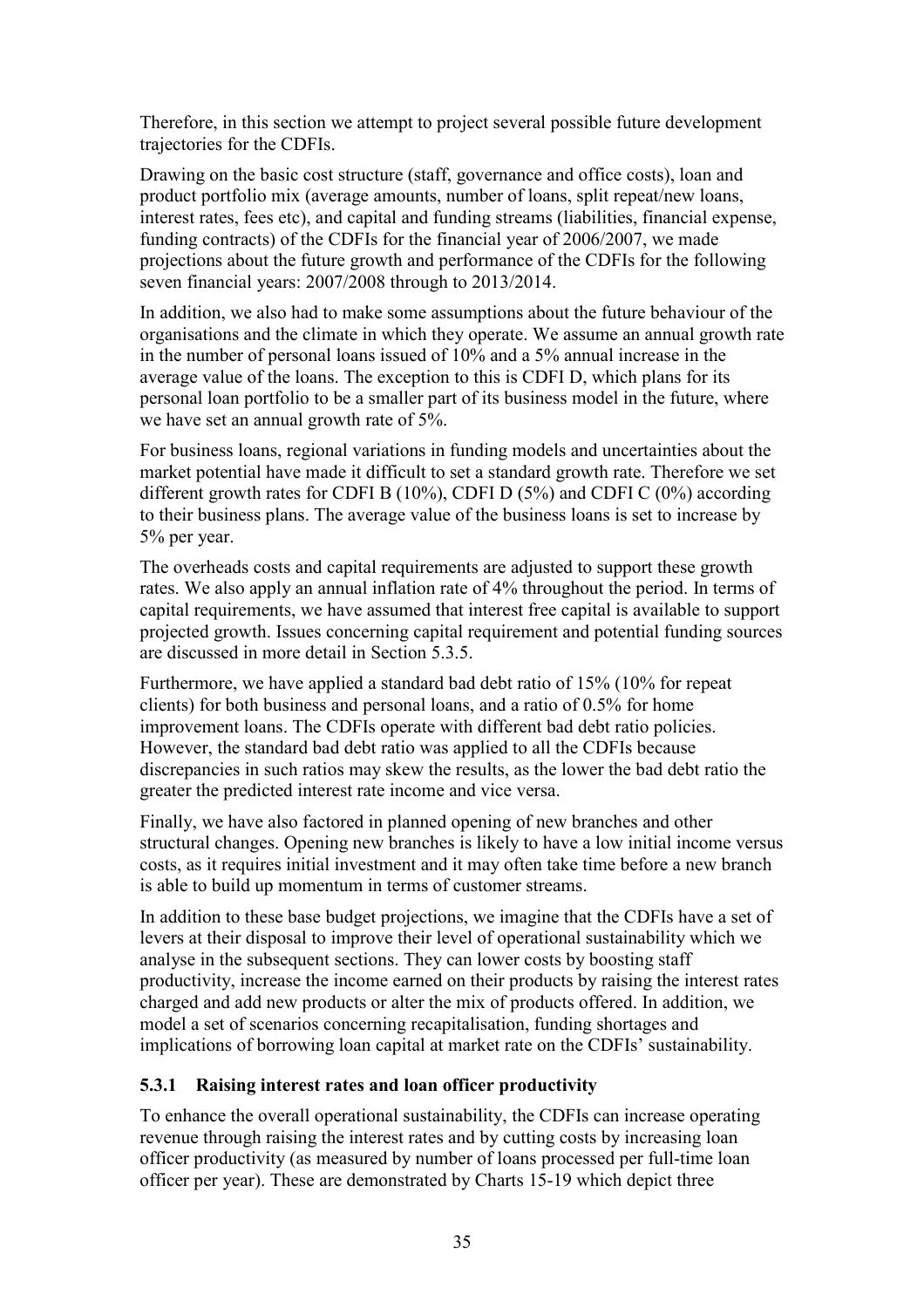Therefore, in this section we attempt to project several possible future development trajectories for the CDFIs.

Drawing on the basic cost structure (staff, governance and office costs), loan and product portfolio mix (average amounts, number of loans, split repeat/new loans, interest rates, fees etc), and capital and funding streams (liabilities, financial expense, funding contracts) of the CDFIs for the financial year of 2006/2007, we made projections about the future growth and performance of the CDFIs for the following seven financial years: 2007/2008 through to 2013/2014.

In addition, we also had to make some assumptions about the future behaviour of the organisations and the climate in which they operate. We assume an annual growth rate in the number of personal loans issued of 10% and a 5% annual increase in the average value of the loans. The exception to this is CDFI D, which plans for its personal loan portfolio to be a smaller part of its business model in the future, where we have set an annual growth rate of 5%.

For business loans, regional variations in funding models and uncertainties about the market potential have made it difficult to set a standard growth rate. Therefore we set different growth rates for CDFI B (10%), CDFI D (5%) and CDFI C (0%) according to their business plans. The average value of the business loans is set to increase by 5% per year.

The overheads costs and capital requirements are adjusted to support these growth rates. We also apply an annual inflation rate of 4% throughout the period. In terms of capital requirements, we have assumed that interest free capital is available to support projected growth. Issues concerning capital requirement and potential funding sources are discussed in more detail in Section 5.3.5.

Furthermore, we have applied a standard bad debt ratio of 15% (10% for repeat clients) for both business and personal loans, and a ratio of 0.5% for home improvement loans. The CDFIs operate with different bad debt ratio policies. However, the standard bad debt ratio was applied to all the CDFIs because discrepancies in such ratios may skew the results, as the lower the bad debt ratio the greater the predicted interest rate income and vice versa.

Finally, we have also factored in planned opening of new branches and other structural changes. Opening new branches is likely to have a low initial income versus costs, as it requires initial investment and it may often take time before a new branch is able to build up momentum in terms of customer streams.

In addition to these base budget projections, we imagine that the CDFIs have a set of levers at their disposal to improve their level of operational sustainability which we analyse in the subsequent sections. They can lower costs by boosting staff productivity, increase the income earned on their products by raising the interest rates charged and add new products or alter the mix of products offered. In addition, we model a set of scenarios concerning recapitalisation, funding shortages and implications of borrowing loan capital at market rate on the CDFIs' sustainability.

### 5.3.1 Raising interest rates and loan officer productivity

To enhance the overall operational sustainability, the CDFIs can increase operating revenue through raising the interest rates and by cutting costs by increasing loan officer productivity (as measured by number of loans processed per full-time loan officer per year). These are demonstrated by Charts 15-19 which depict three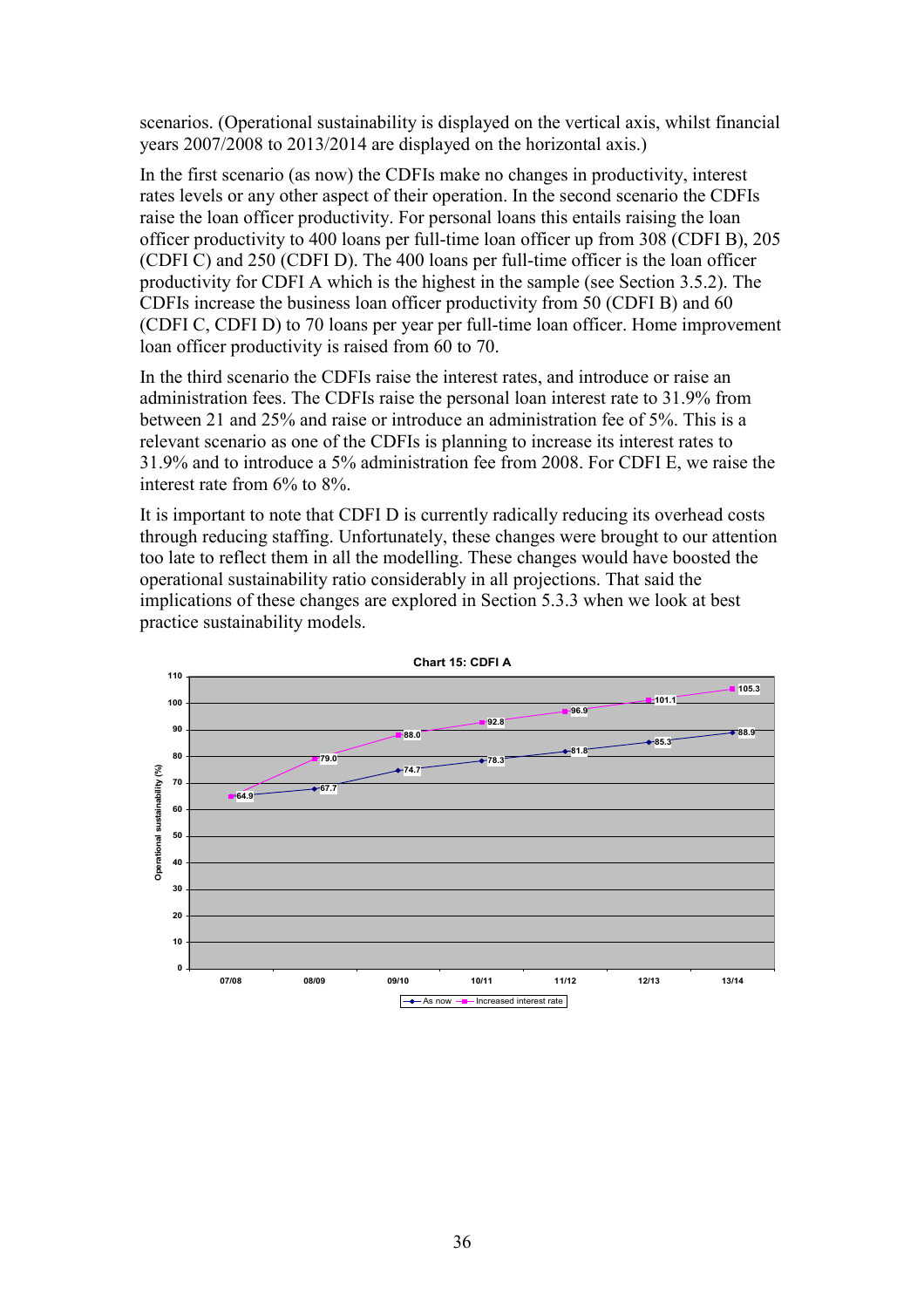scenarios. (Operational sustainability is displayed on the vertical axis, whilst financial years 2007/2008 to 2013/2014 are displayed on the horizontal axis.)

In the first scenario (as now) the CDFIs make no changes in productivity, interest rates levels or any other aspect of their operation. In the second scenario the CDFIs raise the loan officer productivity. For personal loans this entails raising the loan officer productivity to 400 loans per full-time loan officer up from 308 (CDFI B), 205 (CDFI C) and 250 (CDFI D). The 400 loans per full-time officer is the loan officer productivity for CDFI A which is the highest in the sample (see Section 3.5.2). The CDFIs increase the business loan officer productivity from 50 (CDFI B) and 60 (CDFI C, CDFI D) to 70 loans per year per full-time loan officer. Home improvement loan officer productivity is raised from 60 to 70.

In the third scenario the CDFIs raise the interest rates, and introduce or raise an administration fees. The CDFIs raise the personal loan interest rate to 31.9% from between 21 and 25% and raise or introduce an administration fee of 5%. This is a relevant scenario as one of the CDFIs is planning to increase its interest rates to 31.9% and to introduce a 5% administration fee from 2008. For CDFI E, we raise the interest rate from 6% to 8%.

It is important to note that CDFI D is currently radically reducing its overhead costs through reducing staffing. Unfortunately, these changes were brought to our attention too late to reflect them in all the modelling. These changes would have boosted the operational sustainability ratio considerably in all projections. That said the implications of these changes are explored in Section 5.3.3 when we look at best practice sustainability models.

**Chart 15: CDFI A**

| Year | As now | Increased interest rate |
|---|---|---|
| 07/08 | 64.9 | 64.9 |
| 08/09 | 67.7 | 79.0 |
| 09/10 | 74.7 | 88.0 |
| 10/11 | 78.3 | 92.8 |
| 11/12 | 81.8 | 96.9 |
| 12/13 | 85.3 | 101.1 |
| 13/14 | 88.9 | 105.3 |

Operational sustainability (%)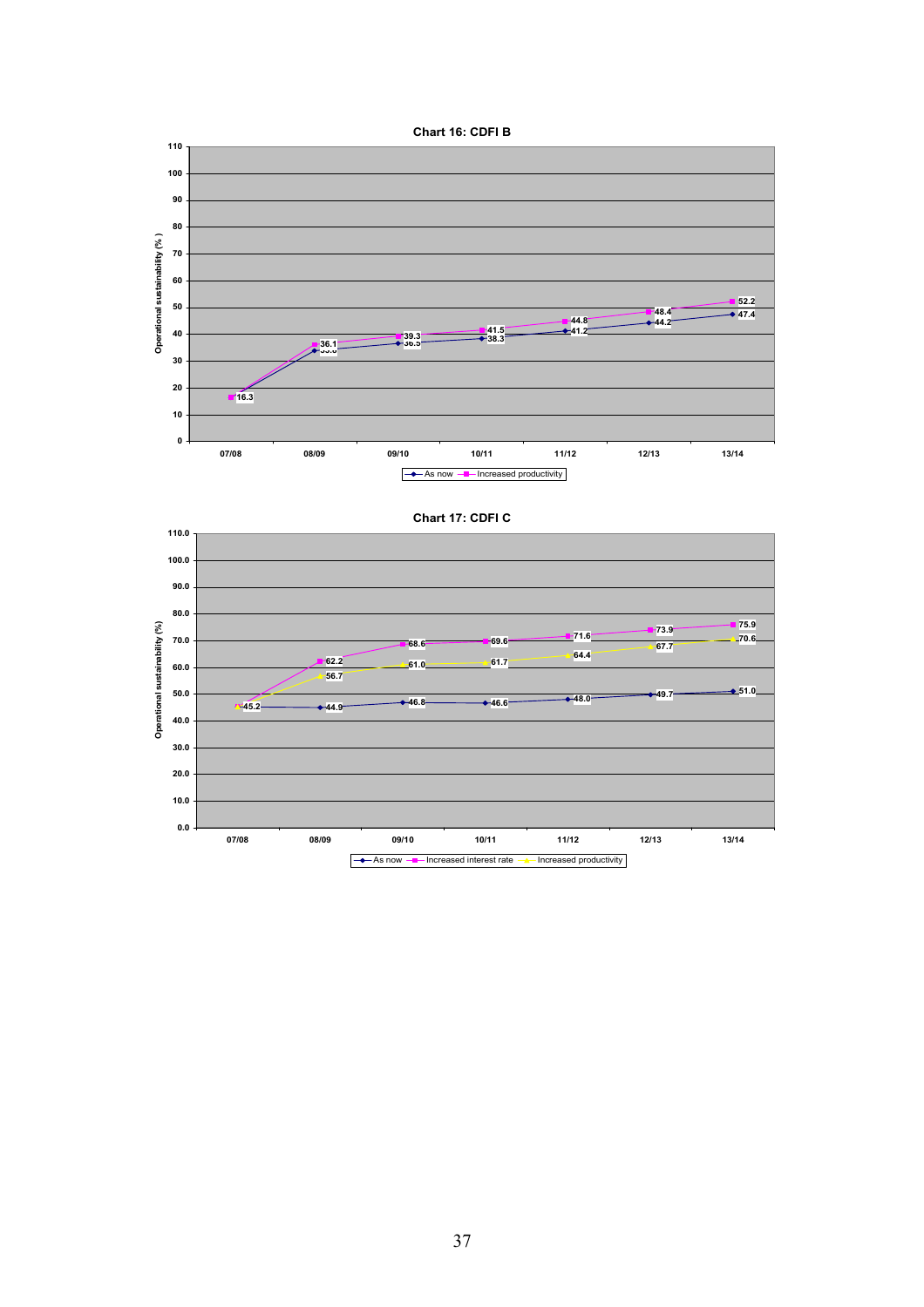**Chart 16: CDFI B**

Operational sustainability (%)

| | 07/08 | 08/09 | 09/10 | 10/11 | 11/12 | 12/13 | 13/14 |
|---|---|---|---|---|---|---|---|
| As now | 16.3 | 33.8 | 36.5 | 38.3 | 41.2 | 44.2 | 47.4 |
| Increased productivity | 16.3 | 36.1 | 39.3 | 41.5 | 44.8 | 48.4 | 52.2 |

**Chart 17: CDFI C**

Operational sustainability (%)

| | 07/08 | 08/09 | 09/10 | 10/11 | 11/12 | 12/13 | 13/14 |
|---|---|---|---|---|---|---|---|
| As now | 45.2 | 44.9 | 46.8 | 46.6 | 48.0 | 49.7 | 51.0 |
| Increased interest rate | 45.2 | 62.2 | 68.6 | 69.6 | 71.6 | 73.9 | 75.9 |
| Increased productivity | 45.2 | 56.7 | 61.0 | 61.7 | 64.4 | 67.7 | 70.6 |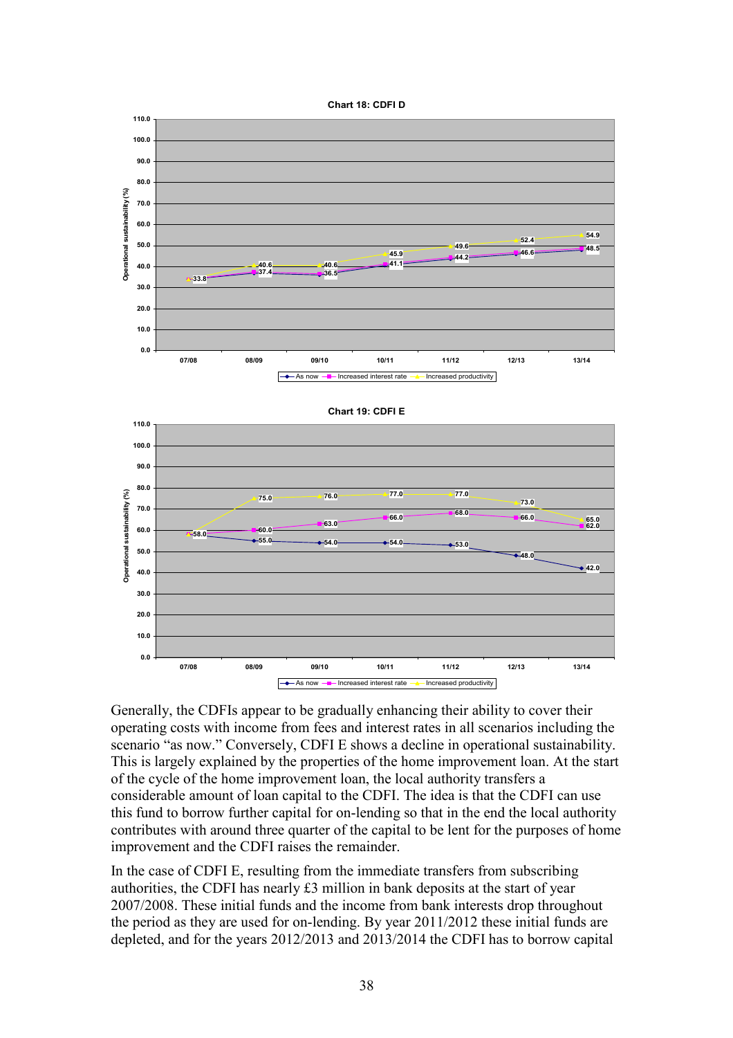**Chart 18: CDFI D**

| Year | As now | Increased interest rate | Increased productivity |
|---|---|---|---|
| 07/08 | 33.8 | | |
| 08/09 | 37.4 | | 40.6 |
| 09/10 | 36.5 | | 40.6 |
| 10/11 | 41.1 | | 45.9 |
| 11/12 | 44.2 | | 49.6 |
| 12/13 | 46.6 | | 52.4 |
| 13/14 | 48.5 | | 54.9 |

**Chart 19: CDFI E**

| Year | As now | Increased interest rate | Increased productivity |
|---|---|---|---|
| 07/08 | 58.0 | | |
| 08/09 | 55.0 | 60.0 | 75.0 |
| 09/10 | 54.0 | 63.0 | 76.0 |
| 10/11 | 54.0 | 66.0 | 77.0 |
| 11/12 | 53.0 | 68.0 | 77.0 |
| 12/13 | 48.0 | 66.0 | 73.0 |
| 13/14 | 42.0 | 62.0 | 65.0 |

Generally, the CDFIs appear to be gradually enhancing their ability to cover their operating costs with income from fees and interest rates in all scenarios including the scenario "as now." Conversely, CDFI E shows a decline in operational sustainability. This is largely explained by the properties of the home improvement loan. At the start of the cycle of the home improvement loan, the local authority transfers a considerable amount of loan capital to the CDFI. The idea is that the CDFI can use this fund to borrow further capital for on-lending so that in the end the local authority contributes with around three quarter of the capital to be lent for the purposes of home improvement and the CDFI raises the remainder.

In the case of CDFI E, resulting from the immediate transfers from subscribing authorities, the CDFI has nearly £3 million in bank deposits at the start of year 2007/2008. These initial funds and the income from bank interests drop throughout the period as they are used for on-lending. By year 2011/2012 these initial funds are depleted, and for the years 2012/2013 and 2013/2014 the CDFI has to borrow capital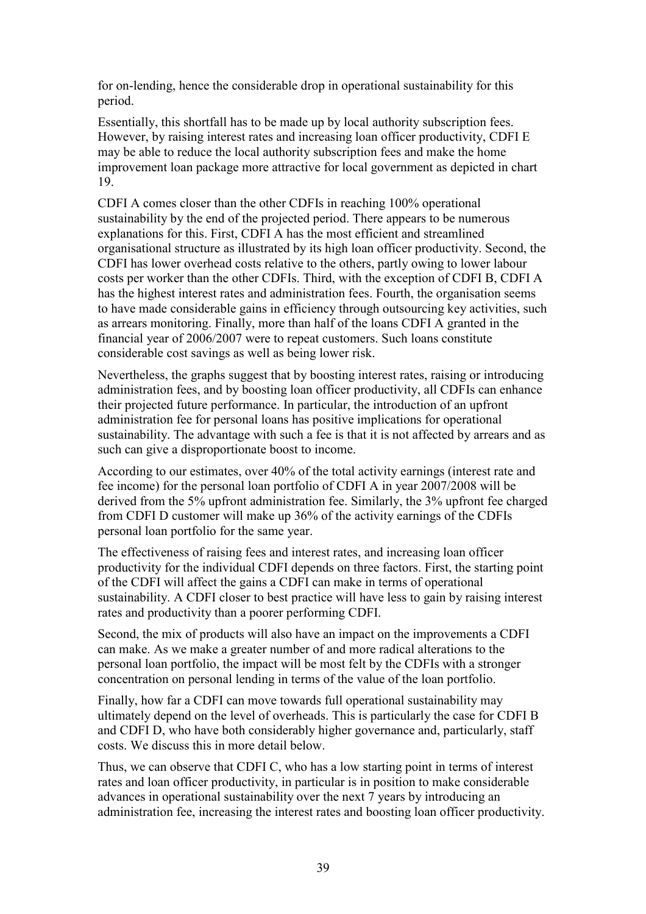for on-lending, hence the considerable drop in operational sustainability for this period.

Essentially, this shortfall has to be made up by local authority subscription fees. However, by raising interest rates and increasing loan officer productivity, CDFI E may be able to reduce the local authority subscription fees and make the home improvement loan package more attractive for local government as depicted in chart 19.

CDFI A comes closer than the other CDFIs in reaching 100% operational sustainability by the end of the projected period. There appears to be numerous explanations for this. First, CDFI A has the most efficient and streamlined organisational structure as illustrated by its high loan officer productivity. Second, the CDFI has lower overhead costs relative to the others, partly owing to lower labour costs per worker than the other CDFIs. Third, with the exception of CDFI B, CDFI A has the highest interest rates and administration fees. Fourth, the organisation seems to have made considerable gains in efficiency through outsourcing key activities, such as arrears monitoring. Finally, more than half of the loans CDFI A granted in the financial year of 2006/2007 were to repeat customers. Such loans constitute considerable cost savings as well as being lower risk.

Nevertheless, the graphs suggest that by boosting interest rates, raising or introducing administration fees, and by boosting loan officer productivity, all CDFIs can enhance their projected future performance. In particular, the introduction of an upfront administration fee for personal loans has positive implications for operational sustainability. The advantage with such a fee is that it is not affected by arrears and as such can give a disproportionate boost to income.

According to our estimates, over 40% of the total activity earnings (interest rate and fee income) for the personal loan portfolio of CDFI A in year 2007/2008 will be derived from the 5% upfront administration fee. Similarly, the 3% upfront fee charged from CDFI D customer will make up 36% of the activity earnings of the CDFIs personal loan portfolio for the same year.

The effectiveness of raising fees and interest rates, and increasing loan officer productivity for the individual CDFI depends on three factors. First, the starting point of the CDFI will affect the gains a CDFI can make in terms of operational sustainability. A CDFI closer to best practice will have less to gain by raising interest rates and productivity than a poorer performing CDFI.

Second, the mix of products will also have an impact on the improvements a CDFI can make. As we make a greater number of and more radical alterations to the personal loan portfolio, the impact will be most felt by the CDFIs with a stronger concentration on personal lending in terms of the value of the loan portfolio.

Finally, how far a CDFI can move towards full operational sustainability may ultimately depend on the level of overheads. This is particularly the case for CDFI B and CDFI D, who have both considerably higher governance and, particularly, staff costs. We discuss this in more detail below.

Thus, we can observe that CDFI C, who has a low starting point in terms of interest rates and loan officer productivity, in particular is in position to make considerable advances in operational sustainability over the next 7 years by introducing an administration fee, increasing the interest rates and boosting loan officer productivity.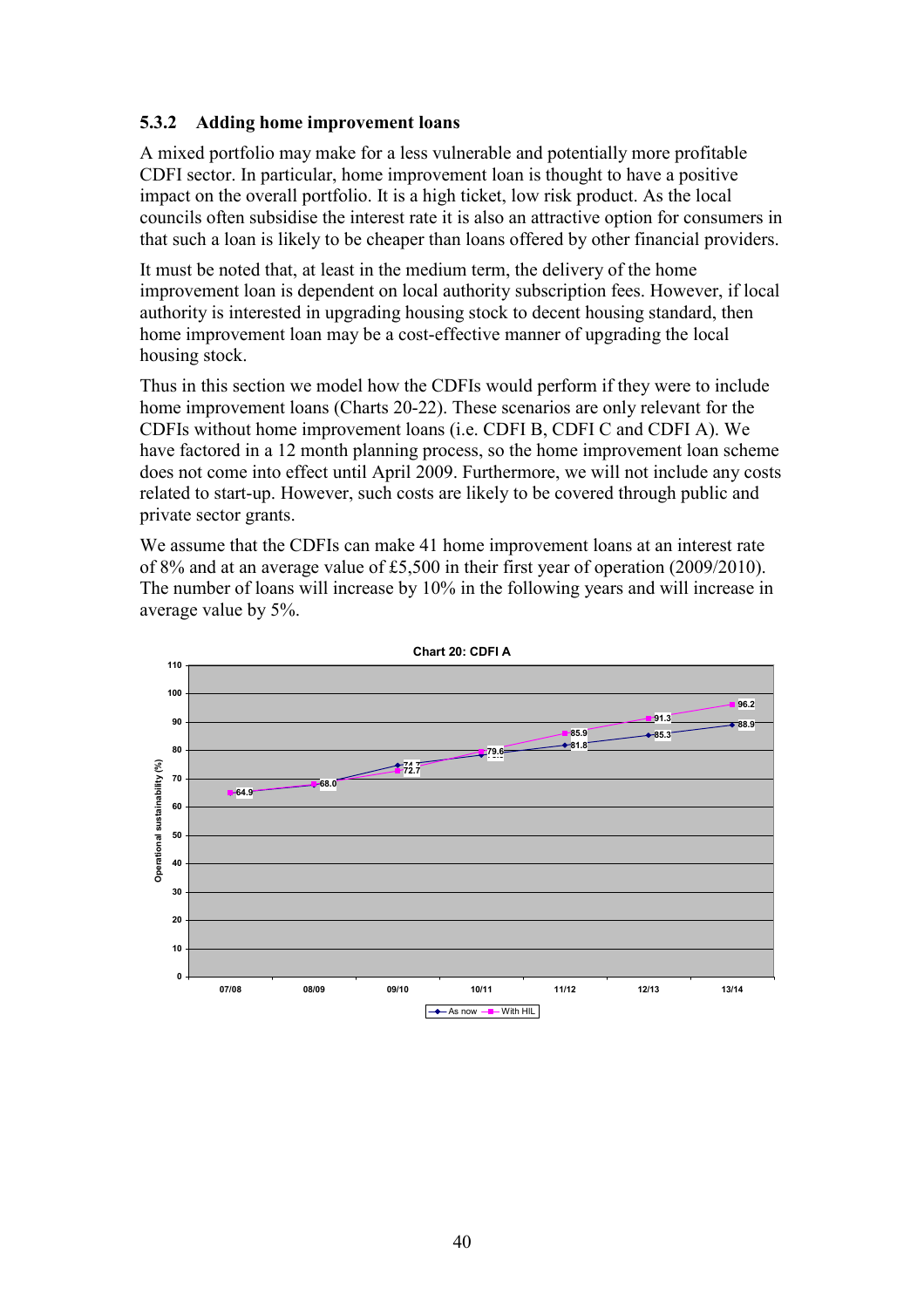### 5.3.2 Adding home improvement loans

A mixed portfolio may make for a less vulnerable and potentially more profitable CDFI sector. In particular, home improvement loan is thought to have a positive impact on the overall portfolio. It is a high ticket, low risk product. As the local councils often subsidise the interest rate it is also an attractive option for consumers in that such a loan is likely to be cheaper than loans offered by other financial providers.

It must be noted that, at least in the medium term, the delivery of the home improvement loan is dependent on local authority subscription fees. However, if local authority is interested in upgrading housing stock to decent housing standard, then home improvement loan may be a cost-effective manner of upgrading the local housing stock.

Thus in this section we model how the CDFIs would perform if they were to include home improvement loans (Charts 20-22). These scenarios are only relevant for the CDFIs without home improvement loans (i.e. CDFI B, CDFI C and CDFI A). We have factored in a 12 month planning process, so the home improvement loan scheme does not come into effect until April 2009. Furthermore, we will not include any costs related to start-up. However, such costs are likely to be covered through public and private sector grants.

We assume that the CDFIs can make 41 home improvement loans at an interest rate of 8% and at an average value of £5,500 in their first year of operation (2009/2010). The number of loans will increase by 10% in the following years and will increase in average value by 5%.

**Chart 20: CDFI A**

Operational sustainability (%)

| Year | As now | With HIL |
|---|---|---|
| 07/08 | 64.9 | 64.9 |
| 08/09 | 68.0 | 68.0 |
| 09/10 | 74.7 | 72.7 |
| 10/11 | | 79.6 |
| 11/12 | 81.8 | 85.9 |
| 12/13 | 85.3 | 91.3 |
| 13/14 | 88.9 | 96.2 |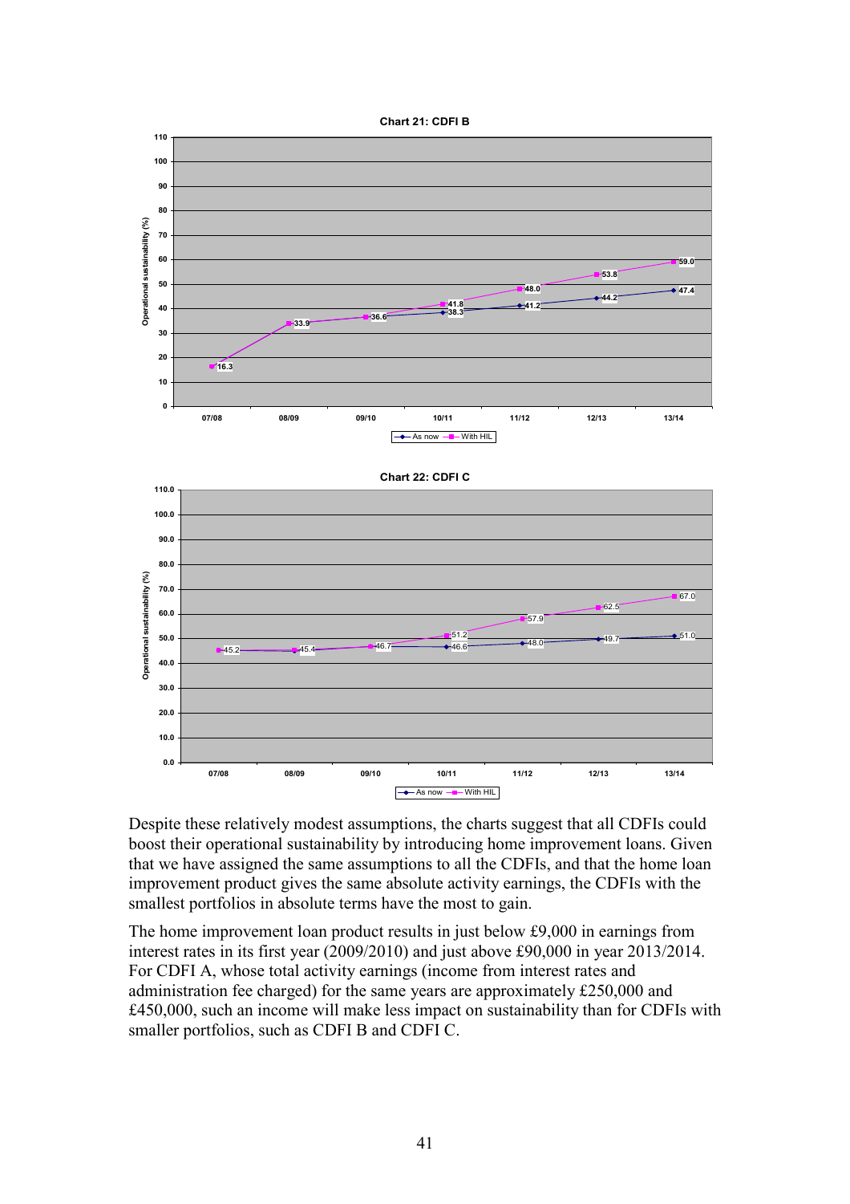**Chart 21: CDFI B**

| | 07/08 | 08/09 | 09/10 | 10/11 | 11/12 | 12/13 | 13/14 |
|---|---|---|---|---|---|---|---|
| As now | 16.3 | 33.9 | 36.6 | 38.3 | 41.2 | 44.2 | 47.4 |
| With HIL | 16.3 | 33.9 | 36.6 | 41.8 | 48.0 | 53.8 | 59.0 |

Operational sustainability (%)

**Chart 22: CDFI C**

| | 07/08 | 08/09 | 09/10 | 10/11 | 11/12 | 12/13 | 13/14 |
|---|---|---|---|---|---|---|---|
| As now | 45.2 | 45.4 | 46.7 | 46.6 | 48.0 | 49.7 | 51.0 |
| With HIL | 45.2 | 45.4 | 46.7 | 51.2 | 57.9 | 62.5 | 67.0 |

Operational sustainability (%)

Despite these relatively modest assumptions, the charts suggest that all CDFIs could boost their operational sustainability by introducing home improvement loans. Given that we have assigned the same assumptions to all the CDFIs, and that the home loan improvement product gives the same absolute activity earnings, the CDFIs with the smallest portfolios in absolute terms have the most to gain.

The home improvement loan product results in just below £9,000 in earnings from interest rates in its first year (2009/2010) and just above £90,000 in year 2013/2014. For CDFI A, whose total activity earnings (income from interest rates and administration fee charged) for the same years are approximately £250,000 and £450,000, such an income will make less impact on sustainability than for CDFIs with smaller portfolios, such as CDFI B and CDFI C.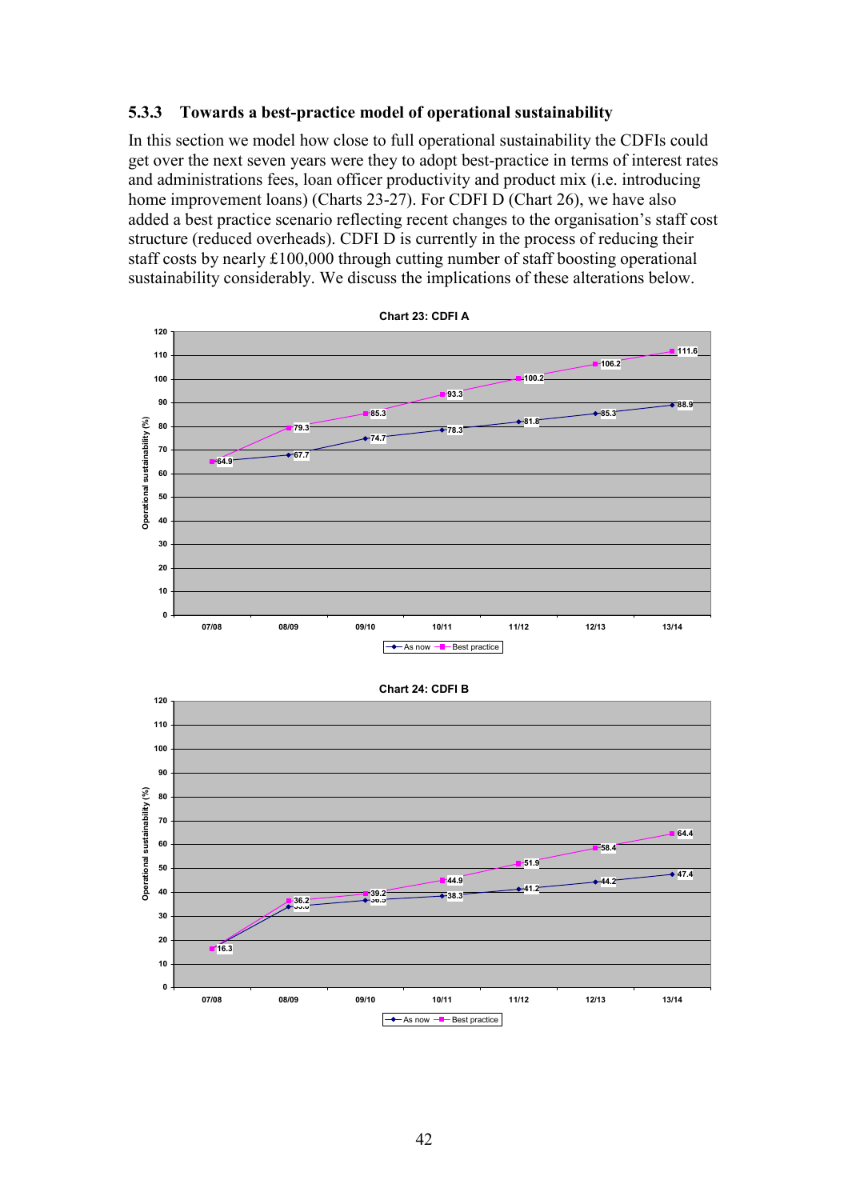### 5.3.3 Towards a best-practice model of operational sustainability

In this section we model how close to full operational sustainability the CDFIs could get over the next seven years were they to adopt best-practice in terms of interest rates and administrations fees, loan officer productivity and product mix (i.e. introducing home improvement loans) (Charts 23-27). For CDFI D (Chart 26), we have also added a best practice scenario reflecting recent changes to the organisation's staff cost structure (reduced overheads). CDFI D is currently in the process of reducing their staff costs by nearly £100,000 through cutting number of staff boosting operational sustainability considerably. We discuss the implications of these alterations below.

**Chart 23: CDFI A**

Operational sustainability (%)

| | 07/08 | 08/09 | 09/10 | 10/11 | 11/12 | 12/13 | 13/14 |
|---|---|---|---|---|---|---|---|
| As now | 64.9 | 67.7 | 74.7 | 78.3 | 81.8 | 85.3 | 88.9 |
| Best practice | 64.9 | 79.3 | 85.3 | 93.3 | 100.2 | 106.2 | 111.6 |

**Chart 24: CDFI B**

Operational sustainability (%)

| | 07/08 | 08/09 | 09/10 | 10/11 | 11/12 | 12/13 | 13/14 |
|---|---|---|---|---|---|---|---|
| As now | 16.3 | 33.8 | 36.5 | 38.3 | 41.2 | 44.2 | 47.4 |
| Best practice | 16.3 | 36.2 | 39.2 | 44.9 | 51.9 | 58.4 | 64.4 |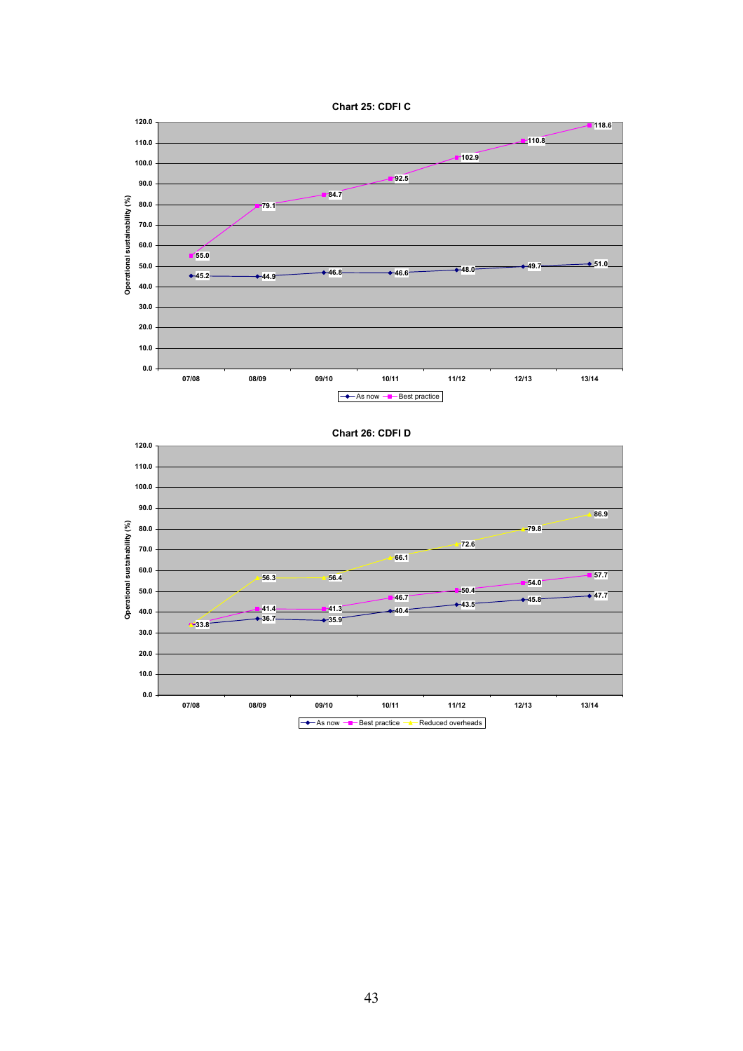**Chart 25: CDFI C**

Operational sustainability (%)

| | 07/08 | 08/09 | 09/10 | 10/11 | 11/12 | 12/13 | 13/14 |
|---|---|---|---|---|---|---|---|
| As now | 45.2 | 44.9 | 46.8 | 46.6 | 48.0 | 49.7 | 51.0 |
| Best practice | 55.0 | 79.1 | 84.7 | 92.5 | 102.9 | 110.8 | 118.6 |

**Chart 26: CDFI D**

Operational sustainability (%)

| | 07/08 | 08/09 | 09/10 | 10/11 | 11/12 | 12/13 | 13/14 |
|---|---|---|---|---|---|---|---|
| As now | 33.8 | 36.7 | 35.9 | 40.4 | 43.5 | 45.8 | 47.7 |
| Best practice | 33.8 | 41.4 | 41.3 | 46.7 | 50.4 | 54.0 | 57.7 |
| Reduced overheads | 33.8 | 56.3 | 56.4 | 66.1 | 72.6 | 79.8 | 86.9 |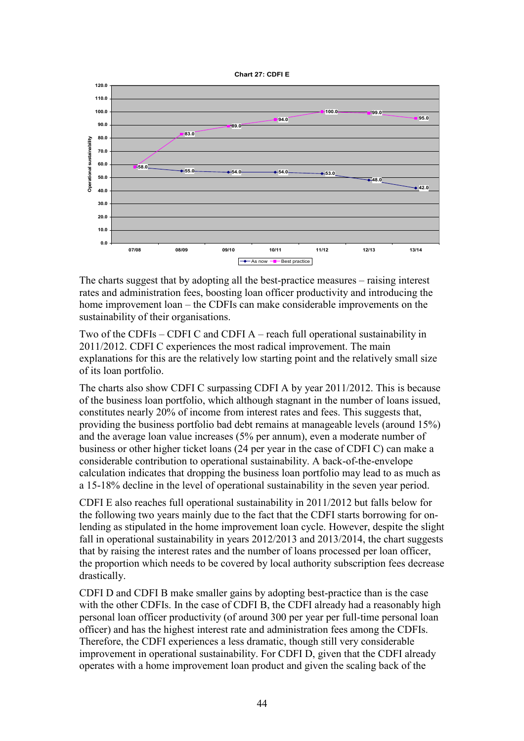**Chart 27: CDFI E**

| Year | As now | Best practice |
|---|---|---|
| 07/08 | 58.0 | 58.0 |
| 08/09 | 55.0 | 83.0 |
| 09/10 | 54.0 | 89.0 |
| 10/11 | 54.0 | 94.0 |
| 11/12 | 53.0 | 100.0 |
| 12/13 | 48.0 | 99.0 |
| 13/14 | 42.0 | 95.0 |

The charts suggest that by adopting all the best-practice measures – raising interest rates and administration fees, boosting loan officer productivity and introducing the home improvement loan – the CDFIs can make considerable improvements on the sustainability of their organisations.

Two of the CDFIs – CDFI C and CDFI A – reach full operational sustainability in 2011/2012. CDFI C experiences the most radical improvement. The main explanations for this are the relatively low starting point and the relatively small size of its loan portfolio.

The charts also show CDFI C surpassing CDFI A by year 2011/2012. This is because of the business loan portfolio, which although stagnant in the number of loans issued, constitutes nearly 20% of income from interest rates and fees. This suggests that, providing the business portfolio bad debt remains at manageable levels (around 15%) and the average loan value increases (5% per annum), even a moderate number of business or other higher ticket loans (24 per year in the case of CDFI C) can make a considerable contribution to operational sustainability. A back-of-the-envelope calculation indicates that dropping the business loan portfolio may lead to as much as a 15-18% decline in the level of operational sustainability in the seven year period.

CDFI E also reaches full operational sustainability in 2011/2012 but falls below for the following two years mainly due to the fact that the CDFI starts borrowing for on-lending as stipulated in the home improvement loan cycle. However, despite the slight fall in operational sustainability in years 2012/2013 and 2013/2014, the chart suggests that by raising the interest rates and the number of loans processed per loan officer, the proportion which needs to be covered by local authority subscription fees decrease drastically.

CDFI D and CDFI B make smaller gains by adopting best-practice than is the case with the other CDFIs. In the case of CDFI B, the CDFI already had a reasonably high personal loan officer productivity (of around 300 per year per full-time personal loan officer) and has the highest interest rate and administration fees among the CDFIs. Therefore, the CDFI experiences a less dramatic, though still very considerable improvement in operational sustainability. For CDFI D, given that the CDFI already operates with a home improvement loan product and given the scaling back of the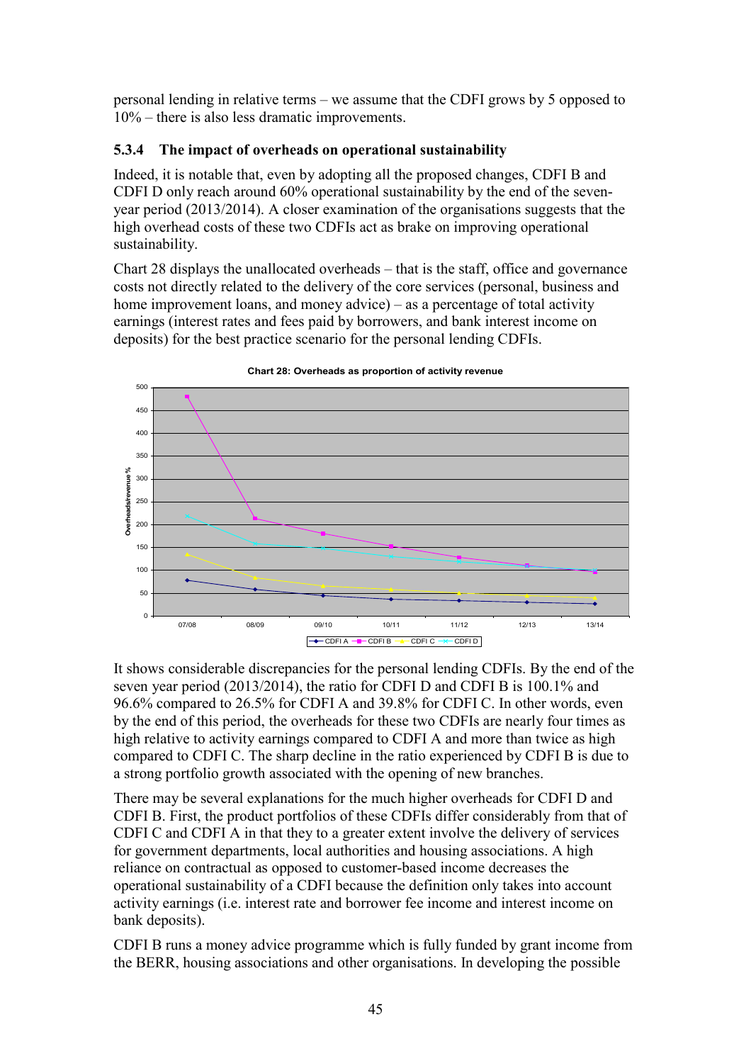personal lending in relative terms – we assume that the CDFI grows by 5 opposed to 10% – there is also less dramatic improvements.

### 5.3.4 The impact of overheads on operational sustainability

Indeed, it is notable that, even by adopting all the proposed changes, CDFI B and CDFI D only reach around 60% operational sustainability by the end of the seven-year period (2013/2014). A closer examination of the organisations suggests that the high overhead costs of these two CDFIs act as brake on improving operational sustainability.

Chart 28 displays the unallocated overheads – that is the staff, office and governance costs not directly related to the delivery of the core services (personal, business and home improvement loans, and money advice) – as a percentage of total activity earnings (interest rates and fees paid by borrowers, and bank interest income on deposits) for the best practice scenario for the personal lending CDFIs.

**Chart 28: Overheads as proportion of activity revenue**

It shows considerable discrepancies for the personal lending CDFIs. By the end of the seven year period (2013/2014), the ratio for CDFI D and CDFI B is 100.1% and 96.6% compared to 26.5% for CDFI A and 39.8% for CDFI C. In other words, even by the end of this period, the overheads for these two CDFIs are nearly four times as high relative to activity earnings compared to CDFI A and more than twice as high compared to CDFI C. The sharp decline in the ratio experienced by CDFI B is due to a strong portfolio growth associated with the opening of new branches.

There may be several explanations for the much higher overheads for CDFI D and CDFI B. First, the product portfolios of these CDFIs differ considerably from that of CDFI C and CDFI A in that they to a greater extent involve the delivery of services for government departments, local authorities and housing associations. A high reliance on contractual as opposed to customer-based income decreases the operational sustainability of a CDFI because the definition only takes into account activity earnings (i.e. interest rate and borrower fee income and interest income on bank deposits).

CDFI B runs a money advice programme which is fully funded by grant income from the BERR, housing associations and other organisations. In developing the possible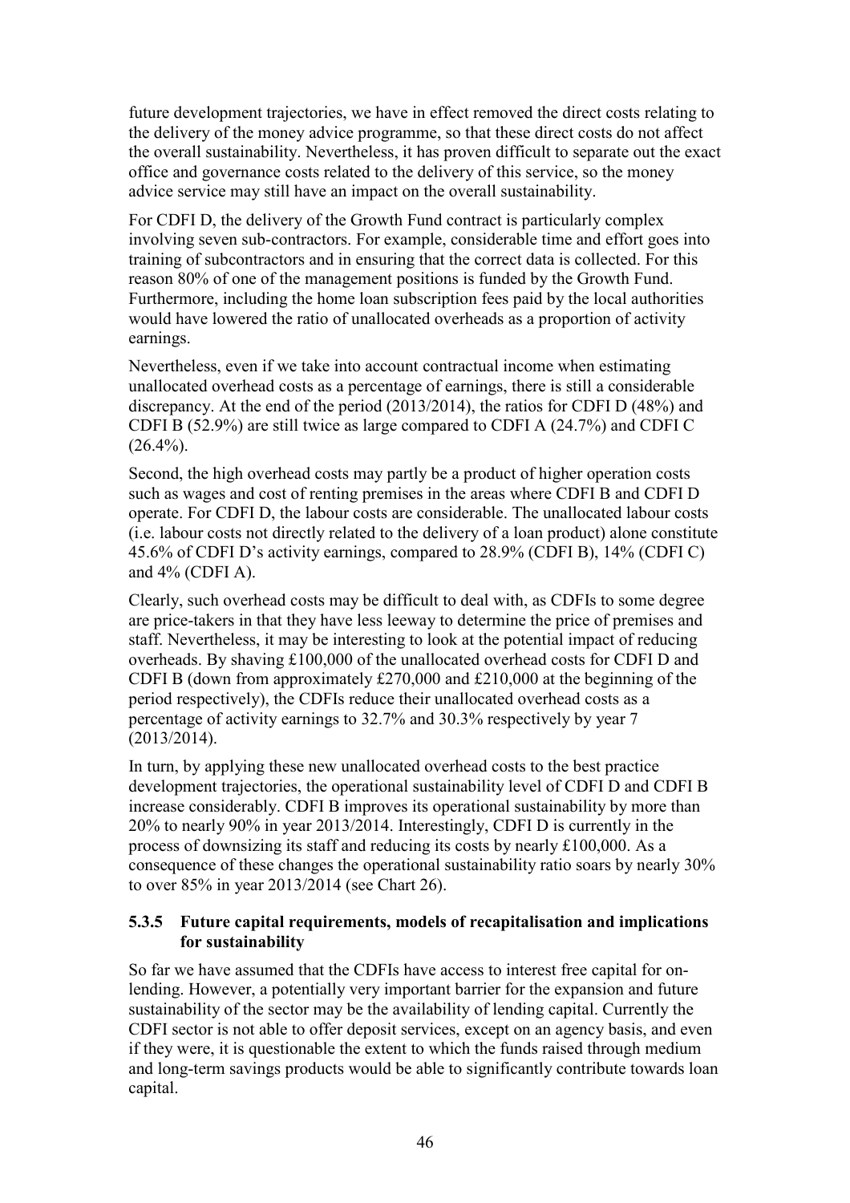future development trajectories, we have in effect removed the direct costs relating to the delivery of the money advice programme, so that these direct costs do not affect the overall sustainability. Nevertheless, it has proven difficult to separate out the exact office and governance costs related to the delivery of this service, so the money advice service may still have an impact on the overall sustainability.

For CDFI D, the delivery of the Growth Fund contract is particularly complex involving seven sub-contractors. For example, considerable time and effort goes into training of subcontractors and in ensuring that the correct data is collected. For this reason 80% of one of the management positions is funded by the Growth Fund. Furthermore, including the home loan subscription fees paid by the local authorities would have lowered the ratio of unallocated overheads as a proportion of activity earnings.

Nevertheless, even if we take into account contractual income when estimating unallocated overhead costs as a percentage of earnings, there is still a considerable discrepancy. At the end of the period (2013/2014), the ratios for CDFI D (48%) and CDFI B (52.9%) are still twice as large compared to CDFI A (24.7%) and CDFI C (26.4%).

Second, the high overhead costs may partly be a product of higher operation costs such as wages and cost of renting premises in the areas where CDFI B and CDFI D operate. For CDFI D, the labour costs are considerable. The unallocated labour costs (i.e. labour costs not directly related to the delivery of a loan product) alone constitute 45.6% of CDFI D's activity earnings, compared to 28.9% (CDFI B), 14% (CDFI C) and 4% (CDFI A).

Clearly, such overhead costs may be difficult to deal with, as CDFIs to some degree are price-takers in that they have less leeway to determine the price of premises and staff. Nevertheless, it may be interesting to look at the potential impact of reducing overheads. By shaving £100,000 of the unallocated overhead costs for CDFI D and CDFI B (down from approximately £270,000 and £210,000 at the beginning of the period respectively), the CDFIs reduce their unallocated overhead costs as a percentage of activity earnings to 32.7% and 30.3% respectively by year 7 (2013/2014).

In turn, by applying these new unallocated overhead costs to the best practice development trajectories, the operational sustainability level of CDFI D and CDFI B increase considerably. CDFI B improves its operational sustainability by more than 20% to nearly 90% in year 2013/2014. Interestingly, CDFI D is currently in the process of downsizing its staff and reducing its costs by nearly £100,000. As a consequence of these changes the operational sustainability ratio soars by nearly 30% to over 85% in year 2013/2014 (see Chart 26).

### 5.3.5 Future capital requirements, models of recapitalisation and implications for sustainability

So far we have assumed that the CDFIs have access to interest free capital for on-lending. However, a potentially very important barrier for the expansion and future sustainability of the sector may be the availability of lending capital. Currently the CDFI sector is not able to offer deposit services, except on an agency basis, and even if they were, it is questionable the extent to which the funds raised through medium and long-term savings products would be able to significantly contribute towards loan capital.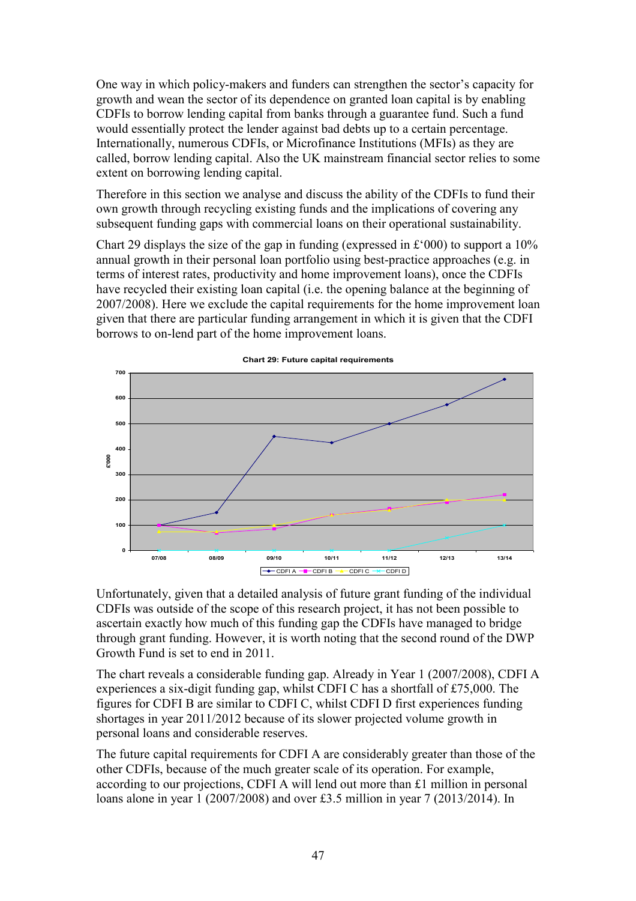One way in which policy-makers and funders can strengthen the sector's capacity for growth and wean the sector of its dependence on granted loan capital is by enabling CDFIs to borrow lending capital from banks through a guarantee fund. Such a fund would essentially protect the lender against bad debts up to a certain percentage. Internationally, numerous CDFIs, or Microfinance Institutions (MFIs) as they are called, borrow lending capital. Also the UK mainstream financial sector relies to some extent on borrowing lending capital.

Therefore in this section we analyse and discuss the ability of the CDFIs to fund their own growth through recycling existing funds and the implications of covering any subsequent funding gaps with commercial loans on their operational sustainability.

Chart 29 displays the size of the gap in funding (expressed in £'000) to support a 10% annual growth in their personal loan portfolio using best-practice approaches (e.g. in terms of interest rates, productivity and home improvement loans), once the CDFIs have recycled their existing loan capital (i.e. the opening balance at the beginning of 2007/2008). Here we exclude the capital requirements for the home improvement loan given that there are particular funding arrangement in which it is given that the CDFI borrows to on-lend part of the home improvement loans.

**Chart 29: Future capital requirements**

Unfortunately, given that a detailed analysis of future grant funding of the individual CDFIs was outside of the scope of this research project, it has not been possible to ascertain exactly how much of this funding gap the CDFIs have managed to bridge through grant funding. However, it is worth noting that the second round of the DWP Growth Fund is set to end in 2011.

The chart reveals a considerable funding gap. Already in Year 1 (2007/2008), CDFI A experiences a six-digit funding gap, whilst CDFI C has a shortfall of £75,000. The figures for CDFI B are similar to CDFI C, whilst CDFI D first experiences funding shortages in year 2011/2012 because of its slower projected volume growth in personal loans and considerable reserves.

The future capital requirements for CDFI A are considerably greater than those of the other CDFIs, because of the much greater scale of its operation. For example, according to our projections, CDFI A will lend out more than £1 million in personal loans alone in year 1 (2007/2008) and over £3.5 million in year 7 (2013/2014). In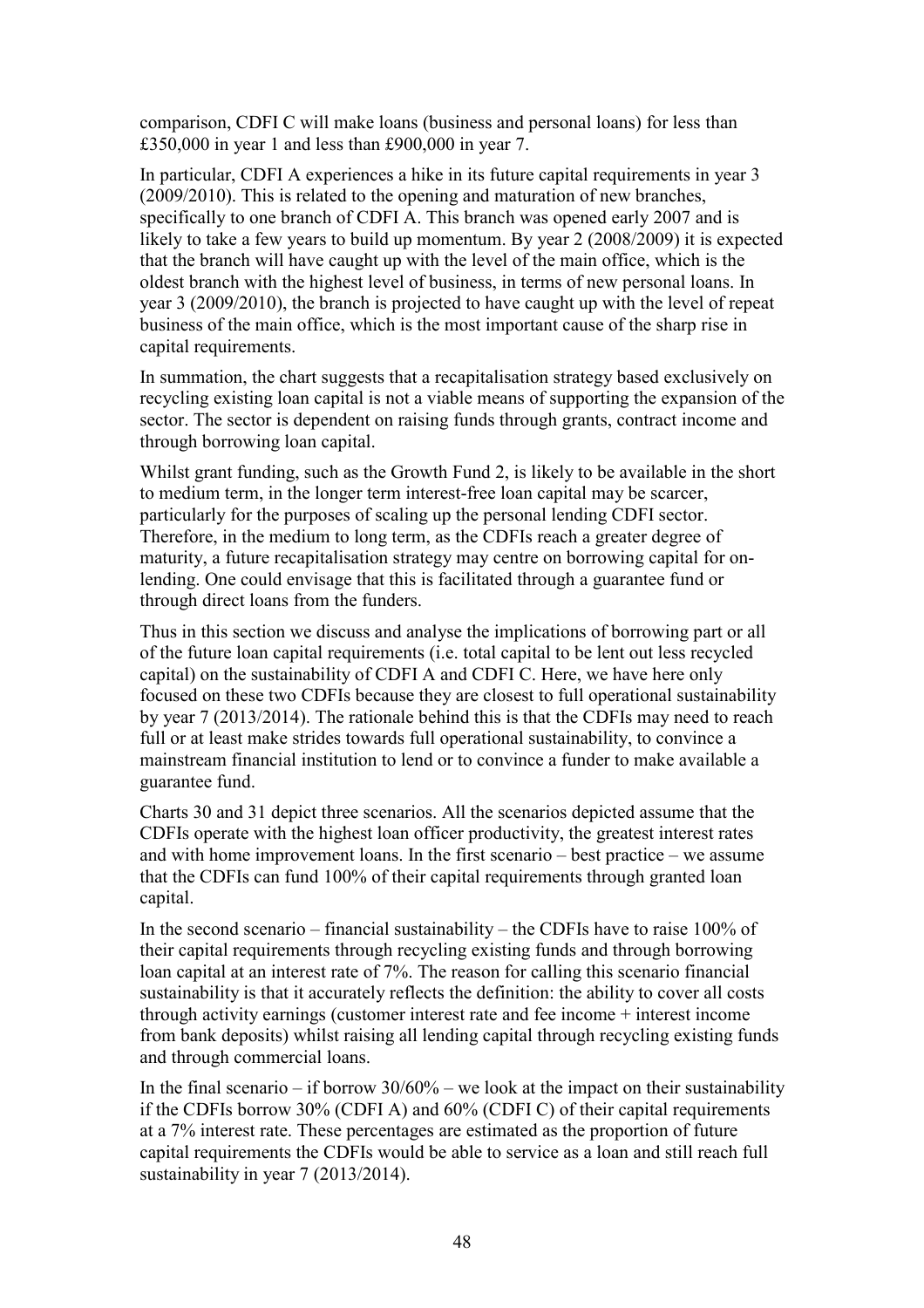comparison, CDFI C will make loans (business and personal loans) for less than £350,000 in year 1 and less than £900,000 in year 7.

In particular, CDFI A experiences a hike in its future capital requirements in year 3 (2009/2010). This is related to the opening and maturation of new branches, specifically to one branch of CDFI A. This branch was opened early 2007 and is likely to take a few years to build up momentum. By year 2 (2008/2009) it is expected that the branch will have caught up with the level of the main office, which is the oldest branch with the highest level of business, in terms of new personal loans. In year 3 (2009/2010), the branch is projected to have caught up with the level of repeat business of the main office, which is the most important cause of the sharp rise in capital requirements.

In summation, the chart suggests that a recapitalisation strategy based exclusively on recycling existing loan capital is not a viable means of supporting the expansion of the sector. The sector is dependent on raising funds through grants, contract income and through borrowing loan capital.

Whilst grant funding, such as the Growth Fund 2, is likely to be available in the short to medium term, in the longer term interest-free loan capital may be scarcer, particularly for the purposes of scaling up the personal lending CDFI sector. Therefore, in the medium to long term, as the CDFIs reach a greater degree of maturity, a future recapitalisation strategy may centre on borrowing capital for on-lending. One could envisage that this is facilitated through a guarantee fund or through direct loans from the funders.

Thus in this section we discuss and analyse the implications of borrowing part or all of the future loan capital requirements (i.e. total capital to be lent out less recycled capital) on the sustainability of CDFI A and CDFI C. Here, we have here only focused on these two CDFIs because they are closest to full operational sustainability by year 7 (2013/2014). The rationale behind this is that the CDFIs may need to reach full or at least make strides towards full operational sustainability, to convince a mainstream financial institution to lend or to convince a funder to make available a guarantee fund.

Charts 30 and 31 depict three scenarios. All the scenarios depicted assume that the CDFIs operate with the highest loan officer productivity, the greatest interest rates and with home improvement loans. In the first scenario – best practice – we assume that the CDFIs can fund 100% of their capital requirements through granted loan capital.

In the second scenario – financial sustainability – the CDFIs have to raise 100% of their capital requirements through recycling existing funds and through borrowing loan capital at an interest rate of 7%. The reason for calling this scenario financial sustainability is that it accurately reflects the definition: the ability to cover all costs through activity earnings (customer interest rate and fee income + interest income from bank deposits) whilst raising all lending capital through recycling existing funds and through commercial loans.

In the final scenario – if borrow 30/60% – we look at the impact on their sustainability if the CDFIs borrow 30% (CDFI A) and 60% (CDFI C) of their capital requirements at a 7% interest rate. These percentages are estimated as the proportion of future capital requirements the CDFIs would be able to service as a loan and still reach full sustainability in year 7 (2013/2014).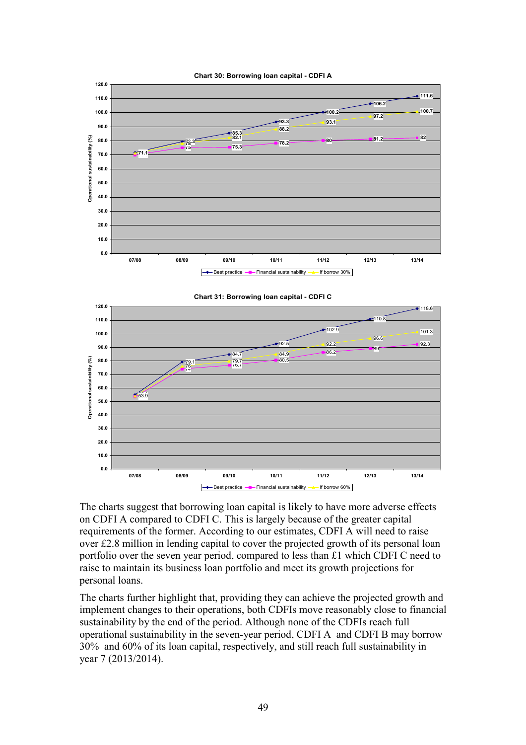**Chart 30: Borrowing loan capital - CDFI A**

| | 07/08 | 08/09 | 09/10 | 10/11 | 11/12 | 12/13 | 13/14 |
|---|---|---|---|---|---|---|---|
| Best practice | | 79.3 | 85.3 | 93.3 | 100.2 | 106.2 | 111.6 |
| Financial sustainability | 71.1 | 75 | 75.3 | 78.2 | 80 | 81.2 | 82 |
| If borrow 30% | | 78 | 82.1 | 88.2 | 93.1 | 97.2 | 100.7 |

**Chart 31: Borrowing loan capital - CDFI C**

| | 07/08 | 08/09 | 09/10 | 10/11 | 11/12 | 12/13 | 13/14 |
|---|---|---|---|---|---|---|---|
| Best practice | | 79.1 | 84.7 | 92.5 | 102.9 | 110.8 | 118.6 |
| Financial sustainability | 53.9 | 74 | 76.7 | 80.5 | 86.2 | 89 | 92.3 |
| If borrow 60% | | 76 | 79.7 | 84.9 | 92.2 | 96.6 | 101.3 |

The charts suggest that borrowing loan capital is likely to have more adverse effects on CDFI A compared to CDFI C. This is largely because of the greater capital requirements of the former. According to our estimates, CDFI A will need to raise over £2.8 million in lending capital to cover the projected growth of its personal loan portfolio over the seven year period, compared to less than £1 which CDFI C need to raise to maintain its business loan portfolio and meet its growth projections for personal loans.

The charts further highlight that, providing they can achieve the projected growth and implement changes to their operations, both CDFIs move reasonably close to financial sustainability by the end of the period. Although none of the CDFIs reach full operational sustainability in the seven-year period, CDFI A and CDFI B may borrow 30% and 60% of its loan capital, respectively, and still reach full sustainability in year 7 (2013/2014).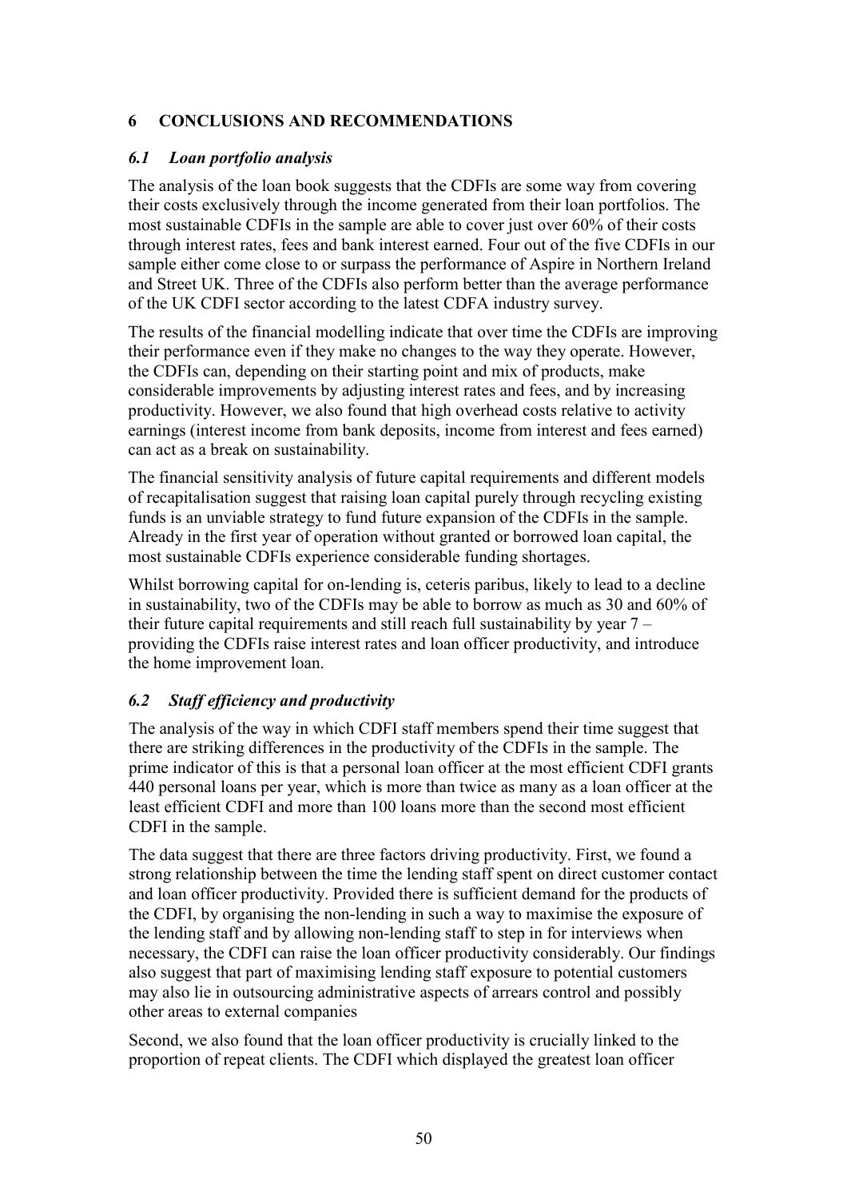## 6 CONCLUSIONS AND RECOMMENDATIONS

### *6.1 Loan portfolio analysis*

The analysis of the loan book suggests that the CDFIs are some way from covering their costs exclusively through the income generated from their loan portfolios. The most sustainable CDFIs in the sample are able to cover just over 60% of their costs through interest rates, fees and bank interest earned. Four out of the five CDFIs in our sample either come close to or surpass the performance of Aspire in Northern Ireland and Street UK. Three of the CDFIs also perform better than the average performance of the UK CDFI sector according to the latest CDFA industry survey.

The results of the financial modelling indicate that over time the CDFIs are improving their performance even if they make no changes to the way they operate. However, the CDFIs can, depending on their starting point and mix of products, make considerable improvements by adjusting interest rates and fees, and by increasing productivity. However, we also found that high overhead costs relative to activity earnings (interest income from bank deposits, income from interest and fees earned) can act as a break on sustainability.

The financial sensitivity analysis of future capital requirements and different models of recapitalisation suggest that raising loan capital purely through recycling existing funds is an unviable strategy to fund future expansion of the CDFIs in the sample. Already in the first year of operation without granted or borrowed loan capital, the most sustainable CDFIs experience considerable funding shortages.

Whilst borrowing capital for on-lending is, ceteris paribus, likely to lead to a decline in sustainability, two of the CDFIs may be able to borrow as much as 30 and 60% of their future capital requirements and still reach full sustainability by year 7 – providing the CDFIs raise interest rates and loan officer productivity, and introduce the home improvement loan.

### *6.2 Staff efficiency and productivity*

The analysis of the way in which CDFI staff members spend their time suggest that there are striking differences in the productivity of the CDFIs in the sample. The prime indicator of this is that a personal loan officer at the most efficient CDFI grants 440 personal loans per year, which is more than twice as many as a loan officer at the least efficient CDFI and more than 100 loans more than the second most efficient CDFI in the sample.

The data suggest that there are three factors driving productivity. First, we found a strong relationship between the time the lending staff spent on direct customer contact and loan officer productivity. Provided there is sufficient demand for the products of the CDFI, by organising the non-lending in such a way to maximise the exposure of the lending staff and by allowing non-lending staff to step in for interviews when necessary, the CDFI can raise the loan officer productivity considerably. Our findings also suggest that part of maximising lending staff exposure to potential customers may also lie in outsourcing administrative aspects of arrears control and possibly other areas to external companies

Second, we also found that the loan officer productivity is crucially linked to the proportion of repeat clients. The CDFI which displayed the greatest loan officer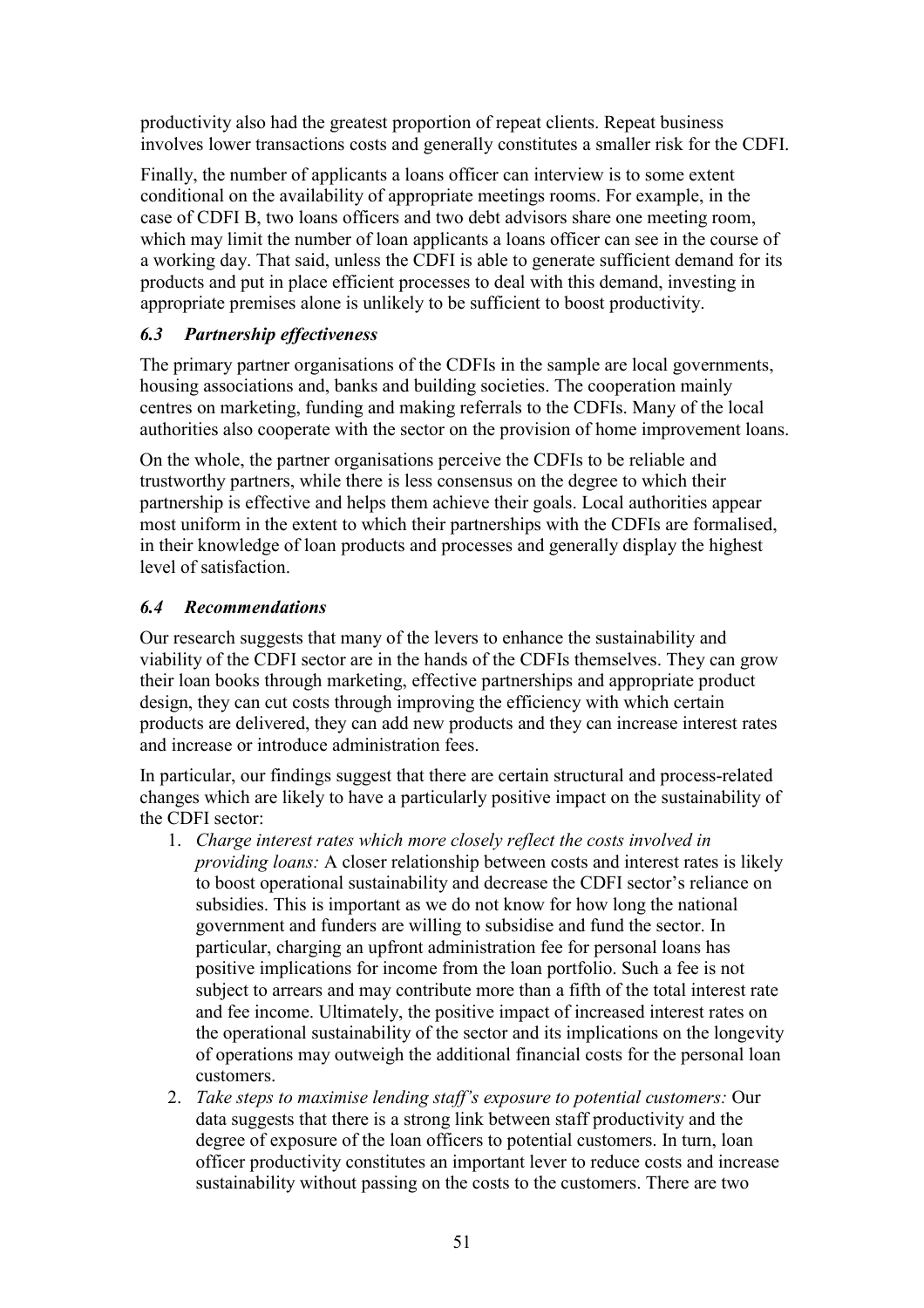productivity also had the greatest proportion of repeat clients. Repeat business involves lower transactions costs and generally constitutes a smaller risk for the CDFI.

Finally, the number of applicants a loans officer can interview is to some extent conditional on the availability of appropriate meetings rooms. For example, in the case of CDFI B, two loans officers and two debt advisors share one meeting room, which may limit the number of loan applicants a loans officer can see in the course of a working day. That said, unless the CDFI is able to generate sufficient demand for its products and put in place efficient processes to deal with this demand, investing in appropriate premises alone is unlikely to be sufficient to boost productivity.

### *6.3 Partnership effectiveness*

The primary partner organisations of the CDFIs in the sample are local governments, housing associations and, banks and building societies. The cooperation mainly centres on marketing, funding and making referrals to the CDFIs. Many of the local authorities also cooperate with the sector on the provision of home improvement loans.

On the whole, the partner organisations perceive the CDFIs to be reliable and trustworthy partners, while there is less consensus on the degree to which their partnership is effective and helps them achieve their goals. Local authorities appear most uniform in the extent to which their partnerships with the CDFIs are formalised, in their knowledge of loan products and processes and generally display the highest level of satisfaction.

### *6.4 Recommendations*

Our research suggests that many of the levers to enhance the sustainability and viability of the CDFI sector are in the hands of the CDFIs themselves. They can grow their loan books through marketing, effective partnerships and appropriate product design, they can cut costs through improving the efficiency with which certain products are delivered, they can add new products and they can increase interest rates and increase or introduce administration fees.

In particular, our findings suggest that there are certain structural and process-related changes which are likely to have a particularly positive impact on the sustainability of the CDFI sector:

1. *Charge interest rates which more closely reflect the costs involved in providing loans:* A closer relationship between costs and interest rates is likely to boost operational sustainability and decrease the CDFI sector's reliance on subsidies. This is important as we do not know for how long the national government and funders are willing to subsidise and fund the sector. In particular, charging an upfront administration fee for personal loans has positive implications for income from the loan portfolio. Such a fee is not subject to arrears and may contribute more than a fifth of the total interest rate and fee income. Ultimately, the positive impact of increased interest rates on the operational sustainability of the sector and its implications on the longevity of operations may outweigh the additional financial costs for the personal loan customers.
2. *Take steps to maximise lending staff's exposure to potential customers:* Our data suggests that there is a strong link between staff productivity and the degree of exposure of the loan officers to potential customers. In turn, loan officer productivity constitutes an important lever to reduce costs and increase sustainability without passing on the costs to the customers. There are two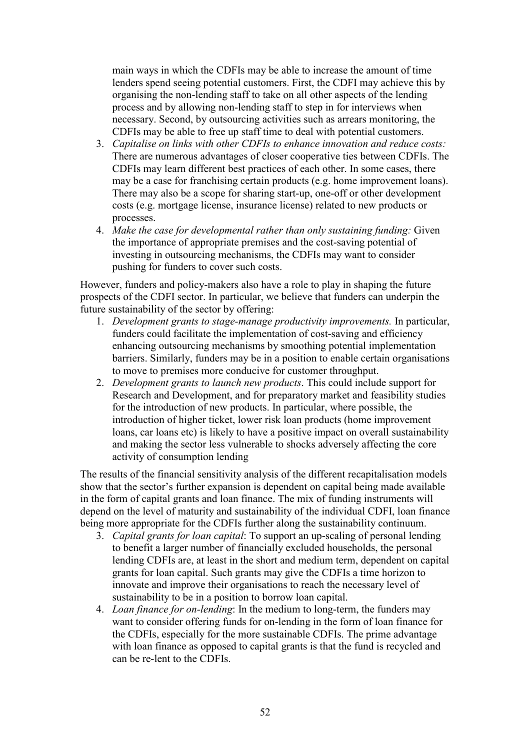main ways in which the CDFIs may be able to increase the amount of time lenders spend seeing potential customers. First, the CDFI may achieve this by organising the non-lending staff to take on all other aspects of the lending process and by allowing non-lending staff to step in for interviews when necessary. Second, by outsourcing activities such as arrears monitoring, the CDFIs may be able to free up staff time to deal with potential customers.

3. *Capitalise on links with other CDFIs to enhance innovation and reduce costs:* There are numerous advantages of closer cooperative ties between CDFIs. The CDFIs may learn different best practices of each other. In some cases, there may be a case for franchising certain products (e.g. home improvement loans). There may also be a scope for sharing start-up, one-off or other development costs (e.g. mortgage license, insurance license) related to new products or processes.
4. *Make the case for developmental rather than only sustaining funding:* Given the importance of appropriate premises and the cost-saving potential of investing in outsourcing mechanisms, the CDFIs may want to consider pushing for funders to cover such costs.

However, funders and policy-makers also have a role to play in shaping the future prospects of the CDFI sector. In particular, we believe that funders can underpin the future sustainability of the sector by offering:

1. *Development grants to stage-manage productivity improvements.* In particular, funders could facilitate the implementation of cost-saving and efficiency enhancing outsourcing mechanisms by smoothing potential implementation barriers. Similarly, funders may be in a position to enable certain organisations to move to premises more conducive for customer throughput.
2. *Development grants to launch new products*. This could include support for Research and Development, and for preparatory market and feasibility studies for the introduction of new products. In particular, where possible, the introduction of higher ticket, lower risk loan products (home improvement loans, car loans etc) is likely to have a positive impact on overall sustainability and making the sector less vulnerable to shocks adversely affecting the core activity of consumption lending

The results of the financial sensitivity analysis of the different recapitalisation models show that the sector's further expansion is dependent on capital being made available in the form of capital grants and loan finance. The mix of funding instruments will depend on the level of maturity and sustainability of the individual CDFI, loan finance being more appropriate for the CDFIs further along the sustainability continuum.

3. *Capital grants for loan capital*: To support an up-scaling of personal lending to benefit a larger number of financially excluded households, the personal lending CDFIs are, at least in the short and medium term, dependent on capital grants for loan capital. Such grants may give the CDFIs a time horizon to innovate and improve their organisations to reach the necessary level of sustainability to be in a position to borrow loan capital.
4. *Loan finance for on-lending*: In the medium to long-term, the funders may want to consider offering funds for on-lending in the form of loan finance for the CDFIs, especially for the more sustainable CDFIs. The prime advantage with loan finance as opposed to capital grants is that the fund is recycled and can be re-lent to the CDFIs.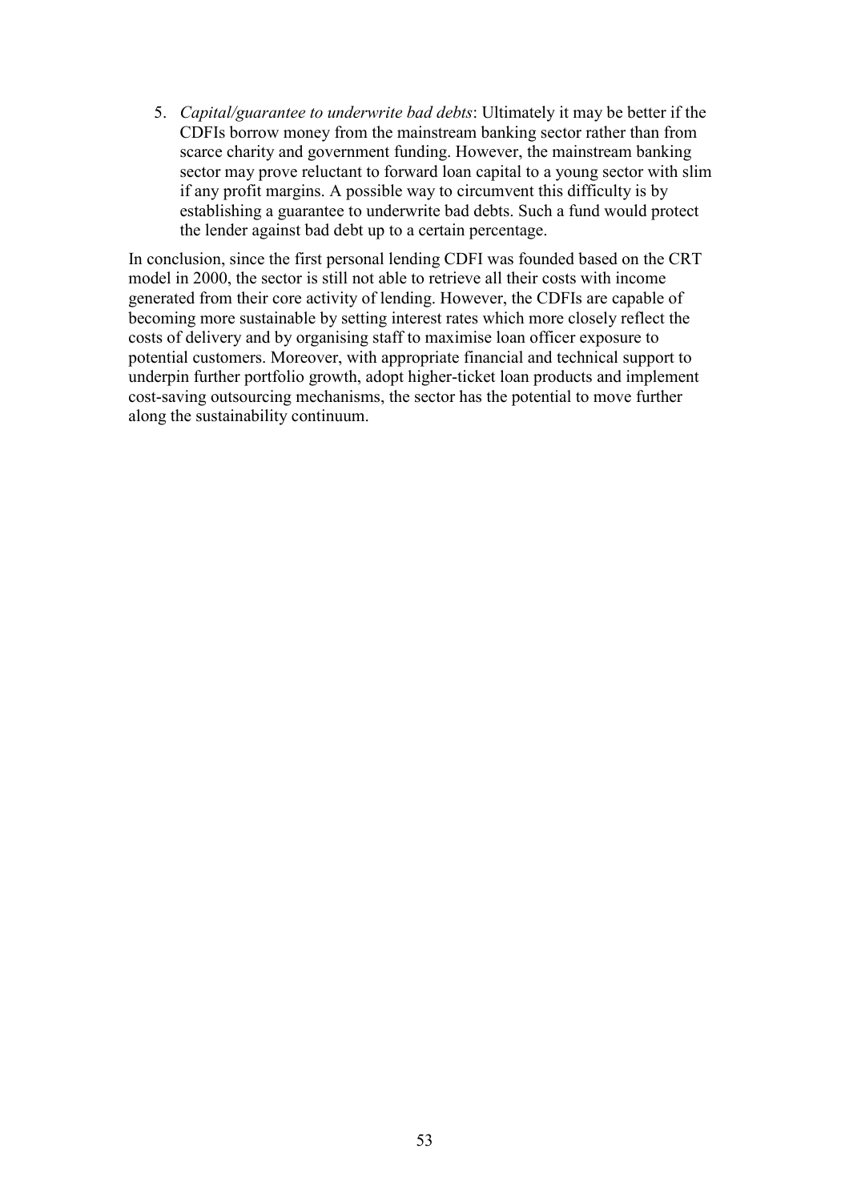5. *Capital/guarantee to underwrite bad debts*: Ultimately it may be better if the CDFIs borrow money from the mainstream banking sector rather than from scarce charity and government funding. However, the mainstream banking sector may prove reluctant to forward loan capital to a young sector with slim if any profit margins. A possible way to circumvent this difficulty is by establishing a guarantee to underwrite bad debts. Such a fund would protect the lender against bad debt up to a certain percentage.

In conclusion, since the first personal lending CDFI was founded based on the CRT model in 2000, the sector is still not able to retrieve all their costs with income generated from their core activity of lending. However, the CDFIs are capable of becoming more sustainable by setting interest rates which more closely reflect the costs of delivery and by organising staff to maximise loan officer exposure to potential customers. Moreover, with appropriate financial and technical support to underpin further portfolio growth, adopt higher-ticket loan products and implement cost-saving outsourcing mechanisms, the sector has the potential to move further along the sustainability continuum.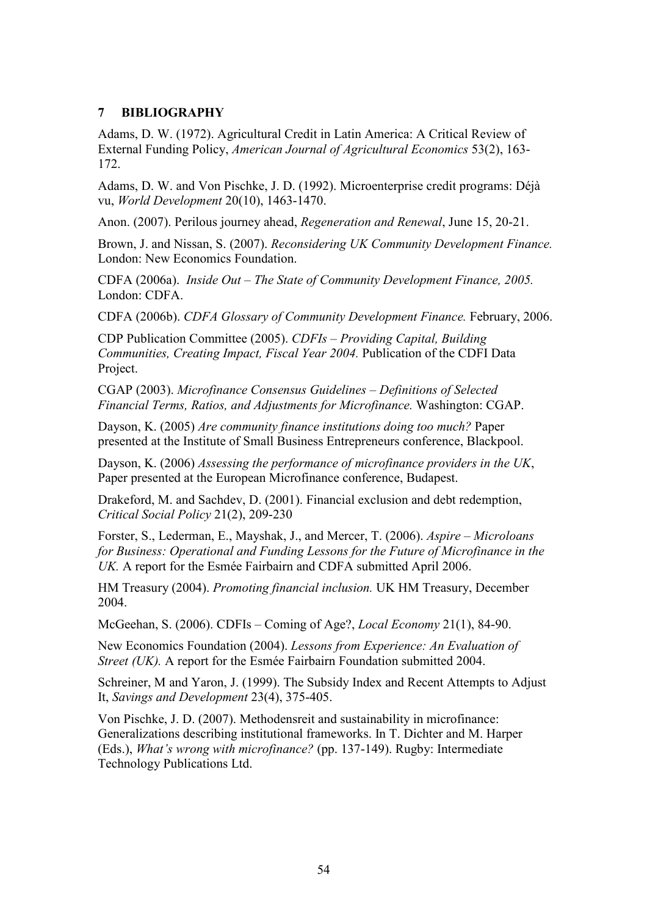## 7 BIBLIOGRAPHY

Adams, D. W. (1972). Agricultural Credit in Latin America: A Critical Review of External Funding Policy, *American Journal of Agricultural Economics* 53(2), 163-172.

Adams, D. W. and Von Pischke, J. D. (1992). Microenterprise credit programs: Déjà vu, *World Development* 20(10), 1463-1470.

Anon. (2007). Perilous journey ahead, *Regeneration and Renewal*, June 15, 20-21.

Brown, J. and Nissan, S. (2007). *Reconsidering UK Community Development Finance.* London: New Economics Foundation.

CDFA (2006a). *Inside Out – The State of Community Development Finance, 2005.* London: CDFA.

CDFA (2006b). *CDFA Glossary of Community Development Finance.* February, 2006.

CDP Publication Committee (2005). *CDFIs – Providing Capital, Building Communities, Creating Impact, Fiscal Year 2004.* Publication of the CDFI Data Project.

CGAP (2003). *Microfinance Consensus Guidelines – Definitions of Selected Financial Terms, Ratios, and Adjustments for Microfinance.* Washington: CGAP.

Dayson, K. (2005) *Are community finance institutions doing too much?* Paper presented at the Institute of Small Business Entrepreneurs conference, Blackpool.

Dayson, K. (2006) *Assessing the performance of microfinance providers in the UK*, Paper presented at the European Microfinance conference, Budapest.

Drakeford, M. and Sachdev, D. (2001). Financial exclusion and debt redemption, *Critical Social Policy* 21(2), 209-230

Forster, S., Lederman, E., Mayshak, J., and Mercer, T. (2006). *Aspire – Microloans for Business: Operational and Funding Lessons for the Future of Microfinance in the UK.* A report for the Esmée Fairbairn and CDFA submitted April 2006.

HM Treasury (2004). *Promoting financial inclusion.* UK HM Treasury, December 2004.

McGeehan, S. (2006). CDFIs – Coming of Age?, *Local Economy* 21(1), 84-90.

New Economics Foundation (2004). *Lessons from Experience: An Evaluation of Street (UK).* A report for the Esmée Fairbairn Foundation submitted 2004.

Schreiner, M and Yaron, J. (1999). The Subsidy Index and Recent Attempts to Adjust It, *Savings and Development* 23(4), 375-405.

Von Pischke, J. D. (2007). Methodensreit and sustainability in microfinance: Generalizations describing institutional frameworks. In T. Dichter and M. Harper (Eds.), *What's wrong with microfinance?* (pp. 137-149). Rugby: Intermediate Technology Publications Ltd.